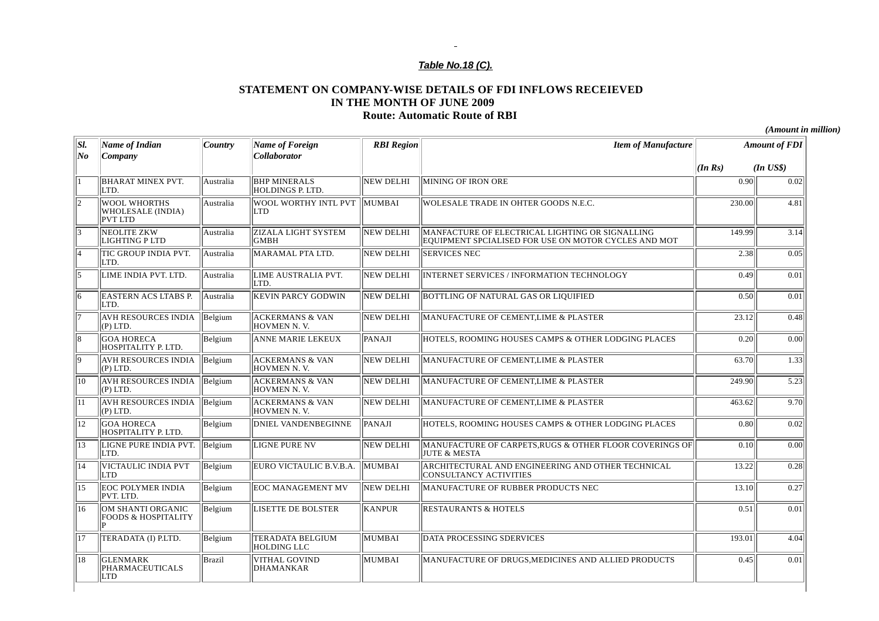***Table No.18 (C).***

**STATEMENT ON COMPANY-WISE DETAILS OF FDI INFLOWS RECEIEVED IN THE MONTH OF JUNE 2009**
**Route: Automatic Route of RBI**

*(Amount in million)*

| *Sl. No* | *Name of Indian Company* | *Country* | *Name of Foreign Collaborator* | *RBI Region* | *Item of Manufacture* | *Amount of FDI* | |
|---|---|---|---|---|---|---|---|
| | | | | | | *(In Rs)* | *(In US$)* |
| 1 | BHARAT MINEX PVT. LTD. | Australia | BHP MINERALS HOLDINGS P. LTD. | NEW DELHI | MINING OF IRON ORE | 0.90 | 0.02 |
| 2 | WOOL WHORTHS WHOLESALE (INDIA) PVT LTD | Australia | WOOL WORTHY INTL PVT LTD | MUMBAI | WOLESALE TRADE IN OHTER GOODS N.E.C. | 230.00 | 4.81 |
| 3 | NEOLITE ZKW LIGHTING P LTD | Australia | ZIZALA LIGHT SYSTEM GMBH | NEW DELHI | MANFACTURE OF ELECTRICAL LIGHTING OR SIGNALLING EQUIPMENT SPCIALISED FOR USE ON MOTOR CYCLES AND MOT | 149.99 | 3.14 |
| 4 | TIC GROUP INDIA PVT. LTD. | Australia | MARAMAL PTA LTD. | NEW DELHI | SERVICES NEC | 2.38 | 0.05 |
| 5 | LIME INDIA PVT. LTD. | Australia | LIME AUSTRALIA PVT. LTD. | NEW DELHI | INTERNET SERVICES / INFORMATION TECHNOLOGY | 0.49 | 0.01 |
| 6 | EASTERN ACS LTABS P. LTD. | Australia | KEVIN PARCY GODWIN | NEW DELHI | BOTTLING OF NATURAL GAS OR LIQUIFIED | 0.50 | 0.01 |
| 7 | AVH RESOURCES INDIA (P) LTD. | Belgium | ACKERMANS & VAN HOVMEN N. V. | NEW DELHI | MANUFACTURE OF CEMENT,LIME & PLASTER | 23.12 | 0.48 |
| 8 | GOA HORECA HOSPITALITY P. LTD. | Belgium | ANNE MARIE LEKEUX | PANAJI | HOTELS, ROOMING HOUSES CAMPS & OTHER LODGING PLACES | 0.20 | 0.00 |
| 9 | AVH RESOURCES INDIA (P) LTD. | Belgium | ACKERMANS & VAN HOVMEN N. V. | NEW DELHI | MANUFACTURE OF CEMENT,LIME & PLASTER | 63.70 | 1.33 |
| 10 | AVH RESOURCES INDIA (P) LTD. | Belgium | ACKERMANS & VAN HOVMEN N. V. | NEW DELHI | MANUFACTURE OF CEMENT,LIME & PLASTER | 249.90 | 5.23 |
| 11 | AVH RESOURCES INDIA (P) LTD. | Belgium | ACKERMANS & VAN HOVMEN N. V. | NEW DELHI | MANUFACTURE OF CEMENT,LIME & PLASTER | 463.62 | 9.70 |
| 12 | GOA HORECA HOSPITALITY P. LTD. | Belgium | DNIEL VANDENBEGINNE | PANAJI | HOTELS, ROOMING HOUSES CAMPS & OTHER LODGING PLACES | 0.80 | 0.02 |
| 13 | LIGNE PURE INDIA PVT. LTD. | Belgium | LIGNE PURE NV | NEW DELHI | MANUFACTURE OF CARPETS,RUGS & OTHER FLOOR COVERINGS OF JUTE & MESTA | 0.10 | 0.00 |
| 14 | VICTAULIC INDIA PVT LTD | Belgium | EURO VICTAULIC B.V.B.A. | MUMBAI | ARCHITECTURAL AND ENGINEERING AND OTHER TECHNICAL CONSULTANCY ACTIVITIES | 13.22 | 0.28 |
| 15 | EOC POLYMER INDIA PVT. LTD. | Belgium | EOC MANAGEMENT MV | NEW DELHI | MANUFACTURE OF RUBBER PRODUCTS NEC | 13.10 | 0.27 |
| 16 | OM SHANTI ORGANIC FOODS & HOSPITALITY P | Belgium | LISETTE DE BOLSTER | KANPUR | RESTAURANTS & HOTELS | 0.51 | 0.01 |
| 17 | TERADATA (I) P.LTD. | Belgium | TERADATA BELGIUM HOLDING LLC | MUMBAI | DATA PROCESSING SDERVICES | 193.01 | 4.04 |
| 18 | GLENMARK PHARMACEUTICALS LTD | Brazil | VITHAL GOVIND DHAMANKAR | MUMBAI | MANUFACTURE OF DRUGS,MEDICINES AND ALLIED PRODUCTS | 0.45 | 0.01 |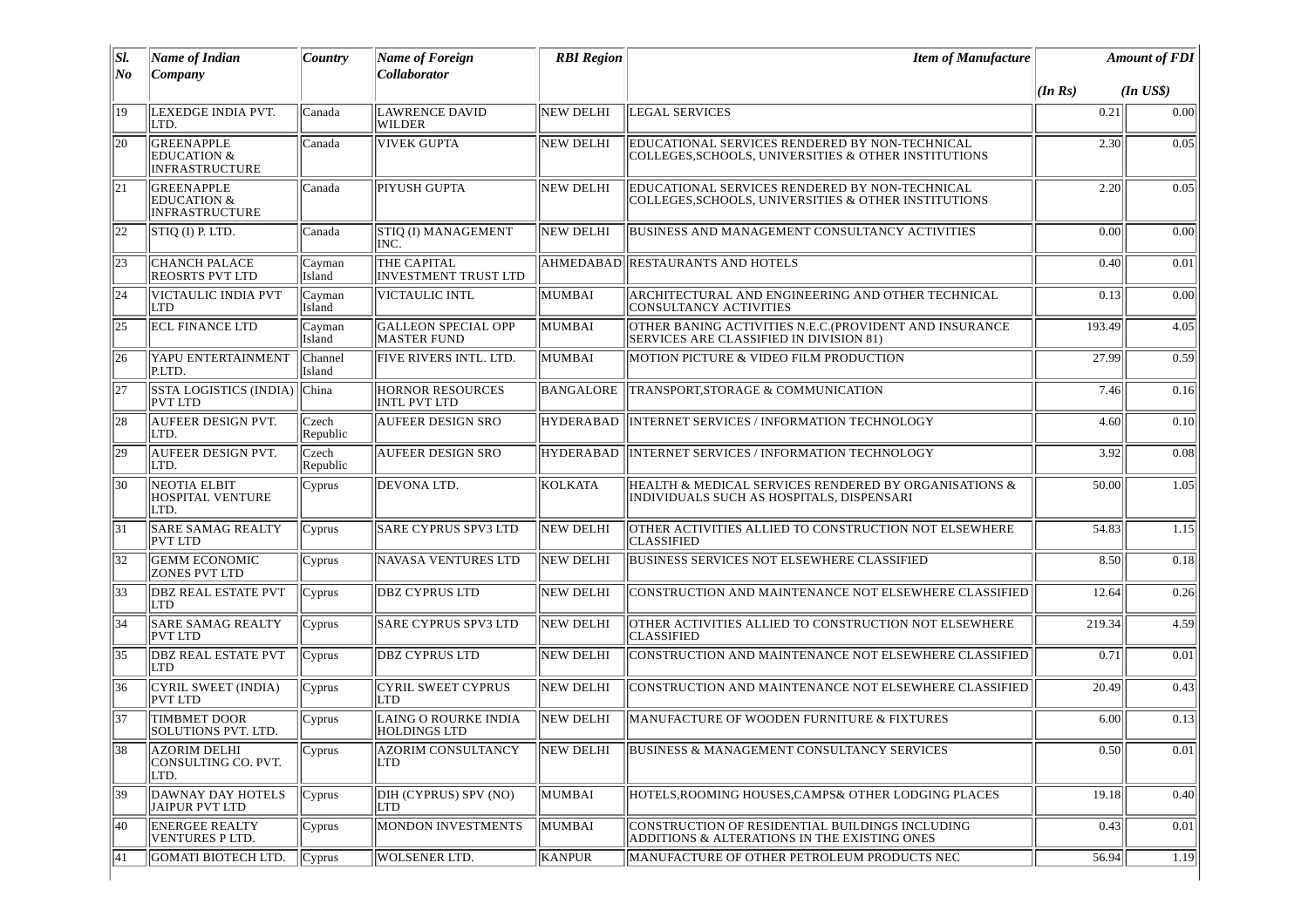| Sl. No | Name of Indian Company | Country | Name of Foreign Collaborator | RBI Region | Item of Manufacture | Amount of FDI | |
|---|---|---|---|---|---|---|---|
| | | | | | | (In Rs) | (In US$) |
| 19 | LEXEDGE INDIA PVT. LTD. | Canada | LAWRENCE DAVID WILDER | NEW DELHI | LEGAL SERVICES | 0.21 | 0.00 |
| 20 | GREENAPPLE EDUCATION & INFRASTRUCTURE | Canada | VIVEK GUPTA | NEW DELHI | EDUCATIONAL SERVICES RENDERED BY NON-TECHNICAL COLLEGES,SCHOOLS, UNIVERSITIES & OTHER INSTITUTIONS | 2.30 | 0.05 |
| 21 | GREENAPPLE EDUCATION & INFRASTRUCTURE | Canada | PIYUSH GUPTA | NEW DELHI | EDUCATIONAL SERVICES RENDERED BY NON-TECHNICAL COLLEGES,SCHOOLS, UNIVERSITIES & OTHER INSTITUTIONS | 2.20 | 0.05 |
| 22 | STIQ (I) P. LTD. | Canada | STIQ (I) MANAGEMENT INC. | NEW DELHI | BUSINESS AND MANAGEMENT CONSULTANCY ACTIVITIES | 0.00 | 0.00 |
| 23 | CHANCH PALACE REOSRTS PVT LTD | Cayman Island | THE CAPITAL INVESTMENT TRUST LTD | AHMEDABAD | RESTAURANTS AND HOTELS | 0.40 | 0.01 |
| 24 | VICTAULIC INDIA PVT LTD | Cayman Island | VICTAULIC INTL | MUMBAI | ARCHITECTURAL AND ENGINEERING AND OTHER TECHNICAL CONSULTANCY ACTIVITIES | 0.13 | 0.00 |
| 25 | ECL FINANCE LTD | Cayman Island | GALLEON SPECIAL OPP MASTER FUND | MUMBAI | OTHER BANING ACTIVITIES N.E.C.(PROVIDENT AND INSURANCE SERVICES ARE CLASSIFIED IN DIVISION 81) | 193.49 | 4.05 |
| 26 | YAPU ENTERTAINMENT P.LTD. | Channel Island | FIVE RIVERS INTL. LTD. | MUMBAI | MOTION PICTURE & VIDEO FILM PRODUCTION | 27.99 | 0.59 |
| 27 | SSTA LOGISTICS (INDIA) PVT LTD | China | HORNOR RESOURCES INTL PVT LTD | BANGALORE | TRANSPORT,STORAGE & COMMUNICATION | 7.46 | 0.16 |
| 28 | AUFEER DESIGN PVT. LTD. | Czech Republic | AUFEER DESIGN SRO | HYDERABAD | INTERNET SERVICES / INFORMATION TECHNOLOGY | 4.60 | 0.10 |
| 29 | AUFEER DESIGN PVT. LTD. | Czech Republic | AUFEER DESIGN SRO | HYDERABAD | INTERNET SERVICES / INFORMATION TECHNOLOGY | 3.92 | 0.08 |
| 30 | NEOTIA ELBIT HOSPITAL VENTURE LTD. | Cyprus | DEVONA LTD. | KOLKATA | HEALTH & MEDICAL SERVICES RENDERED BY ORGANISATIONS & INDIVIDUALS SUCH AS HOSPITALS, DISPENSARI | 50.00 | 1.05 |
| 31 | SARE SAMAG REALTY PVT LTD | Cyprus | SARE CYPRUS SPV3 LTD | NEW DELHI | OTHER ACTIVITIES ALLIED TO CONSTRUCTION NOT ELSEWHERE CLASSIFIED | 54.83 | 1.15 |
| 32 | GEMM ECONOMIC ZONES PVT LTD | Cyprus | NAVASA VENTURES LTD | NEW DELHI | BUSINESS SERVICES NOT ELSEWHERE CLASSIFIED | 8.50 | 0.18 |
| 33 | DBZ REAL ESTATE PVT LTD | Cyprus | DBZ CYPRUS LTD | NEW DELHI | CONSTRUCTION AND MAINTENANCE NOT ELSEWHERE CLASSIFIED | 12.64 | 0.26 |
| 34 | SARE SAMAG REALTY PVT LTD | Cyprus | SARE CYPRUS SPV3 LTD | NEW DELHI | OTHER ACTIVITIES ALLIED TO CONSTRUCTION NOT ELSEWHERE CLASSIFIED | 219.34 | 4.59 |
| 35 | DBZ REAL ESTATE PVT LTD | Cyprus | DBZ CYPRUS LTD | NEW DELHI | CONSTRUCTION AND MAINTENANCE NOT ELSEWHERE CLASSIFIED | 0.71 | 0.01 |
| 36 | CYRIL SWEET (INDIA) PVT LTD | Cyprus | CYRIL SWEET CYPRUS LTD | NEW DELHI | CONSTRUCTION AND MAINTENANCE NOT ELSEWHERE CLASSIFIED | 20.49 | 0.43 |
| 37 | TIMBMET DOOR SOLUTIONS PVT. LTD. | Cyprus | LAING O ROURKE INDIA HOLDINGS LTD | NEW DELHI | MANUFACTURE OF WOODEN FURNITURE & FIXTURES | 6.00 | 0.13 |
| 38 | AZORIM DELHI CONSULTING CO. PVT. LTD. | Cyprus | AZORIM CONSULTANCY LTD | NEW DELHI | BUSINESS & MANAGEMENT CONSULTANCY SERVICES | 0.50 | 0.01 |
| 39 | DAWNAY DAY HOTELS JAIPUR PVT LTD | Cyprus | DIH (CYPRUS) SPV (NO) LTD | MUMBAI | HOTELS,ROOMING HOUSES,CAMPS& OTHER LODGING PLACES | 19.18 | 0.40 |
| 40 | ENERGEE REALTY VENTURES P LTD. | Cyprus | MONDON INVESTMENTS | MUMBAI | CONSTRUCTION OF RESIDENTIAL BUILDINGS INCLUDING ADDITIONS & ALTERATIONS IN THE EXISTING ONES | 0.43 | 0.01 |
| 41 | GOMATI BIOTECH LTD. | Cyprus | WOLSENER LTD. | KANPUR | MANUFACTURE OF OTHER PETROLEUM PRODUCTS NEC | 56.94 | 1.19 |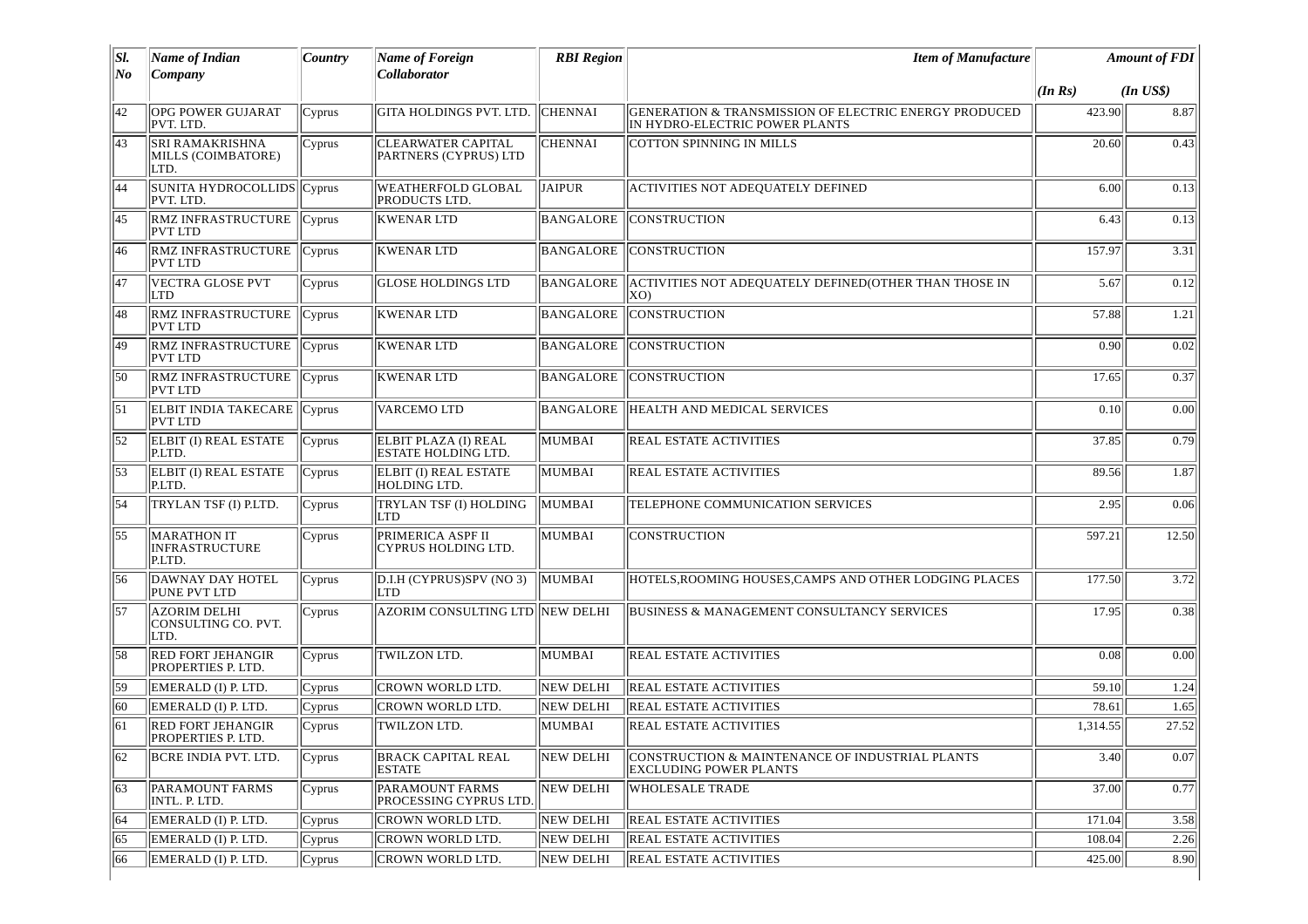| Sl. No | Name of Indian Company | Country | Name of Foreign Collaborator | RBI Region | Item of Manufacture | Amount of FDI | |
|---|---|---|---|---|---|---|---|
| | | | | | | (In Rs) | (In US$) |
| 42 | OPG POWER GUJARAT PVT. LTD. | Cyprus | GITA HOLDINGS PVT. LTD. | CHENNAI | GENERATION & TRANSMISSION OF ELECTRIC ENERGY PRODUCED IN HYDRO-ELECTRIC POWER PLANTS | 423.90 | 8.87 |
| 43 | SRI RAMAKRISHNA MILLS (COIMBATORE) LTD. | Cyprus | CLEARWATER CAPITAL PARTNERS (CYPRUS) LTD | CHENNAI | COTTON SPINNING IN MILLS | 20.60 | 0.43 |
| 44 | SUNITA HYDROCOLLIDS PVT. LTD. | Cyprus | WEATHERFOLD GLOBAL PRODUCTS LTD. | JAIPUR | ACTIVITIES NOT ADEQUATELY DEFINED | 6.00 | 0.13 |
| 45 | RMZ INFRASTRUCTURE PVT LTD | Cyprus | KWENAR LTD | BANGALORE | CONSTRUCTION | 6.43 | 0.13 |
| 46 | RMZ INFRASTRUCTURE PVT LTD | Cyprus | KWENAR LTD | BANGALORE | CONSTRUCTION | 157.97 | 3.31 |
| 47 | VECTRA GLOSE PVT LTD | Cyprus | GLOSE HOLDINGS LTD | BANGALORE | ACTIVITIES NOT ADEQUATELY DEFINED(OTHER THAN THOSE IN XO) | 5.67 | 0.12 |
| 48 | RMZ INFRASTRUCTURE PVT LTD | Cyprus | KWENAR LTD | BANGALORE | CONSTRUCTION | 57.88 | 1.21 |
| 49 | RMZ INFRASTRUCTURE PVT LTD | Cyprus | KWENAR LTD | BANGALORE | CONSTRUCTION | 0.90 | 0.02 |
| 50 | RMZ INFRASTRUCTURE PVT LTD | Cyprus | KWENAR LTD | BANGALORE | CONSTRUCTION | 17.65 | 0.37 |
| 51 | ELBIT INDIA TAKECARE PVT LTD | Cyprus | VARCEMO LTD | BANGALORE | HEALTH AND MEDICAL SERVICES | 0.10 | 0.00 |
| 52 | ELBIT (I) REAL ESTATE P.LTD. | Cyprus | ELBIT PLAZA (I) REAL ESTATE HOLDING LTD. | MUMBAI | REAL ESTATE ACTIVITIES | 37.85 | 0.79 |
| 53 | ELBIT (I) REAL ESTATE P.LTD. | Cyprus | ELBIT (I) REAL ESTATE HOLDING LTD. | MUMBAI | REAL ESTATE ACTIVITIES | 89.56 | 1.87 |
| 54 | TRYLAN TSF (I) P.LTD. | Cyprus | TRYLAN TSF (I) HOLDING LTD | MUMBAI | TELEPHONE COMMUNICATION SERVICES | 2.95 | 0.06 |
| 55 | MARATHON IT INFRASTRUCTURE P.LTD. | Cyprus | PRIMERICA ASPF II CYPRUS HOLDING LTD. | MUMBAI | CONSTRUCTION | 597.21 | 12.50 |
| 56 | DAWNAY DAY HOTEL PUNE PVT LTD | Cyprus | D.I.H (CYPRUS)SPV (NO 3) LTD | MUMBAI | HOTELS,ROOMING HOUSES,CAMPS AND OTHER LODGING PLACES | 177.50 | 3.72 |
| 57 | AZORIM DELHI CONSULTING CO. PVT. LTD. | Cyprus | AZORIM CONSULTING LTD | NEW DELHI | BUSINESS & MANAGEMENT CONSULTANCY SERVICES | 17.95 | 0.38 |
| 58 | RED FORT JEHANGIR PROPERTIES P. LTD. | Cyprus | TWILZON LTD. | MUMBAI | REAL ESTATE ACTIVITIES | 0.08 | 0.00 |
| 59 | EMERALD (I) P. LTD. | Cyprus | CROWN WORLD LTD. | NEW DELHI | REAL ESTATE ACTIVITIES | 59.10 | 1.24 |
| 60 | EMERALD (I) P. LTD. | Cyprus | CROWN WORLD LTD. | NEW DELHI | REAL ESTATE ACTIVITIES | 78.61 | 1.65 |
| 61 | RED FORT JEHANGIR PROPERTIES P. LTD. | Cyprus | TWILZON LTD. | MUMBAI | REAL ESTATE ACTIVITIES | 1,314.55 | 27.52 |
| 62 | BCRE INDIA PVT. LTD. | Cyprus | BRACK CAPITAL REAL ESTATE | NEW DELHI | CONSTRUCTION & MAINTENANCE OF INDUSTRIAL PLANTS EXCLUDING POWER PLANTS | 3.40 | 0.07 |
| 63 | PARAMOUNT FARMS INTL. P. LTD. | Cyprus | PARAMOUNT FARMS PROCESSING CYPRUS LTD. | NEW DELHI | WHOLESALE TRADE | 37.00 | 0.77 |
| 64 | EMERALD (I) P. LTD. | Cyprus | CROWN WORLD LTD. | NEW DELHI | REAL ESTATE ACTIVITIES | 171.04 | 3.58 |
| 65 | EMERALD (I) P. LTD. | Cyprus | CROWN WORLD LTD. | NEW DELHI | REAL ESTATE ACTIVITIES | 108.04 | 2.26 |
| 66 | EMERALD (I) P. LTD. | Cyprus | CROWN WORLD LTD. | NEW DELHI | REAL ESTATE ACTIVITIES | 425.00 | 8.90 |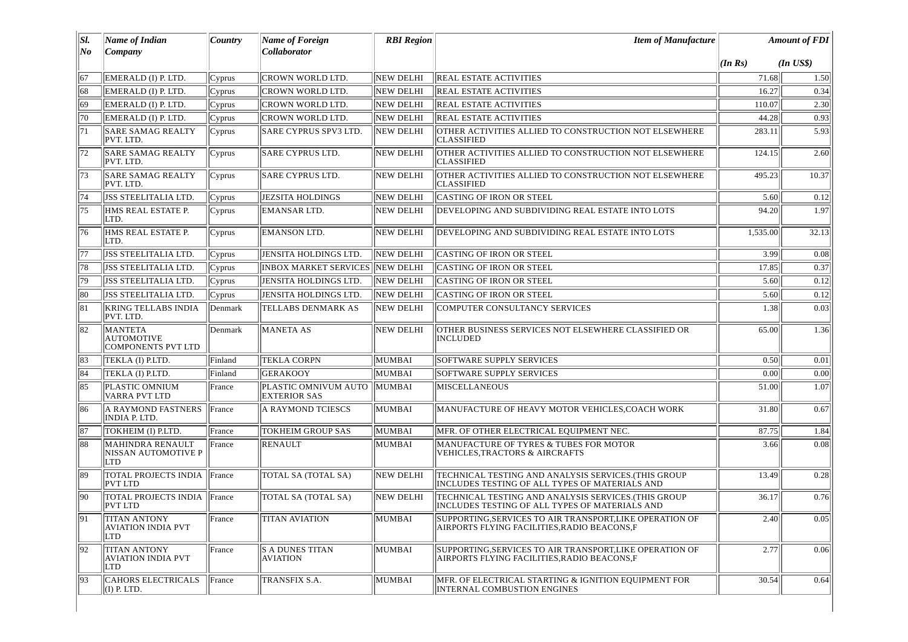| Sl. No | Name of Indian Company | Country | Name of Foreign Collaborator | RBI Region | Item of Manufacture | Amount of FDI | |
|---|---|---|---|---|---|---|---|
| | | | | | | (In Rs) | (In US$) |
| 67 | EMERALD (I) P. LTD. | Cyprus | CROWN WORLD LTD. | NEW DELHI | REAL ESTATE ACTIVITIES | 71.68 | 1.50 |
| 68 | EMERALD (I) P. LTD. | Cyprus | CROWN WORLD LTD. | NEW DELHI | REAL ESTATE ACTIVITIES | 16.27 | 0.34 |
| 69 | EMERALD (I) P. LTD. | Cyprus | CROWN WORLD LTD. | NEW DELHI | REAL ESTATE ACTIVITIES | 110.07 | 2.30 |
| 70 | EMERALD (I) P. LTD. | Cyprus | CROWN WORLD LTD. | NEW DELHI | REAL ESTATE ACTIVITIES | 44.28 | 0.93 |
| 71 | SARE SAMAG REALTY PVT. LTD. | Cyprus | SARE CYPRUS SPV3 LTD. | NEW DELHI | OTHER ACTIVITIES ALLIED TO CONSTRUCTION NOT ELSEWHERE CLASSIFIED | 283.11 | 5.93 |
| 72 | SARE SAMAG REALTY PVT. LTD. | Cyprus | SARE CYPRUS LTD. | NEW DELHI | OTHER ACTIVITIES ALLIED TO CONSTRUCTION NOT ELSEWHERE CLASSIFIED | 124.15 | 2.60 |
| 73 | SARE SAMAG REALTY PVT. LTD. | Cyprus | SARE CYPRUS LTD. | NEW DELHI | OTHER ACTIVITIES ALLIED TO CONSTRUCTION NOT ELSEWHERE CLASSIFIED | 495.23 | 10.37 |
| 74 | JSS STEELITALIA LTD. | Cyprus | JEZSITA HOLDINGS | NEW DELHI | CASTING OF IRON OR STEEL | 5.60 | 0.12 |
| 75 | HMS REAL ESTATE P. LTD. | Cyprus | EMANSAR LTD. | NEW DELHI | DEVELOPING AND SUBDIVIDING REAL ESTATE INTO LOTS | 94.20 | 1.97 |
| 76 | HMS REAL ESTATE P. LTD. | Cyprus | EMANSON LTD. | NEW DELHI | DEVELOPING AND SUBDIVIDING REAL ESTATE INTO LOTS | 1,535.00 | 32.13 |
| 77 | JSS STEELITALIA LTD. | Cyprus | JENSITA HOLDINGS LTD. | NEW DELHI | CASTING OF IRON OR STEEL | 3.99 | 0.08 |
| 78 | JSS STEELITALIA LTD. | Cyprus | INBOX MARKET SERVICES | NEW DELHI | CASTING OF IRON OR STEEL | 17.85 | 0.37 |
| 79 | JSS STEELITALIA LTD. | Cyprus | JENSITA HOLDINGS LTD. | NEW DELHI | CASTING OF IRON OR STEEL | 5.60 | 0.12 |
| 80 | JSS STEELITALIA LTD. | Cyprus | JENSITA HOLDINGS LTD. | NEW DELHI | CASTING OF IRON OR STEEL | 5.60 | 0.12 |
| 81 | KRING TELLABS INDIA PVT. LTD. | Denmark | TELLABS DENMARK AS | NEW DELHI | COMPUTER CONSULTANCY SERVICES | 1.38 | 0.03 |
| 82 | MANTETA AUTOMOTIVE COMPONENTS PVT LTD | Denmark | MANETA AS | NEW DELHI | OTHER BUSINESS SERVICES NOT ELSEWHERE CLASSIFIED OR INCLUDED | 65.00 | 1.36 |
| 83 | TEKLA (I) P.LTD. | Finland | TEKLA CORPN | MUMBAI | SOFTWARE SUPPLY SERVICES | 0.50 | 0.01 |
| 84 | TEKLA (I) P.LTD. | Finland | GERAKOOY | MUMBAI | SOFTWARE SUPPLY SERVICES | 0.00 | 0.00 |
| 85 | PLASTIC OMNIUM VARRA PVT LTD | France | PLASTIC OMNIVUM AUTO EXTERIOR SAS | MUMBAI | MISCELLANEOUS | 51.00 | 1.07 |
| 86 | A RAYMOND FASTNERS INDIA P. LTD. | France | A RAYMOND TCIESCS | MUMBAI | MANUFACTURE OF HEAVY MOTOR VEHICLES,COACH WORK | 31.80 | 0.67 |
| 87 | TOKHEIM (I) P.LTD. | France | TOKHEIM GROUP SAS | MUMBAI | MFR. OF OTHER ELECTRICAL EQUIPMENT NEC. | 87.75 | 1.84 |
| 88 | MAHINDRA RENAULT NISSAN AUTOMOTIVE P LTD | France | RENAULT | MUMBAI | MANUFACTURE OF TYRES & TUBES FOR MOTOR VEHICLES,TRACTORS & AIRCRAFTS | 3.66 | 0.08 |
| 89 | TOTAL PROJECTS INDIA PVT LTD | France | TOTAL SA (TOTAL SA) | NEW DELHI | TECHNICAL TESTING AND ANALYSIS SERVICES.(THIS GROUP INCLUDES TESTING OF ALL TYPES OF MATERIALS AND | 13.49 | 0.28 |
| 90 | TOTAL PROJECTS INDIA PVT LTD | France | TOTAL SA (TOTAL SA) | NEW DELHI | TECHNICAL TESTING AND ANALYSIS SERVICES.(THIS GROUP INCLUDES TESTING OF ALL TYPES OF MATERIALS AND | 36.17 | 0.76 |
| 91 | TITAN ANTONY AVIATION INDIA PVT LTD | France | TITAN AVIATION | MUMBAI | SUPPORTING,SERVICES TO AIR TRANSPORT,LIKE OPERATION OF AIRPORTS FLYING FACILITIES,RADIO BEACONS,F | 2.40 | 0.05 |
| 92 | TITAN ANTONY AVIATION INDIA PVT LTD | France | S A DUNES TITAN AVIATION | MUMBAI | SUPPORTING,SERVICES TO AIR TRANSPORT,LIKE OPERATION OF AIRPORTS FLYING FACILITIES,RADIO BEACONS,F | 2.77 | 0.06 |
| 93 | CAHORS ELECTRICALS (I) P. LTD. | France | TRANSFIX S.A. | MUMBAI | MFR. OF ELECTRICAL STARTING & IGNITION EQUIPMENT FOR INTERNAL COMBUSTION ENGINES | 30.54 | 0.64 |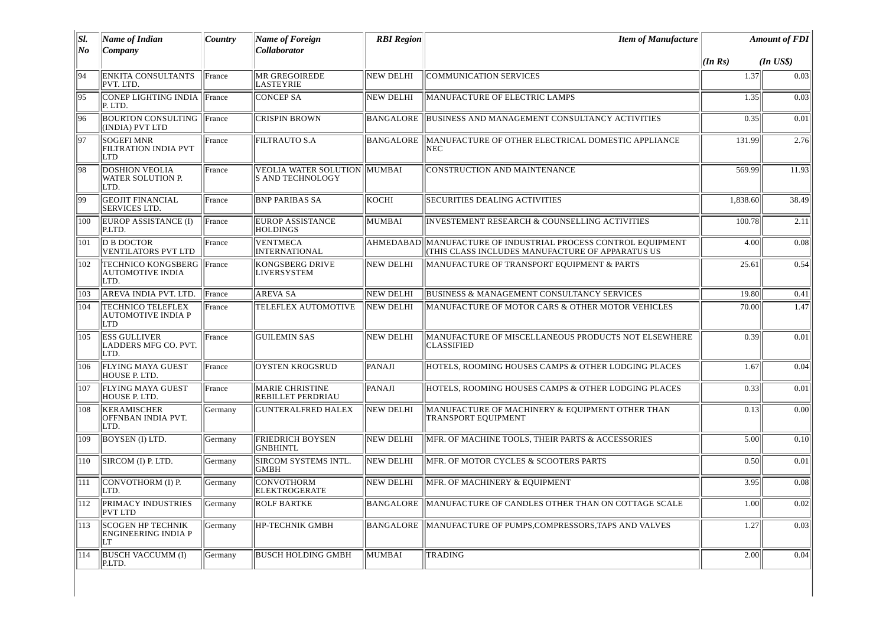| Sl. No | Name of Indian Company | Country | Name of Foreign Collaborator | RBI Region | Item of Manufacture | Amount of FDI | |
|---|---|---|---|---|---|---|---|
| | | | | | | (In Rs) | (In US$) |
| 94 | ENKITA CONSULTANTS PVT. LTD. | France | MR GREGOIREDE LASTEYRIE | NEW DELHI | COMMUNICATION SERVICES | 1.37 | 0.03 |
| 95 | CONEP LIGHTING INDIA P. LTD. | France | CONCEP SA | NEW DELHI | MANUFACTURE OF ELECTRIC LAMPS | 1.35 | 0.03 |
| 96 | BOURTON CONSULTING (INDIA) PVT LTD | France | CRISPIN BROWN | BANGALORE | BUSINESS AND MANAGEMENT CONSULTANCY ACTIVITIES | 0.35 | 0.01 |
| 97 | SOGEFI MNR FILTRATION INDIA PVT LTD | France | FILTRAUTO S.A | BANGALORE | MANUFACTURE OF OTHER ELECTRICAL DOMESTIC APPLIANCE NEC | 131.99 | 2.76 |
| 98 | DOSHION VEOLIA WATER SOLUTION P. LTD. | France | VEOLIA WATER SOLUTION S AND TECHNOLOGY | MUMBAI | CONSTRUCTION AND MAINTENANCE | 569.99 | 11.93 |
| 99 | GEOJIT FINANCIAL SERVICES LTD. | France | BNP PARIBAS SA | KOCHI | SECURITIES DEALING ACTIVITIES | 1,838.60 | 38.49 |
| 100 | EUROP ASSISTANCE (I) P.LTD. | France | EUROP ASSISTANCE HOLDINGS | MUMBAI | INVESTEMENT RESEARCH & COUNSELLING ACTIVITIES | 100.78 | 2.11 |
| 101 | D B DOCTOR VENTILATORS PVT LTD | France | VENTMECA INTERNATIONAL | AHMEDABAD | MANUFACTURE OF INDUSTRIAL PROCESS CONTROL EQUIPMENT (THIS CLASS INCLUDES MANUFACTURE OF APPARATUS US | 4.00 | 0.08 |
| 102 | TECHNICO KONGSBERG AUTOMOTIVE INDIA LTD. | France | KONGSBERG DRIVE LIVERSYSTEM | NEW DELHI | MANUFACTURE OF TRANSPORT EQUIPMENT & PARTS | 25.61 | 0.54 |
| 103 | AREVA INDIA PVT. LTD. | France | AREVA SA | NEW DELHI | BUSINESS & MANAGEMENT CONSULTANCY SERVICES | 19.80 | 0.41 |
| 104 | TECHNICO TELEFLEX AUTOMOTIVE INDIA P LTD | France | TELEFLEX AUTOMOTIVE | NEW DELHI | MANUFACTURE OF MOTOR CARS & OTHER MOTOR VEHICLES | 70.00 | 1.47 |
| 105 | ESS GULLIVER LADDERS MFG CO. PVT. LTD. | France | GUILEMIN SAS | NEW DELHI | MANUFACTURE OF MISCELLANEOUS PRODUCTS NOT ELSEWHERE CLASSIFIED | 0.39 | 0.01 |
| 106 | FLYING MAYA GUEST HOUSE P. LTD. | France | OYSTEN KROGSRUD | PANAJI | HOTELS, ROOMING HOUSES CAMPS & OTHER LODGING PLACES | 1.67 | 0.04 |
| 107 | FLYING MAYA GUEST HOUSE P. LTD. | France | MARIE CHRISTINE REBILLET PERDRIAU | PANAJI | HOTELS, ROOMING HOUSES CAMPS & OTHER LODGING PLACES | 0.33 | 0.01 |
| 108 | KERAMISCHER OFFNBAN INDIA PVT. LTD. | Germany | GUNTERALFRED HALEX | NEW DELHI | MANUFACTURE OF MACHINERY & EQUIPMENT OTHER THAN TRANSPORT EQUIPMENT | 0.13 | 0.00 |
| 109 | BOYSEN (I) LTD. | Germany | FRIEDRICH BOYSEN GNBHINTL | NEW DELHI | MFR. OF MACHINE TOOLS, THEIR PARTS & ACCESSORIES | 5.00 | 0.10 |
| 110 | SIRCOM (I) P. LTD. | Germany | SIRCOM SYSTEMS INTL. GMBH | NEW DELHI | MFR. OF MOTOR CYCLES & SCOOTERS PARTS | 0.50 | 0.01 |
| 111 | CONVOTHORM (I) P. LTD. | Germany | CONVOTHORM ELEKTROGERATE | NEW DELHI | MFR. OF MACHINERY & EQUIPMENT | 3.95 | 0.08 |
| 112 | PRIMACY INDUSTRIES PVT LTD | Germany | ROLF BARTKE | BANGALORE | MANUFACTURE OF CANDLES OTHER THAN ON COTTAGE SCALE | 1.00 | 0.02 |
| 113 | SCOGEN HP TECHNIK ENGINEERING INDIA P LT | Germany | HP-TECHNIK GMBH | BANGALORE | MANUFACTURE OF PUMPS,COMPRESSORS,TAPS AND VALVES | 1.27 | 0.03 |
| 114 | BUSCH VACCUMM (I) P.LTD. | Germany | BUSCH HOLDING GMBH | MUMBAI | TRADING | 2.00 | 0.04 |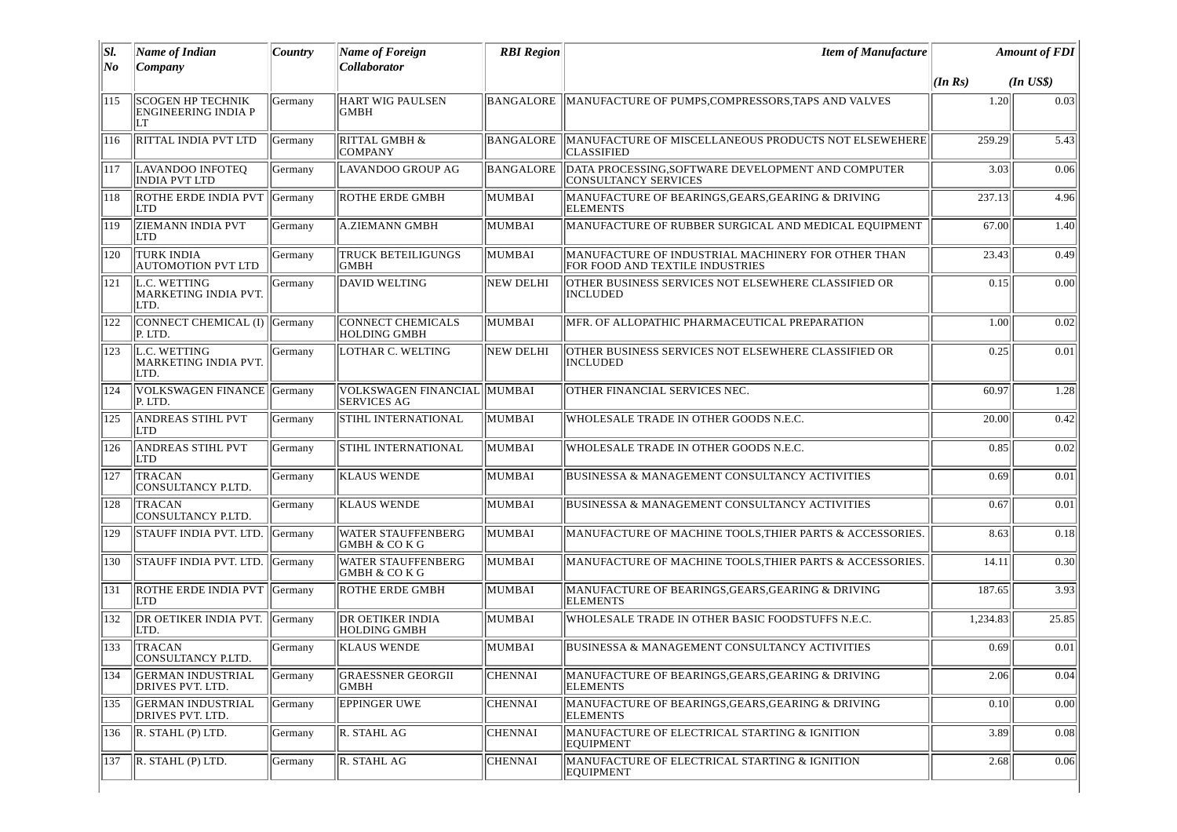| Sl. No | Name of Indian Company | Country | Name of Foreign Collaborator | RBI Region | Item of Manufacture | Amount of FDI | |
|---|---|---|---|---|---|---|---|
| | | | | | | (In Rs) | (In US$) |
| 115 | SCOGEN HP TECHNIK ENGINEERING INDIA P LT | Germany | HART WIG PAULSEN GMBH | BANGALORE | MANUFACTURE OF PUMPS,COMPRESSORS,TAPS AND VALVES | 1.20 | 0.03 |
| 116 | RITTAL INDIA PVT LTD | Germany | RITTAL GMBH & COMPANY | BANGALORE | MANUFACTURE OF MISCELLANEOUS PRODUCTS NOT ELSEWEHERE CLASSIFIED | 259.29 | 5.43 |
| 117 | LAVANDOO INFOTEQ INDIA PVT LTD | Germany | LAVANDOO GROUP AG | BANGALORE | DATA PROCESSING,SOFTWARE DEVELOPMENT AND COMPUTER CONSULTANCY SERVICES | 3.03 | 0.06 |
| 118 | ROTHE ERDE INDIA PVT LTD | Germany | ROTHE ERDE GMBH | MUMBAI | MANUFACTURE OF BEARINGS,GEARS,GEARING & DRIVING ELEMENTS | 237.13 | 4.96 |
| 119 | ZIEMANN INDIA PVT LTD | Germany | A.ZIEMANN GMBH | MUMBAI | MANUFACTURE OF RUBBER SURGICAL AND MEDICAL EQUIPMENT | 67.00 | 1.40 |
| 120 | TURK INDIA AUTOMOTION PVT LTD | Germany | TRUCK BETEILIGUNGS GMBH | MUMBAI | MANUFACTURE OF INDUSTRIAL MACHINERY FOR OTHER THAN FOR FOOD AND TEXTILE INDUSTRIES | 23.43 | 0.49 |
| 121 | L.C. WETTING MARKETING INDIA PVT. LTD. | Germany | DAVID WELTING | NEW DELHI | OTHER BUSINESS SERVICES NOT ELSEWHERE CLASSIFIED OR INCLUDED | 0.15 | 0.00 |
| 122 | CONNECT CHEMICAL (I) P. LTD. | Germany | CONNECT CHEMICALS HOLDING GMBH | MUMBAI | MFR. OF ALLOPATHIC PHARMACEUTICAL PREPARATION | 1.00 | 0.02 |
| 123 | L.C. WETTING MARKETING INDIA PVT. LTD. | Germany | LOTHAR C. WELTING | NEW DELHI | OTHER BUSINESS SERVICES NOT ELSEWHERE CLASSIFIED OR INCLUDED | 0.25 | 0.01 |
| 124 | VOLKSWAGEN FINANCE P. LTD. | Germany | VOLKSWAGEN FINANCIAL SERVICES AG | MUMBAI | OTHER FINANCIAL SERVICES NEC. | 60.97 | 1.28 |
| 125 | ANDREAS STIHL PVT LTD | Germany | STIHL INTERNATIONAL | MUMBAI | WHOLESALE TRADE IN OTHER GOODS N.E.C. | 20.00 | 0.42 |
| 126 | ANDREAS STIHL PVT LTD | Germany | STIHL INTERNATIONAL | MUMBAI | WHOLESALE TRADE IN OTHER GOODS N.E.C. | 0.85 | 0.02 |
| 127 | TRACAN CONSULTANCY P.LTD. | Germany | KLAUS WENDE | MUMBAI | BUSINESSA & MANAGEMENT CONSULTANCY ACTIVITIES | 0.69 | 0.01 |
| 128 | TRACAN CONSULTANCY P.LTD. | Germany | KLAUS WENDE | MUMBAI | BUSINESSA & MANAGEMENT CONSULTANCY ACTIVITIES | 0.67 | 0.01 |
| 129 | STAUFF INDIA PVT. LTD. | Germany | WATER STAUFFENBERG GMBH & CO K G | MUMBAI | MANUFACTURE OF MACHINE TOOLS,THIER PARTS & ACCESSORIES. | 8.63 | 0.18 |
| 130 | STAUFF INDIA PVT. LTD. | Germany | WATER STAUFFENBERG GMBH & CO K G | MUMBAI | MANUFACTURE OF MACHINE TOOLS,THIER PARTS & ACCESSORIES. | 14.11 | 0.30 |
| 131 | ROTHE ERDE INDIA PVT LTD | Germany | ROTHE ERDE GMBH | MUMBAI | MANUFACTURE OF BEARINGS,GEARS,GEARING & DRIVING ELEMENTS | 187.65 | 3.93 |
| 132 | DR OETIKER INDIA PVT. LTD. | Germany | DR OETIKER INDIA HOLDING GMBH | MUMBAI | WHOLESALE TRADE IN OTHER BASIC FOODSTUFFS N.E.C. | 1,234.83 | 25.85 |
| 133 | TRACAN CONSULTANCY P.LTD. | Germany | KLAUS WENDE | MUMBAI | BUSINESSA & MANAGEMENT CONSULTANCY ACTIVITIES | 0.69 | 0.01 |
| 134 | GERMAN INDUSTRIAL DRIVES PVT. LTD. | Germany | GRAESSNER GEORGII GMBH | CHENNAI | MANUFACTURE OF BEARINGS,GEARS,GEARING & DRIVING ELEMENTS | 2.06 | 0.04 |
| 135 | GERMAN INDUSTRIAL DRIVES PVT. LTD. | Germany | EPPINGER UWE | CHENNAI | MANUFACTURE OF BEARINGS,GEARS,GEARING & DRIVING ELEMENTS | 0.10 | 0.00 |
| 136 | R. STAHL (P) LTD. | Germany | R. STAHL AG | CHENNAI | MANUFACTURE OF ELECTRICAL STARTING & IGNITION EQUIPMENT | 3.89 | 0.08 |
| 137 | R. STAHL (P) LTD. | Germany | R. STAHL AG | CHENNAI | MANUFACTURE OF ELECTRICAL STARTING & IGNITION EQUIPMENT | 2.68 | 0.06 |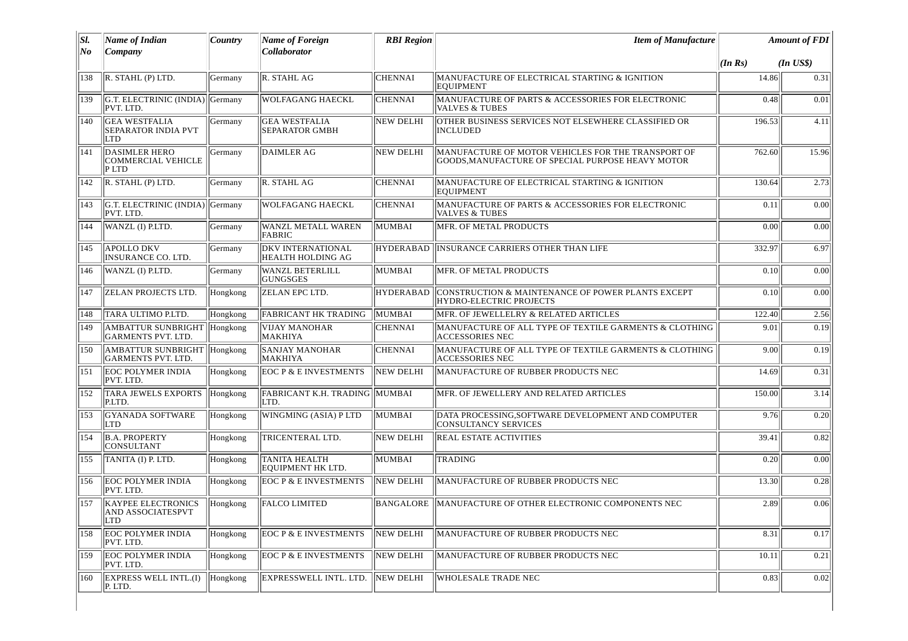| Sl. No | Name of Indian Company | Country | Name of Foreign Collaborator | RBI Region | Item of Manufacture | Amount of FDI | |
|---|---|---|---|---|---|---|---|
| | | | | | | (In Rs) | (In US$) |
| 138 | R. STAHL (P) LTD. | Germany | R. STAHL AG | CHENNAI | MANUFACTURE OF ELECTRICAL STARTING & IGNITION EQUIPMENT | 14.86 | 0.31 |
| 139 | G.T. ELECTRINIC (INDIA) PVT. LTD. | Germany | WOLFAGANG HAECKL | CHENNAI | MANUFACTURE OF PARTS & ACCESSORIES FOR ELECTRONIC VALVES & TUBES | 0.48 | 0.01 |
| 140 | GEA WESTFALIA SEPARATOR INDIA PVT LTD | Germany | GEA WESTFALIA SEPARATOR GMBH | NEW DELHI | OTHER BUSINESS SERVICES NOT ELSEWHERE CLASSIFIED OR INCLUDED | 196.53 | 4.11 |
| 141 | DASIMLER HERO COMMERCIAL VEHICLE P LTD | Germany | DAIMLER AG | NEW DELHI | MANUFACTURE OF MOTOR VEHICLES FOR THE TRANSPORT OF GOODS,MANUFACTURE OF SPECIAL PURPOSE HEAVY MOTOR | 762.60 | 15.96 |
| 142 | R. STAHL (P) LTD. | Germany | R. STAHL AG | CHENNAI | MANUFACTURE OF ELECTRICAL STARTING & IGNITION EQUIPMENT | 130.64 | 2.73 |
| 143 | G.T. ELECTRINIC (INDIA) PVT. LTD. | Germany | WOLFAGANG HAECKL | CHENNAI | MANUFACTURE OF PARTS & ACCESSORIES FOR ELECTRONIC VALVES & TUBES | 0.11 | 0.00 |
| 144 | WANZL (I) P.LTD. | Germany | WANZL METALL WAREN FABRIC | MUMBAI | MFR. OF METAL PRODUCTS | 0.00 | 0.00 |
| 145 | APOLLO DKV INSURANCE CO. LTD. | Germany | DKV INTERNATIONAL HEALTH HOLDING AG | HYDERABAD | INSURANCE CARRIERS OTHER THAN LIFE | 332.97 | 6.97 |
| 146 | WANZL (I) P.LTD. | Germany | WANZL BETERLILL GUNGSGES | MUMBAI | MFR. OF METAL PRODUCTS | 0.10 | 0.00 |
| 147 | ZELAN PROJECTS LTD. | Hongkong | ZELAN EPC LTD. | HYDERABAD | CONSTRUCTION & MAINTENANCE OF POWER PLANTS EXCEPT HYDRO-ELECTRIC PROJECTS | 0.10 | 0.00 |
| 148 | TARA ULTIMO P.LTD. | Hongkong | FABRICANT HK TRADING | MUMBAI | MFR. OF JEWELLELRY & RELATED ARTICLES | 122.40 | 2.56 |
| 149 | AMBATTUR SUNBRIGHT GARMENTS PVT. LTD. | Hongkong | VIJAY MANOHAR MAKHIYA | CHENNAI | MANUFACTURE OF ALL TYPE OF TEXTILE GARMENTS & CLOTHING ACCESSORIES NEC | 9.01 | 0.19 |
| 150 | AMBATTUR SUNBRIGHT GARMENTS PVT. LTD. | Hongkong | SANJAY MANOHAR MAKHIYA | CHENNAI | MANUFACTURE OF ALL TYPE OF TEXTILE GARMENTS & CLOTHING ACCESSORIES NEC | 9.00 | 0.19 |
| 151 | EOC POLYMER INDIA PVT. LTD. | Hongkong | EOC P & E INVESTMENTS | NEW DELHI | MANUFACTURE OF RUBBER PRODUCTS NEC | 14.69 | 0.31 |
| 152 | TARA JEWELS EXPORTS P.LTD. | Hongkong | FABRICANT K.H. TRADING LTD. | MUMBAI | MFR. OF JEWELLERY AND RELATED ARTICLES | 150.00 | 3.14 |
| 153 | GYANADA SOFTWARE LTD | Hongkong | WINGMING (ASIA) P LTD | MUMBAI | DATA PROCESSING,SOFTWARE DEVELOPMENT AND COMPUTER CONSULTANCY SERVICES | 9.76 | 0.20 |
| 154 | B.A. PROPERTY CONSULTANT | Hongkong | TRICENTERAL LTD. | NEW DELHI | REAL ESTATE ACTIVITIES | 39.41 | 0.82 |
| 155 | TANITA (I) P. LTD. | Hongkong | TANITA HEALTH EQUIPMENT HK LTD. | MUMBAI | TRADING | 0.20 | 0.00 |
| 156 | EOC POLYMER INDIA PVT. LTD. | Hongkong | EOC P & E INVESTMENTS | NEW DELHI | MANUFACTURE OF RUBBER PRODUCTS NEC | 13.30 | 0.28 |
| 157 | KAYPEE ELECTRONICS AND ASSOCIATESPVT LTD | Hongkong | FALCO LIMITED | BANGALORE | MANUFACTURE OF OTHER ELECTRONIC COMPONENTS NEC | 2.89 | 0.06 |
| 158 | EOC POLYMER INDIA PVT. LTD. | Hongkong | EOC P & E INVESTMENTS | NEW DELHI | MANUFACTURE OF RUBBER PRODUCTS NEC | 8.31 | 0.17 |
| 159 | EOC POLYMER INDIA PVT. LTD. | Hongkong | EOC P & E INVESTMENTS | NEW DELHI | MANUFACTURE OF RUBBER PRODUCTS NEC | 10.11 | 0.21 |
| 160 | EXPRESS WELL INTL.(I) P. LTD. | Hongkong | EXPRESSWELL INTL. LTD. | NEW DELHI | WHOLESALE TRADE NEC | 0.83 | 0.02 |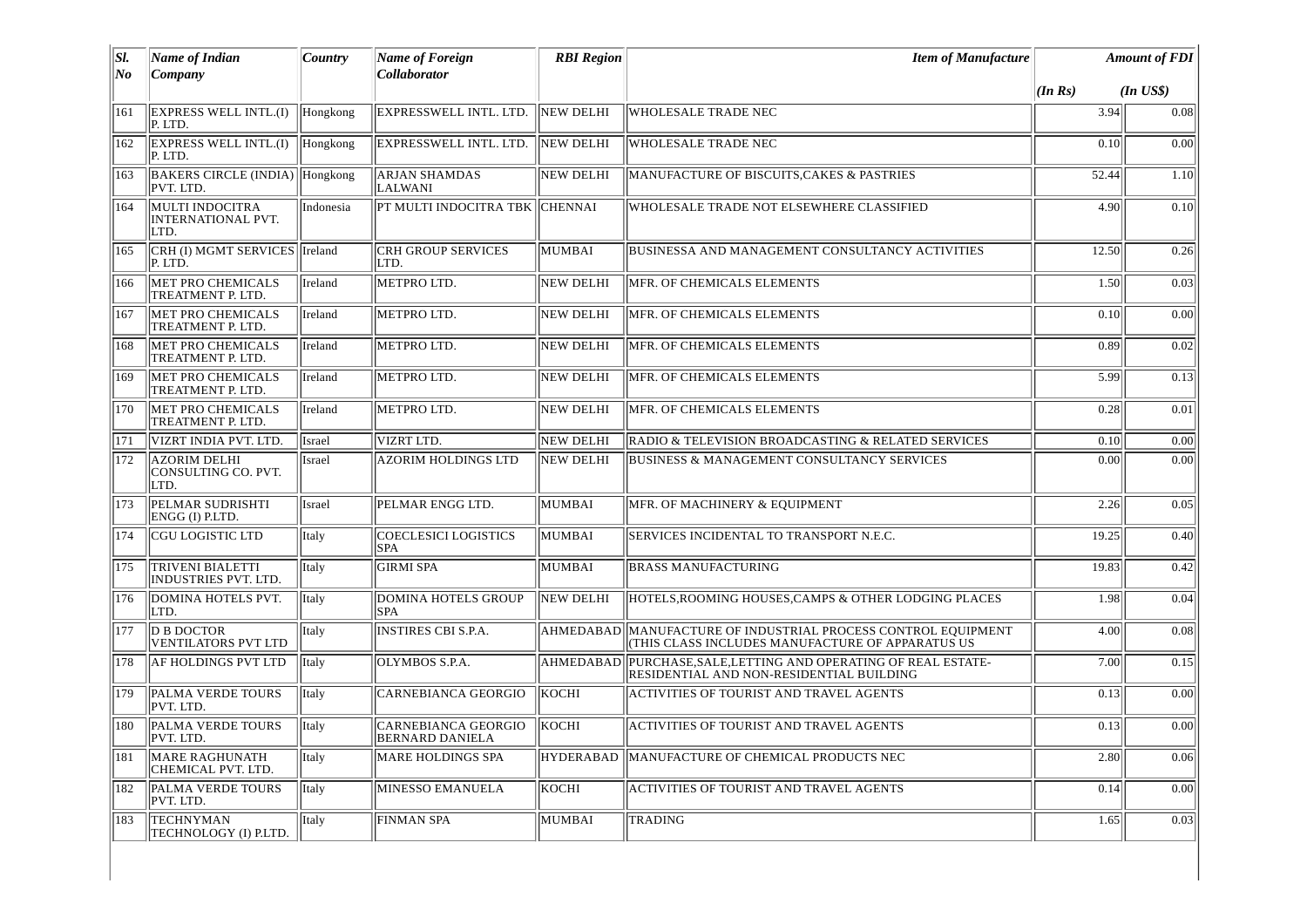| Sl. No | Name of Indian Company | Country | Name of Foreign Collaborator | RBI Region | Item of Manufacture | Amount of FDI | |
|---|---|---|---|---|---|---|---|
| | | | | | | (In Rs) | (In US$) |
| 161 | EXPRESS WELL INTL.(I) P. LTD. | Hongkong | EXPRESSWELL INTL. LTD. | NEW DELHI | WHOLESALE TRADE NEC | 3.94 | 0.08 |
| 162 | EXPRESS WELL INTL.(I) P. LTD. | Hongkong | EXPRESSWELL INTL. LTD. | NEW DELHI | WHOLESALE TRADE NEC | 0.10 | 0.00 |
| 163 | BAKERS CIRCLE (INDIA) PVT. LTD. | Hongkong | ARJAN SHAMDAS LALWANI | NEW DELHI | MANUFACTURE OF BISCUITS,CAKES & PASTRIES | 52.44 | 1.10 |
| 164 | MULTI INDOCITRA INTERNATIONAL PVT. LTD. | Indonesia | PT MULTI INDOCITRA TBK | CHENNAI | WHOLESALE TRADE NOT ELSEWHERE CLASSIFIED | 4.90 | 0.10 |
| 165 | CRH (I) MGMT SERVICES P. LTD. | Ireland | CRH GROUP SERVICES LTD. | MUMBAI | BUSINESSA AND MANAGEMENT CONSULTANCY ACTIVITIES | 12.50 | 0.26 |
| 166 | MET PRO CHEMICALS TREATMENT P. LTD. | Ireland | METPRO LTD. | NEW DELHI | MFR. OF CHEMICALS ELEMENTS | 1.50 | 0.03 |
| 167 | MET PRO CHEMICALS TREATMENT P. LTD. | Ireland | METPRO LTD. | NEW DELHI | MFR. OF CHEMICALS ELEMENTS | 0.10 | 0.00 |
| 168 | MET PRO CHEMICALS TREATMENT P. LTD. | Ireland | METPRO LTD. | NEW DELHI | MFR. OF CHEMICALS ELEMENTS | 0.89 | 0.02 |
| 169 | MET PRO CHEMICALS TREATMENT P. LTD. | Ireland | METPRO LTD. | NEW DELHI | MFR. OF CHEMICALS ELEMENTS | 5.99 | 0.13 |
| 170 | MET PRO CHEMICALS TREATMENT P. LTD. | Ireland | METPRO LTD. | NEW DELHI | MFR. OF CHEMICALS ELEMENTS | 0.28 | 0.01 |
| 171 | VIZRT INDIA PVT. LTD. | Israel | VIZRT LTD. | NEW DELHI | RADIO & TELEVISION BROADCASTING & RELATED SERVICES | 0.10 | 0.00 |
| 172 | AZORIM DELHI CONSULTING CO. PVT. LTD. | Israel | AZORIM HOLDINGS LTD | NEW DELHI | BUSINESS & MANAGEMENT CONSULTANCY SERVICES | 0.00 | 0.00 |
| 173 | PELMAR SUDRISHTI ENGG (I) P.LTD. | Israel | PELMAR ENGG LTD. | MUMBAI | MFR. OF MACHINERY & EQUIPMENT | 2.26 | 0.05 |
| 174 | CGU LOGISTIC LTD | Italy | COECLESICI LOGISTICS SPA | MUMBAI | SERVICES INCIDENTAL TO TRANSPORT N.E.C. | 19.25 | 0.40 |
| 175 | TRIVENI BIALETTI INDUSTRIES PVT. LTD. | Italy | GIRMI SPA | MUMBAI | BRASS MANUFACTURING | 19.83 | 0.42 |
| 176 | DOMINA HOTELS PVT. LTD. | Italy | DOMINA HOTELS GROUP SPA | NEW DELHI | HOTELS,ROOMING HOUSES,CAMPS & OTHER LODGING PLACES | 1.98 | 0.04 |
| 177 | D B DOCTOR VENTILATORS PVT LTD | Italy | INSTIRES CBI S.P.A. | AHMEDABAD | MANUFACTURE OF INDUSTRIAL PROCESS CONTROL EQUIPMENT (THIS CLASS INCLUDES MANUFACTURE OF APPARATUS US | 4.00 | 0.08 |
| 178 | AF HOLDINGS PVT LTD | Italy | OLYMBOS S.P.A. | AHMEDABAD | PURCHASE,SALE,LETTING AND OPERATING OF REAL ESTATE-RESIDENTIAL AND NON-RESIDENTIAL BUILDING | 7.00 | 0.15 |
| 179 | PALMA VERDE TOURS PVT. LTD. | Italy | CARNEBIANCA GEORGIO | KOCHI | ACTIVITIES OF TOURIST AND TRAVEL AGENTS | 0.13 | 0.00 |
| 180 | PALMA VERDE TOURS PVT. LTD. | Italy | CARNEBIANCA GEORGIO BERNARD DANIELA | KOCHI | ACTIVITIES OF TOURIST AND TRAVEL AGENTS | 0.13 | 0.00 |
| 181 | MARE RAGHUNATH CHEMICAL PVT. LTD. | Italy | MARE HOLDINGS SPA | HYDERABAD | MANUFACTURE OF CHEMICAL PRODUCTS NEC | 2.80 | 0.06 |
| 182 | PALMA VERDE TOURS PVT. LTD. | Italy | MINESSO EMANUELA | KOCHI | ACTIVITIES OF TOURIST AND TRAVEL AGENTS | 0.14 | 0.00 |
| 183 | TECHNYMAN TECHNOLOGY (I) P.LTD. | Italy | FINMAN SPA | MUMBAI | TRADING | 1.65 | 0.03 |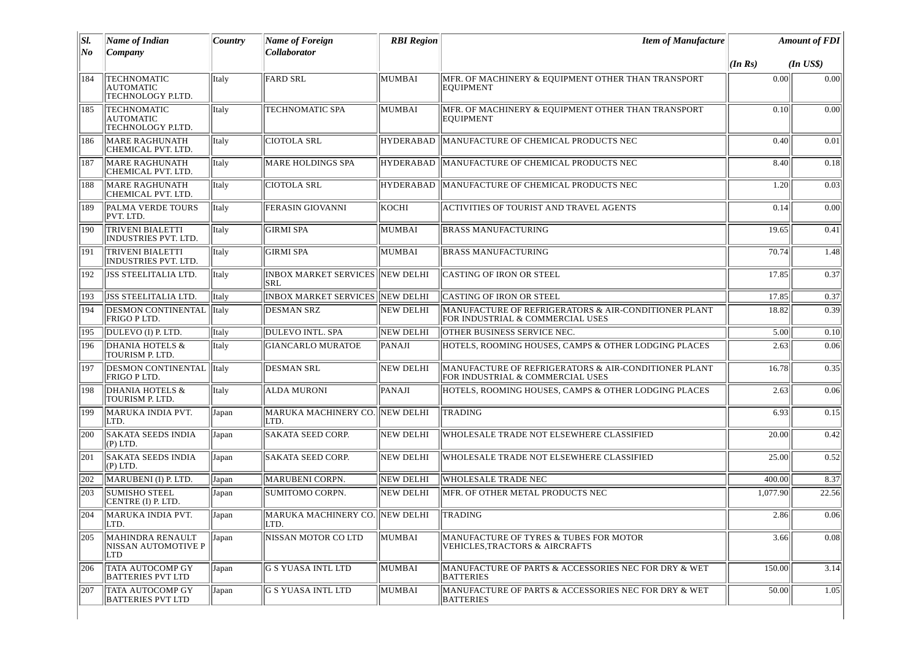| Sl. No | Name of Indian Company | Country | Name of Foreign Collaborator | RBI Region | Item of Manufacture | Amount of FDI | |
|---|---|---|---|---|---|---|---|
| | | | | | | (In Rs) | (In US$) |
| 184 | TECHNOMATIC AUTOMATIC TECHNOLOGY P.LTD. | Italy | FARD SRL | MUMBAI | MFR. OF MACHINERY & EQUIPMENT OTHER THAN TRANSPORT EQUIPMENT | 0.00 | 0.00 |
| 185 | TECHNOMATIC AUTOMATIC TECHNOLOGY P.LTD. | Italy | TECHNOMATIC SPA | MUMBAI | MFR. OF MACHINERY & EQUIPMENT OTHER THAN TRANSPORT EQUIPMENT | 0.10 | 0.00 |
| 186 | MARE RAGHUNATH CHEMICAL PVT. LTD. | Italy | CIOTOLA SRL | HYDERABAD | MANUFACTURE OF CHEMICAL PRODUCTS NEC | 0.40 | 0.01 |
| 187 | MARE RAGHUNATH CHEMICAL PVT. LTD. | Italy | MARE HOLDINGS SPA | HYDERABAD | MANUFACTURE OF CHEMICAL PRODUCTS NEC | 8.40 | 0.18 |
| 188 | MARE RAGHUNATH CHEMICAL PVT. LTD. | Italy | CIOTOLA SRL | HYDERABAD | MANUFACTURE OF CHEMICAL PRODUCTS NEC | 1.20 | 0.03 |
| 189 | PALMA VERDE TOURS PVT. LTD. | Italy | FERASIN GIOVANNI | KOCHI | ACTIVITIES OF TOURIST AND TRAVEL AGENTS | 0.14 | 0.00 |
| 190 | TRIVENI BIALETTI INDUSTRIES PVT. LTD. | Italy | GIRMI SPA | MUMBAI | BRASS MANUFACTURING | 19.65 | 0.41 |
| 191 | TRIVENI BIALETTI INDUSTRIES PVT. LTD. | Italy | GIRMI SPA | MUMBAI | BRASS MANUFACTURING | 70.74 | 1.48 |
| 192 | JSS STEELITALIA LTD. | Italy | INBOX MARKET SERVICES SRL | NEW DELHI | CASTING OF IRON OR STEEL | 17.85 | 0.37 |
| 193 | JSS STEELITALIA LTD. | Italy | INBOX MARKET SERVICES | NEW DELHI | CASTING OF IRON OR STEEL | 17.85 | 0.37 |
| 194 | DESMON CONTINENTAL FRIGO P LTD. | Italy | DESMAN SRZ | NEW DELHI | MANUFACTURE OF REFRIGERATORS & AIR-CONDITIONER PLANT FOR INDUSTRIAL & COMMERCIAL USES | 18.82 | 0.39 |
| 195 | DULEVO (I) P. LTD. | Italy | DULEVO INTL. SPA | NEW DELHI | OTHER BUSINESS SERVICE NEC. | 5.00 | 0.10 |
| 196 | DHANIA HOTELS & TOURISM P. LTD. | Italy | GIANCARLO MURATOE | PANAJI | HOTELS, ROOMING HOUSES, CAMPS & OTHER LODGING PLACES | 2.63 | 0.06 |
| 197 | DESMON CONTINENTAL FRIGO P LTD. | Italy | DESMAN SRL | NEW DELHI | MANUFACTURE OF REFRIGERATORS & AIR-CONDITIONER PLANT FOR INDUSTRIAL & COMMERCIAL USES | 16.78 | 0.35 |
| 198 | DHANIA HOTELS & TOURISM P. LTD. | Italy | ALDA MURONI | PANAJI | HOTELS, ROOMING HOUSES, CAMPS & OTHER LODGING PLACES | 2.63 | 0.06 |
| 199 | MARUKA INDIA PVT. LTD. | Japan | MARUKA MACHINERY CO. LTD. | NEW DELHI | TRADING | 6.93 | 0.15 |
| 200 | SAKATA SEEDS INDIA (P) LTD. | Japan | SAKATA SEED CORP. | NEW DELHI | WHOLESALE TRADE NOT ELSEWHERE CLASSIFIED | 20.00 | 0.42 |
| 201 | SAKATA SEEDS INDIA (P) LTD. | Japan | SAKATA SEED CORP. | NEW DELHI | WHOLESALE TRADE NOT ELSEWHERE CLASSIFIED | 25.00 | 0.52 |
| 202 | MARUBENI (I) P. LTD. | Japan | MARUBENI CORPN. | NEW DELHI | WHOLESALE TRADE NEC | 400.00 | 8.37 |
| 203 | SUMISHO STEEL CENTRE (I) P. LTD. | Japan | SUMITOMO CORPN. | NEW DELHI | MFR. OF OTHER METAL PRODUCTS NEC | 1,077.90 | 22.56 |
| 204 | MARUKA INDIA PVT. LTD. | Japan | MARUKA MACHINERY CO. LTD. | NEW DELHI | TRADING | 2.86 | 0.06 |
| 205 | MAHINDRA RENAULT NISSAN AUTOMOTIVE P LTD | Japan | NISSAN MOTOR CO LTD | MUMBAI | MANUFACTURE OF TYRES & TUBES FOR MOTOR VEHICLES,TRACTORS & AIRCRAFTS | 3.66 | 0.08 |
| 206 | TATA AUTOCOMP GY BATTERIES PVT LTD | Japan | G S YUASA INTL LTD | MUMBAI | MANUFACTURE OF PARTS & ACCESSORIES NEC FOR DRY & WET BATTERIES | 150.00 | 3.14 |
| 207 | TATA AUTOCOMP GY BATTERIES PVT LTD | Japan | G S YUASA INTL LTD | MUMBAI | MANUFACTURE OF PARTS & ACCESSORIES NEC FOR DRY & WET BATTERIES | 50.00 | 1.05 |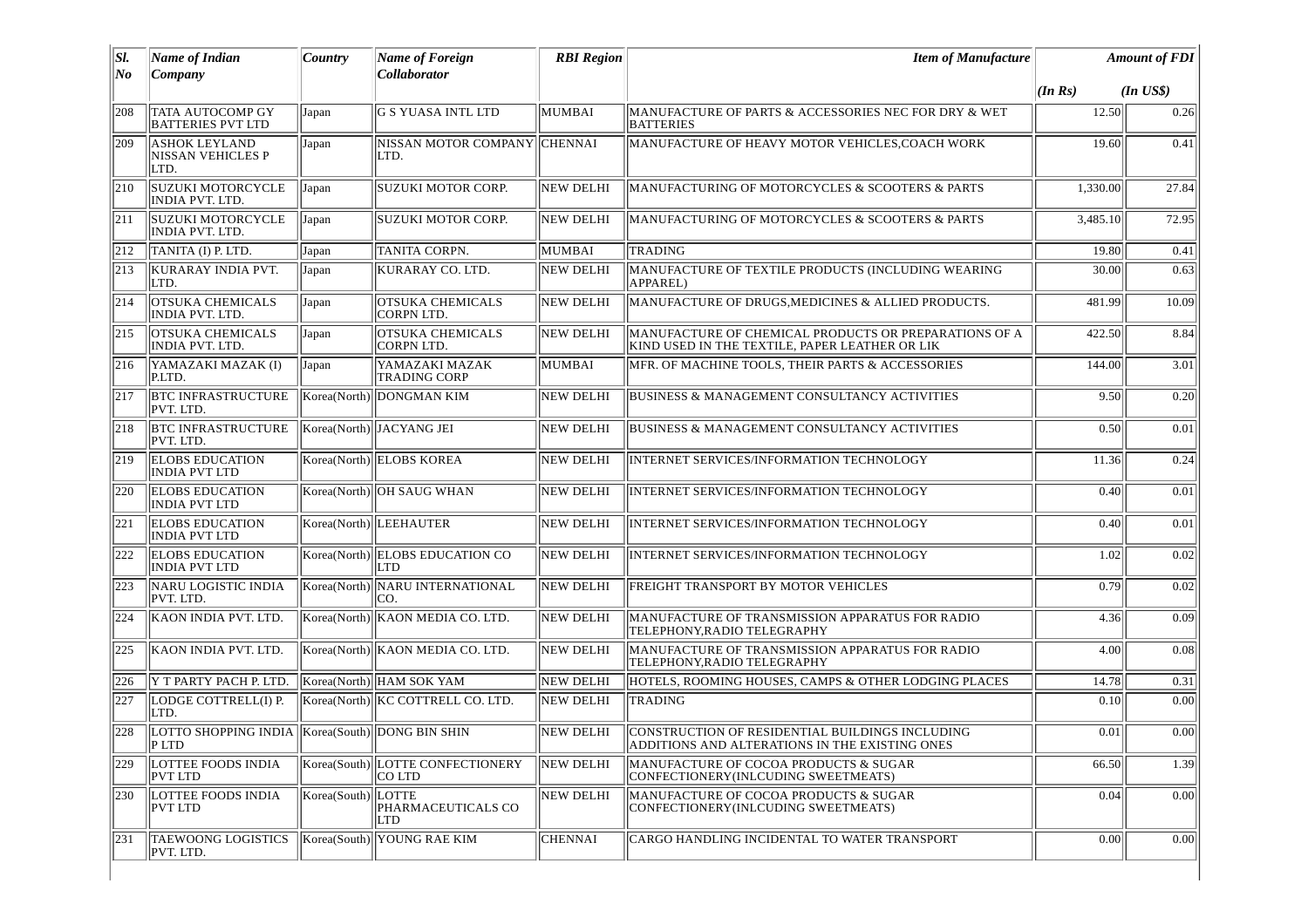| Sl. No | Name of Indian Company | Country | Name of Foreign Collaborator | RBI Region | Item of Manufacture | Amount of FDI | |
|---|---|---|---|---|---|---|---|
| | | | | | | (In Rs) | (In US$) |
| 208 | TATA AUTOCOMP GY BATTERIES PVT LTD | Japan | G S YUASA INTL LTD | MUMBAI | MANUFACTURE OF PARTS & ACCESSORIES NEC FOR DRY & WET BATTERIES | 12.50 | 0.26 |
| 209 | ASHOK LEYLAND NISSAN VEHICLES P LTD. | Japan | NISSAN MOTOR COMPANY LTD. | CHENNAI | MANUFACTURE OF HEAVY MOTOR VEHICLES,COACH WORK | 19.60 | 0.41 |
| 210 | SUZUKI MOTORCYCLE INDIA PVT. LTD. | Japan | SUZUKI MOTOR CORP. | NEW DELHI | MANUFACTURING OF MOTORCYCLES & SCOOTERS & PARTS | 1,330.00 | 27.84 |
| 211 | SUZUKI MOTORCYCLE INDIA PVT. LTD. | Japan | SUZUKI MOTOR CORP. | NEW DELHI | MANUFACTURING OF MOTORCYCLES & SCOOTERS & PARTS | 3,485.10 | 72.95 |
| 212 | TANITA (I) P. LTD. | Japan | TANITA CORPN. | MUMBAI | TRADING | 19.80 | 0.41 |
| 213 | KURARAY INDIA PVT. LTD. | Japan | KURARAY CO. LTD. | NEW DELHI | MANUFACTURE OF TEXTILE PRODUCTS (INCLUDING WEARING APPAREL) | 30.00 | 0.63 |
| 214 | OTSUKA CHEMICALS INDIA PVT. LTD. | Japan | OTSUKA CHEMICALS CORPN LTD. | NEW DELHI | MANUFACTURE OF DRUGS,MEDICINES & ALLIED PRODUCTS. | 481.99 | 10.09 |
| 215 | OTSUKA CHEMICALS INDIA PVT. LTD. | Japan | OTSUKA CHEMICALS CORPN LTD. | NEW DELHI | MANUFACTURE OF CHEMICAL PRODUCTS OR PREPARATIONS OF A KIND USED IN THE TEXTILE, PAPER LEATHER OR LIK | 422.50 | 8.84 |
| 216 | YAMAZAKI MAZAK (I) P.LTD. | Japan | YAMAZAKI MAZAK TRADING CORP | MUMBAI | MFR. OF MACHINE TOOLS, THEIR PARTS & ACCESSORIES | 144.00 | 3.01 |
| 217 | BTC INFRASTRUCTURE PVT. LTD. | Korea(North) | DONGMAN KIM | NEW DELHI | BUSINESS & MANAGEMENT CONSULTANCY ACTIVITIES | 9.50 | 0.20 |
| 218 | BTC INFRASTRUCTURE PVT. LTD. | Korea(North) | JACYANG JEI | NEW DELHI | BUSINESS & MANAGEMENT CONSULTANCY ACTIVITIES | 0.50 | 0.01 |
| 219 | ELOBS EDUCATION INDIA PVT LTD | Korea(North) | ELOBS KOREA | NEW DELHI | INTERNET SERVICES/INFORMATION TECHNOLOGY | 11.36 | 0.24 |
| 220 | ELOBS EDUCATION INDIA PVT LTD | Korea(North) | OH SAUG WHAN | NEW DELHI | INTERNET SERVICES/INFORMATION TECHNOLOGY | 0.40 | 0.01 |
| 221 | ELOBS EDUCATION INDIA PVT LTD | Korea(North) | LEEHAUTER | NEW DELHI | INTERNET SERVICES/INFORMATION TECHNOLOGY | 0.40 | 0.01 |
| 222 | ELOBS EDUCATION INDIA PVT LTD | Korea(North) | ELOBS EDUCATION CO LTD | NEW DELHI | INTERNET SERVICES/INFORMATION TECHNOLOGY | 1.02 | 0.02 |
| 223 | NARU LOGISTIC INDIA PVT. LTD. | Korea(North) | NARU INTERNATIONAL CO. | NEW DELHI | FREIGHT TRANSPORT BY MOTOR VEHICLES | 0.79 | 0.02 |
| 224 | KAON INDIA PVT. LTD. | Korea(North) | KAON MEDIA CO. LTD. | NEW DELHI | MANUFACTURE OF TRANSMISSION APPARATUS FOR RADIO TELEPHONY,RADIO TELEGRAPHY | 4.36 | 0.09 |
| 225 | KAON INDIA PVT. LTD. | Korea(North) | KAON MEDIA CO. LTD. | NEW DELHI | MANUFACTURE OF TRANSMISSION APPARATUS FOR RADIO TELEPHONY,RADIO TELEGRAPHY | 4.00 | 0.08 |
| 226 | Y T PARTY PACH P. LTD. | Korea(North) | HAM SOK YAM | NEW DELHI | HOTELS, ROOMING HOUSES, CAMPS & OTHER LODGING PLACES | 14.78 | 0.31 |
| 227 | LODGE COTTRELL(I) P. LTD. | Korea(North) | KC COTTRELL CO. LTD. | NEW DELHI | TRADING | 0.10 | 0.00 |
| 228 | LOTTO SHOPPING INDIA P LTD | Korea(South) | DONG BIN SHIN | NEW DELHI | CONSTRUCTION OF RESIDENTIAL BUILDINGS INCLUDING ADDITIONS AND ALTERATIONS IN THE EXISTING ONES | 0.01 | 0.00 |
| 229 | LOTTEE FOODS INDIA PVT LTD | Korea(South) | LOTTE CONFECTIONERY CO LTD | NEW DELHI | MANUFACTURE OF COCOA PRODUCTS & SUGAR CONFECTIONERY(INLCUDING SWEETMEATS) | 66.50 | 1.39 |
| 230 | LOTTEE FOODS INDIA PVT LTD | Korea(South) | LOTTE PHARMACEUTICALS CO LTD | NEW DELHI | MANUFACTURE OF COCOA PRODUCTS & SUGAR CONFECTIONERY(INLCUDING SWEETMEATS) | 0.04 | 0.00 |
| 231 | TAEWOONG LOGISTICS PVT. LTD. | Korea(South) | YOUNG RAE KIM | CHENNAI | CARGO HANDLING INCIDENTAL TO WATER TRANSPORT | 0.00 | 0.00 |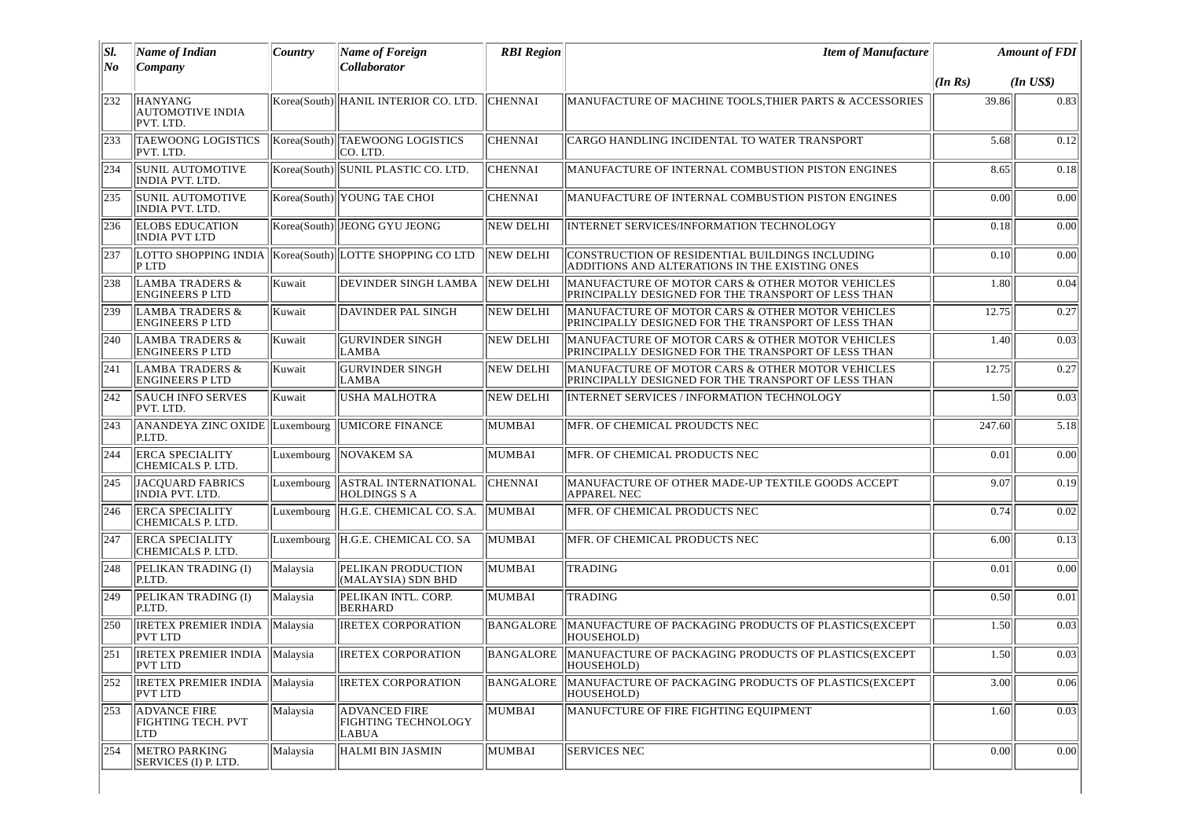| Sl. No | Name of Indian Company | Country | Name of Foreign Collaborator | RBI Region | Item of Manufacture | Amount of FDI | |
|---|---|---|---|---|---|---|---|
| | | | | | | (In Rs) | (In US$) |
| 232 | HANYANG AUTOMOTIVE INDIA PVT. LTD. | Korea(South) | HANIL INTERIOR CO. LTD. | CHENNAI | MANUFACTURE OF MACHINE TOOLS,THIER PARTS & ACCESSORIES | 39.86 | 0.83 |
| 233 | TAEWOONG LOGISTICS PVT. LTD. | Korea(South) | TAEWOONG LOGISTICS CO. LTD. | CHENNAI | CARGO HANDLING INCIDENTAL TO WATER TRANSPORT | 5.68 | 0.12 |
| 234 | SUNIL AUTOMOTIVE INDIA PVT. LTD. | Korea(South) | SUNIL PLASTIC CO. LTD. | CHENNAI | MANUFACTURE OF INTERNAL COMBUSTION PISTON ENGINES | 8.65 | 0.18 |
| 235 | SUNIL AUTOMOTIVE INDIA PVT. LTD. | Korea(South) | YOUNG TAE CHOI | CHENNAI | MANUFACTURE OF INTERNAL COMBUSTION PISTON ENGINES | 0.00 | 0.00 |
| 236 | ELOBS EDUCATION INDIA PVT LTD | Korea(South) | JEONG GYU JEONG | NEW DELHI | INTERNET SERVICES/INFORMATION TECHNOLOGY | 0.18 | 0.00 |
| 237 | LOTTO SHOPPING INDIA P LTD | Korea(South) | LOTTE SHOPPING CO LTD | NEW DELHI | CONSTRUCTION OF RESIDENTIAL BUILDINGS INCLUDING ADDITIONS AND ALTERATIONS IN THE EXISTING ONES | 0.10 | 0.00 |
| 238 | LAMBA TRADERS & ENGINEERS P LTD | Kuwait | DEVINDER SINGH LAMBA | NEW DELHI | MANUFACTURE OF MOTOR CARS & OTHER MOTOR VEHICLES PRINCIPALLY DESIGNED FOR THE TRANSPORT OF LESS THAN | 1.80 | 0.04 |
| 239 | LAMBA TRADERS & ENGINEERS P LTD | Kuwait | DAVINDER PAL SINGH | NEW DELHI | MANUFACTURE OF MOTOR CARS & OTHER MOTOR VEHICLES PRINCIPALLY DESIGNED FOR THE TRANSPORT OF LESS THAN | 12.75 | 0.27 |
| 240 | LAMBA TRADERS & ENGINEERS P LTD | Kuwait | GURVINDER SINGH LAMBA | NEW DELHI | MANUFACTURE OF MOTOR CARS & OTHER MOTOR VEHICLES PRINCIPALLY DESIGNED FOR THE TRANSPORT OF LESS THAN | 1.40 | 0.03 |
| 241 | LAMBA TRADERS & ENGINEERS P LTD | Kuwait | GURVINDER SINGH LAMBA | NEW DELHI | MANUFACTURE OF MOTOR CARS & OTHER MOTOR VEHICLES PRINCIPALLY DESIGNED FOR THE TRANSPORT OF LESS THAN | 12.75 | 0.27 |
| 242 | SAUCH INFO SERVES PVT. LTD. | Kuwait | USHA MALHOTRA | NEW DELHI | INTERNET SERVICES / INFORMATION TECHNOLOGY | 1.50 | 0.03 |
| 243 | ANANDEYA ZINC OXIDE P.LTD. | Luxembourg | UMICORE FINANCE | MUMBAI | MFR. OF CHEMICAL PROUDCTS NEC | 247.60 | 5.18 |
| 244 | ERCA SPECIALITY CHEMICALS P. LTD. | Luxembourg | NOVAKEM SA | MUMBAI | MFR. OF CHEMICAL PRODUCTS NEC | 0.01 | 0.00 |
| 245 | JACQUARD FABRICS INDIA PVT. LTD. | Luxembourg | ASTRAL INTERNATIONAL HOLDINGS S A | CHENNAI | MANUFACTURE OF OTHER MADE-UP TEXTILE GOODS ACCEPT APPAREL NEC | 9.07 | 0.19 |
| 246 | ERCA SPECIALITY CHEMICALS P. LTD. | Luxembourg | H.G.E. CHEMICAL CO. S.A. | MUMBAI | MFR. OF CHEMICAL PRODUCTS NEC | 0.74 | 0.02 |
| 247 | ERCA SPECIALITY CHEMICALS P. LTD. | Luxembourg | H.G.E. CHEMICAL CO. SA | MUMBAI | MFR. OF CHEMICAL PRODUCTS NEC | 6.00 | 0.13 |
| 248 | PELIKAN TRADING (I) P.LTD. | Malaysia | PELIKAN PRODUCTION (MALAYSIA) SDN BHD | MUMBAI | TRADING | 0.01 | 0.00 |
| 249 | PELIKAN TRADING (I) P.LTD. | Malaysia | PELIKAN INTL. CORP. BERHARD | MUMBAI | TRADING | 0.50 | 0.01 |
| 250 | IRETEX PREMIER INDIA PVT LTD | Malaysia | IRETEX CORPORATION | BANGALORE | MANUFACTURE OF PACKAGING PRODUCTS OF PLASTICS(EXCEPT HOUSEHOLD) | 1.50 | 0.03 |
| 251 | IRETEX PREMIER INDIA PVT LTD | Malaysia | IRETEX CORPORATION | BANGALORE | MANUFACTURE OF PACKAGING PRODUCTS OF PLASTICS(EXCEPT HOUSEHOLD) | 1.50 | 0.03 |
| 252 | IRETEX PREMIER INDIA PVT LTD | Malaysia | IRETEX CORPORATION | BANGALORE | MANUFACTURE OF PACKAGING PRODUCTS OF PLASTICS(EXCEPT HOUSEHOLD) | 3.00 | 0.06 |
| 253 | ADVANCE FIRE FIGHTING TECH. PVT LTD | Malaysia | ADVANCED FIRE FIGHTING TECHNOLOGY LABUA | MUMBAI | MANUFCTURE OF FIRE FIGHTING EQUIPMENT | 1.60 | 0.03 |
| 254 | METRO PARKING SERVICES (I) P. LTD. | Malaysia | HALMI BIN JASMIN | MUMBAI | SERVICES NEC | 0.00 | 0.00 |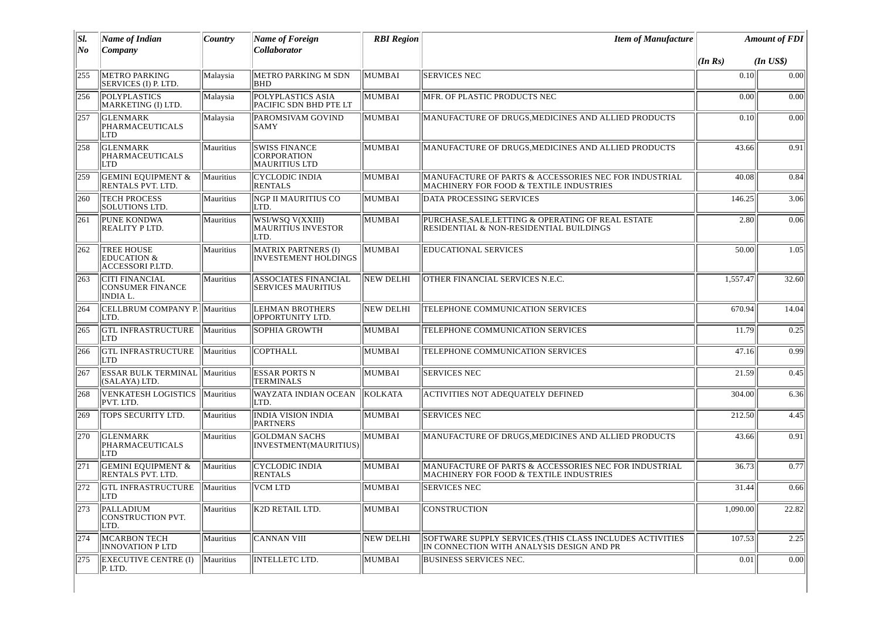| Sl. No | Name of Indian Company | Country | Name of Foreign Collaborator | RBI Region | Item of Manufacture | Amount of FDI | |
|---|---|---|---|---|---|---|---|
| | | | | | | (In Rs) | (In US$) |
| 255 | METRO PARKING SERVICES (I) P. LTD. | Malaysia | METRO PARKING M SDN BHD | MUMBAI | SERVICES NEC | 0.10 | 0.00 |
| 256 | POLYPLASTICS MARKETING (I) LTD. | Malaysia | POLYPLASTICS ASIA PACIFIC SDN BHD PTE LT | MUMBAI | MFR. OF PLASTIC PRODUCTS NEC | 0.00 | 0.00 |
| 257 | GLENMARK PHARMACEUTICALS LTD | Malaysia | PAROMSIVAM GOVIND SAMY | MUMBAI | MANUFACTURE OF DRUGS,MEDICINES AND ALLIED PRODUCTS | 0.10 | 0.00 |
| 258 | GLENMARK PHARMACEUTICALS LTD | Mauritius | SWISS FINANCE CORPORATION MAURITIUS LTD | MUMBAI | MANUFACTURE OF DRUGS,MEDICINES AND ALLIED PRODUCTS | 43.66 | 0.91 |
| 259 | GEMINI EQUIPMENT & RENTALS PVT. LTD. | Mauritius | CYCLODIC INDIA RENTALS | MUMBAI | MANUFACTURE OF PARTS & ACCESSORIES NEC FOR INDUSTRIAL MACHINERY FOR FOOD & TEXTILE INDUSTRIES | 40.08 | 0.84 |
| 260 | TECH PROCESS SOLUTIONS LTD. | Mauritius | NGP II MAURITIUS CO LTD. | MUMBAI | DATA PROCESSING SERVICES | 146.25 | 3.06 |
| 261 | PUNE KONDWA REALITY P LTD. | Mauritius | WSI/WSQ V(XXIII) MAURITIUS INVESTOR LTD. | MUMBAI | PURCHASE,SALE,LETTING & OPERATING OF REAL ESTATE RESIDENTIAL & NON-RESIDENTIAL BUILDINGS | 2.80 | 0.06 |
| 262 | TREE HOUSE EDUCATION & ACCESSORI P.LTD. | Mauritius | MATRIX PARTNERS (I) INVESTEMENT HOLDINGS | MUMBAI | EDUCATIONAL SERVICES | 50.00 | 1.05 |
| 263 | CITI FINANCIAL CONSUMER FINANCE INDIA L. | Mauritius | ASSOCIATES FINANCIAL SERVICES MAURITIUS | NEW DELHI | OTHER FINANCIAL SERVICES N.E.C. | 1,557.47 | 32.60 |
| 264 | CELLBRUM COMPANY P. LTD. | Mauritius | LEHMAN BROTHERS OPPORTUNITY LTD. | NEW DELHI | TELEPHONE COMMUNICATION SERVICES | 670.94 | 14.04 |
| 265 | GTL INFRASTRUCTURE LTD | Mauritius | SOPHIA GROWTH | MUMBAI | TELEPHONE COMMUNICATION SERVICES | 11.79 | 0.25 |
| 266 | GTL INFRASTRUCTURE LTD | Mauritius | COPTHALL | MUMBAI | TELEPHONE COMMUNICATION SERVICES | 47.16 | 0.99 |
| 267 | ESSAR BULK TERMINAL (SALAYA) LTD. | Mauritius | ESSAR PORTS N TERMINALS | MUMBAI | SERVICES NEC | 21.59 | 0.45 |
| 268 | VENKATESH LOGISTICS PVT. LTD. | Mauritius | WAYZATA INDIAN OCEAN LTD. | KOLKATA | ACTIVITIES NOT ADEQUATELY DEFINED | 304.00 | 6.36 |
| 269 | TOPS SECURITY LTD. | Mauritius | INDIA VISION INDIA PARTNERS | MUMBAI | SERVICES NEC | 212.50 | 4.45 |
| 270 | GLENMARK PHARMACEUTICALS LTD | Mauritius | GOLDMAN SACHS INVESTMENT(MAURITIUS) | MUMBAI | MANUFACTURE OF DRUGS,MEDICINES AND ALLIED PRODUCTS | 43.66 | 0.91 |
| 271 | GEMINI EQUIPMENT & RENTALS PVT. LTD. | Mauritius | CYCLODIC INDIA RENTALS | MUMBAI | MANUFACTURE OF PARTS & ACCESSORIES NEC FOR INDUSTRIAL MACHINERY FOR FOOD & TEXTILE INDUSTRIES | 36.73 | 0.77 |
| 272 | GTL INFRASTRUCTURE LTD | Mauritius | VCM LTD | MUMBAI | SERVICES NEC | 31.44 | 0.66 |
| 273 | PALLADIUM CONSTRUCTION PVT. LTD. | Mauritius | K2D RETAIL LTD. | MUMBAI | CONSTRUCTION | 1,090.00 | 22.82 |
| 274 | MCARBON TECH INNOVATION P LTD | Mauritius | CANNAN VIII | NEW DELHI | SOFTWARE SUPPLY SERVICES.(THIS CLASS INCLUDES ACTIVITIES IN CONNECTION WITH ANALYSIS DESIGN AND PR | 107.53 | 2.25 |
| 275 | EXECUTIVE CENTRE (I) P. LTD. | Mauritius | INTELLETC LTD. | MUMBAI | BUSINESS SERVICES NEC. | 0.01 | 0.00 |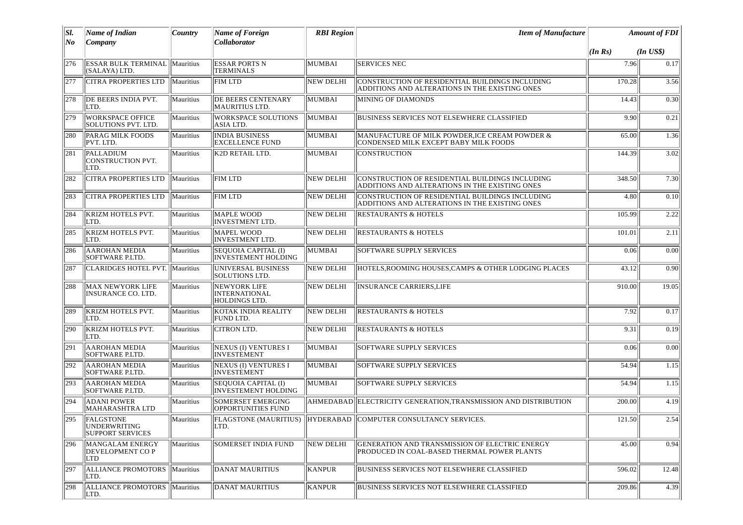| Sl. No | Name of Indian Company | Country | Name of Foreign Collaborator | RBI Region | Item of Manufacture | Amount of FDI | |
|---|---|---|---|---|---|---|---|
| | | | | | | (In Rs) | (In US$) |
| 276 | ESSAR BULK TERMINAL (SALAYA) LTD. | Mauritius | ESSAR PORTS N TERMINALS | MUMBAI | SERVICES NEC | 7.96 | 0.17 |
| 277 | CITRA PROPERTIES LTD | Mauritius | FIM LTD | NEW DELHI | CONSTRUCTION OF RESIDENTIAL BUILDINGS INCLUDING ADDITIONS AND ALTERATIONS IN THE EXISTING ONES | 170.28 | 3.56 |
| 278 | DE BEERS INDIA PVT. LTD. | Mauritius | DE BEERS CENTENARY MAURITIUS LTD. | MUMBAI | MINING OF DIAMONDS | 14.43 | 0.30 |
| 279 | WORKSPACE OFFICE SOLUTIONS PVT. LTD. | Mauritius | WORKSPACE SOLUTIONS ASIA LTD. | MUMBAI | BUSINESS SERVICES NOT ELSEWHERE CLASSIFIED | 9.90 | 0.21 |
| 280 | PARAG MILK FOODS PVT. LTD. | Mauritius | INDIA BUSINESS EXCELLENCE FUND | MUMBAI | MANUFACTURE OF MILK POWDER,ICE CREAM POWDER & CONDENSED MILK EXCEPT BABY MILK FOODS | 65.00 | 1.36 |
| 281 | PALLADIUM CONSTRUCTION PVT. LTD. | Mauritius | K2D RETAIL LTD. | MUMBAI | CONSTRUCTION | 144.39 | 3.02 |
| 282 | CITRA PROPERTIES LTD | Mauritius | FIM LTD | NEW DELHI | CONSTRUCTION OF RESIDENTIAL BUILDINGS INCLUDING ADDITIONS AND ALTERATIONS IN THE EXISTING ONES | 348.50 | 7.30 |
| 283 | CITRA PROPERTIES LTD | Mauritius | FIM LTD | NEW DELHI | CONSTRUCTION OF RESIDENTIAL BUILDINGS INCLUDING ADDITIONS AND ALTERATIONS IN THE EXISTING ONES | 4.80 | 0.10 |
| 284 | KRIZM HOTELS PVT. LTD. | Mauritius | MAPLE WOOD INVESTMENT LTD. | NEW DELHI | RESTAURANTS & HOTELS | 105.99 | 2.22 |
| 285 | KRIZM HOTELS PVT. LTD. | Mauritius | MAPEL WOOD INVESTMENT LTD. | NEW DELHI | RESTAURANTS & HOTELS | 101.01 | 2.11 |
| 286 | AAROHAN MEDIA SOFTWARE P.LTD. | Mauritius | SEQUOIA CAPITAL (I) INVESTEMENT HOLDING | MUMBAI | SOFTWARE SUPPLY SERVICES | 0.06 | 0.00 |
| 287 | CLARIDGES HOTEL PVT. | Mauritius | UNIVERSAL BUSINESS SOLUTIONS LTD. | NEW DELHI | HOTELS,ROOMING HOUSES,CAMPS & OTHER LODGING PLACES | 43.12 | 0.90 |
| 288 | MAX NEWYORK LIFE INSURANCE CO. LTD. | Mauritius | NEWYORK LIFE INTERNATIONAL HOLDINGS LTD. | NEW DELHI | INSURANCE CARRIERS,LIFE | 910.00 | 19.05 |
| 289 | KRIZM HOTELS PVT. LTD. | Mauritius | KOTAK INDIA REALITY FUND LTD. | NEW DELHI | RESTAURANTS & HOTELS | 7.92 | 0.17 |
| 290 | KRIZM HOTELS PVT. LTD. | Mauritius | CITRON LTD. | NEW DELHI | RESTAURANTS & HOTELS | 9.31 | 0.19 |
| 291 | AAROHAN MEDIA SOFTWARE P.LTD. | Mauritius | NEXUS (I) VENTURES I INVESTEMENT | MUMBAI | SOFTWARE SUPPLY SERVICES | 0.06 | 0.00 |
| 292 | AAROHAN MEDIA SOFTWARE P.LTD. | Mauritius | NEXUS (I) VENTURES I INVESTEMENT | MUMBAI | SOFTWARE SUPPLY SERVICES | 54.94 | 1.15 |
| 293 | AAROHAN MEDIA SOFTWARE P.LTD. | Mauritius | SEQUOIA CAPITAL (I) INVESTEMENT HOLDING | MUMBAI | SOFTWARE SUPPLY SERVICES | 54.94 | 1.15 |
| 294 | ADANI POWER MAHARASHTRA LTD | Mauritius | SOMERSET EMERGING OPPORTUNITIES FUND | AHMEDABAD | ELECTRICITY GENERATION,TRANSMISSION AND DISTRIBUTION | 200.00 | 4.19 |
| 295 | FALGSTONE UNDERWRITING SUPPORT SERVICES | Mauritius | FLAGSTONE (MAURITIUS) LTD. | HYDERABAD | COMPUTER CONSULTANCY SERVICES. | 121.50 | 2.54 |
| 296 | MANGALAM ENERGY DEVELOPMENT CO P LTD | Mauritius | SOMERSET INDIA FUND | NEW DELHI | GENERATION AND TRANSMISSION OF ELECTRIC ENERGY PRODUCED IN COAL-BASED THERMAL POWER PLANTS | 45.00 | 0.94 |
| 297 | ALLIANCE PROMOTORS LTD. | Mauritius | DANAT MAURITIUS | KANPUR | BUSINESS SERVICES NOT ELSEWHERE CLASSIFIED | 596.02 | 12.48 |
| 298 | ALLIANCE PROMOTORS LTD. | Mauritius | DANAT MAURITIUS | KANPUR | BUSINESS SERVICES NOT ELSEWHERE CLASSIFIED | 209.86 | 4.39 |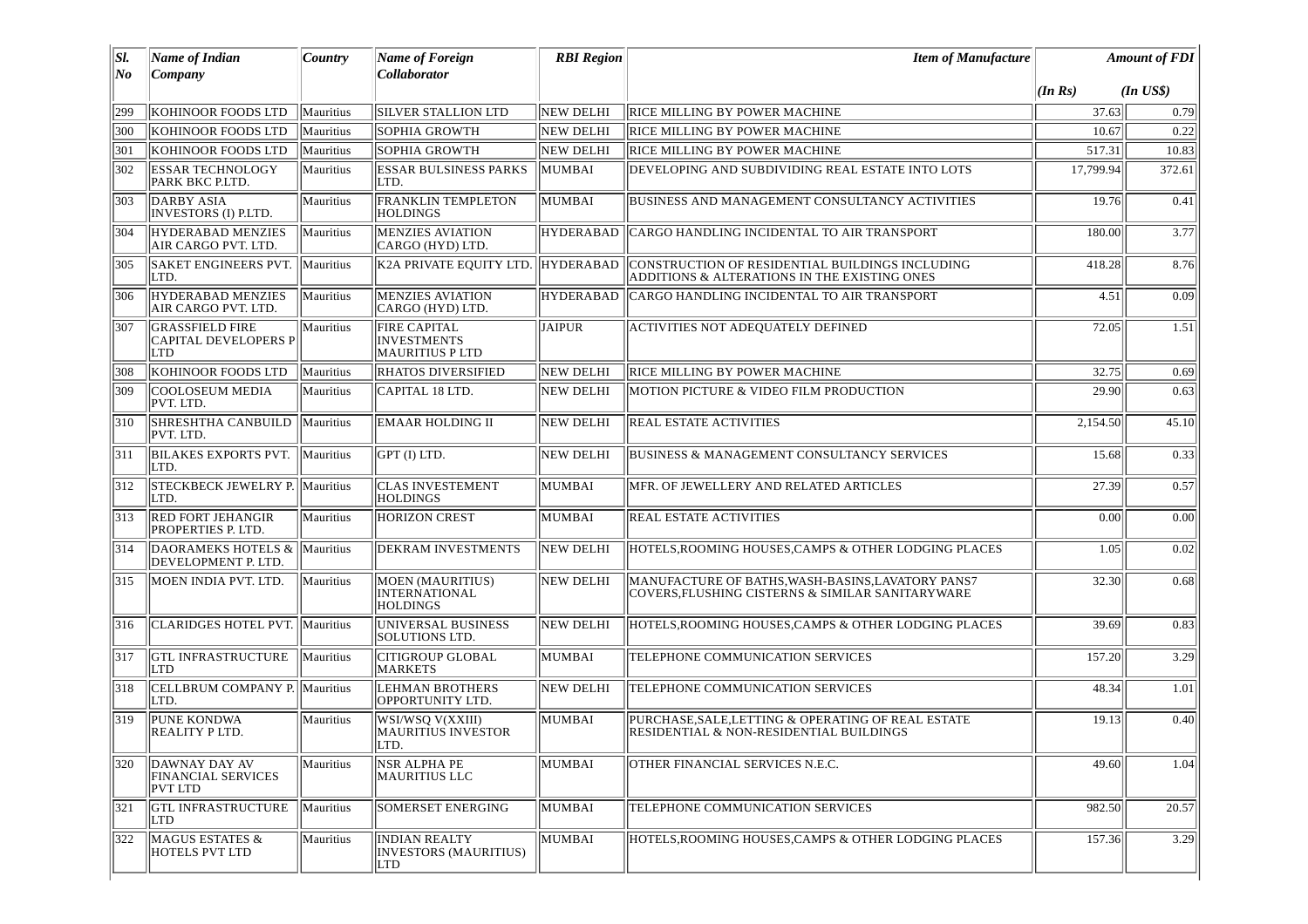| Sl. No | Name of Indian Company | Country | Name of Foreign Collaborator | RBI Region | Item of Manufacture | Amount of FDI | |
|---|---|---|---|---|---|---|---|
| | | | | | | (In Rs) | (In US$) |
| 299 | KOHINOOR FOODS LTD | Mauritius | SILVER STALLION LTD | NEW DELHI | RICE MILLING BY POWER MACHINE | 37.63 | 0.79 |
| 300 | KOHINOOR FOODS LTD | Mauritius | SOPHIA GROWTH | NEW DELHI | RICE MILLING BY POWER MACHINE | 10.67 | 0.22 |
| 301 | KOHINOOR FOODS LTD | Mauritius | SOPHIA GROWTH | NEW DELHI | RICE MILLING BY POWER MACHINE | 517.31 | 10.83 |
| 302 | ESSAR TECHNOLOGY PARK BKC P.LTD. | Mauritius | ESSAR BULSINESS PARKS LTD. | MUMBAI | DEVELOPING AND SUBDIVIDING REAL ESTATE INTO LOTS | 17,799.94 | 372.61 |
| 303 | DARBY ASIA INVESTORS (I) P.LTD. | Mauritius | FRANKLIN TEMPLETON HOLDINGS | MUMBAI | BUSINESS AND MANAGEMENT CONSULTANCY ACTIVITIES | 19.76 | 0.41 |
| 304 | HYDERABAD MENZIES AIR CARGO PVT. LTD. | Mauritius | MENZIES AVIATION CARGO (HYD) LTD. | HYDERABAD | CARGO HANDLING INCIDENTAL TO AIR TRANSPORT | 180.00 | 3.77 |
| 305 | SAKET ENGINEERS PVT. LTD. | Mauritius | K2A PRIVATE EQUITY LTD. | HYDERABAD | CONSTRUCTION OF RESIDENTIAL BUILDINGS INCLUDING ADDITIONS & ALTERATIONS IN THE EXISTING ONES | 418.28 | 8.76 |
| 306 | HYDERABAD MENZIES AIR CARGO PVT. LTD. | Mauritius | MENZIES AVIATION CARGO (HYD) LTD. | HYDERABAD | CARGO HANDLING INCIDENTAL TO AIR TRANSPORT | 4.51 | 0.09 |
| 307 | GRASSFIELD FIRE CAPITAL DEVELOPERS P LTD | Mauritius | FIRE CAPITAL INVESTMENTS MAURITIUS P LTD | JAIPUR | ACTIVITIES NOT ADEQUATELY DEFINED | 72.05 | 1.51 |
| 308 | KOHINOOR FOODS LTD | Mauritius | RHATOS DIVERSIFIED | NEW DELHI | RICE MILLING BY POWER MACHINE | 32.75 | 0.69 |
| 309 | COOLOSEUM MEDIA PVT. LTD. | Mauritius | CAPITAL 18 LTD. | NEW DELHI | MOTION PICTURE & VIDEO FILM PRODUCTION | 29.90 | 0.63 |
| 310 | SHRESHTHA CANBUILD PVT. LTD. | Mauritius | EMAAR HOLDING II | NEW DELHI | REAL ESTATE ACTIVITIES | 2,154.50 | 45.10 |
| 311 | BILAKES EXPORTS PVT. LTD. | Mauritius | GPT (I) LTD. | NEW DELHI | BUSINESS & MANAGEMENT CONSULTANCY SERVICES | 15.68 | 0.33 |
| 312 | STECKBECK JEWELRY P. LTD. | Mauritius | CLAS INVESTEMENT HOLDINGS | MUMBAI | MFR. OF JEWELLERY AND RELATED ARTICLES | 27.39 | 0.57 |
| 313 | RED FORT JEHANGIR PROPERTIES P. LTD. | Mauritius | HORIZON CREST | MUMBAI | REAL ESTATE ACTIVITIES | 0.00 | 0.00 |
| 314 | DAORAMEKS HOTELS & DEVELOPMENT P. LTD. | Mauritius | DEKRAM INVESTMENTS | NEW DELHI | HOTELS,ROOMING HOUSES,CAMPS & OTHER LODGING PLACES | 1.05 | 0.02 |
| 315 | MOEN INDIA PVT. LTD. | Mauritius | MOEN (MAURITIUS) INTERNATIONAL HOLDINGS | NEW DELHI | MANUFACTURE OF BATHS,WASH-BASINS,LAVATORY PANS7 COVERS,FLUSHING CISTERNS & SIMILAR SANITARYWARE | 32.30 | 0.68 |
| 316 | CLARIDGES HOTEL PVT. | Mauritius | UNIVERSAL BUSINESS SOLUTIONS LTD. | NEW DELHI | HOTELS,ROOMING HOUSES,CAMPS & OTHER LODGING PLACES | 39.69 | 0.83 |
| 317 | GTL INFRASTRUCTURE LTD | Mauritius | CITIGROUP GLOBAL MARKETS | MUMBAI | TELEPHONE COMMUNICATION SERVICES | 157.20 | 3.29 |
| 318 | CELLBRUM COMPANY P. LTD. | Mauritius | LEHMAN BROTHERS OPPORTUNITY LTD. | NEW DELHI | TELEPHONE COMMUNICATION SERVICES | 48.34 | 1.01 |
| 319 | PUNE KONDWA REALITY P LTD. | Mauritius | WSI/WSQ V(XXIII) MAURITIUS INVESTOR LTD. | MUMBAI | PURCHASE,SALE,LETTING & OPERATING OF REAL ESTATE RESIDENTIAL & NON-RESIDENTIAL BUILDINGS | 19.13 | 0.40 |
| 320 | DAWNAY DAY AV FINANCIAL SERVICES PVT LTD | Mauritius | NSR ALPHA PE MAURITIUS LLC | MUMBAI | OTHER FINANCIAL SERVICES N.E.C. | 49.60 | 1.04 |
| 321 | GTL INFRASTRUCTURE LTD | Mauritius | SOMERSET ENERGING | MUMBAI | TELEPHONE COMMUNICATION SERVICES | 982.50 | 20.57 |
| 322 | MAGUS ESTATES & HOTELS PVT LTD | Mauritius | INDIAN REALTY INVESTORS (MAURITIUS) LTD | MUMBAI | HOTELS,ROOMING HOUSES,CAMPS & OTHER LODGING PLACES | 157.36 | 3.29 |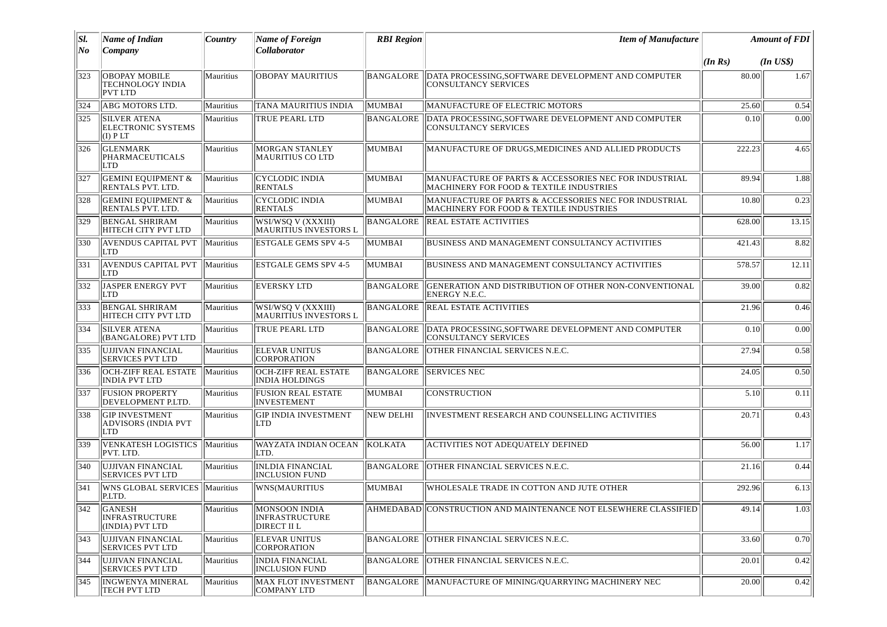| Sl. No | Name of Indian Company | Country | Name of Foreign Collaborator | RBI Region | Item of Manufacture | Amount of FDI | |
|---|---|---|---|---|---|---|---|
| | | | | | | (In Rs) | (In US$) |
| 323 | OBOPAY MOBILE TECHNOLOGY INDIA PVT LTD | Mauritius | OBOPAY MAURITIUS | BANGALORE | DATA PROCESSING,SOFTWARE DEVELOPMENT AND COMPUTER CONSULTANCY SERVICES | 80.00 | 1.67 |
| 324 | ABG MOTORS LTD. | Mauritius | TANA MAURITIUS INDIA | MUMBAI | MANUFACTURE OF ELECTRIC MOTORS | 25.60 | 0.54 |
| 325 | SILVER ATENA ELECTRONIC SYSTEMS (I) P LT | Mauritius | TRUE PEARL LTD | BANGALORE | DATA PROCESSING,SOFTWARE DEVELOPMENT AND COMPUTER CONSULTANCY SERVICES | 0.10 | 0.00 |
| 326 | GLENMARK PHARMACEUTICALS LTD | Mauritius | MORGAN STANLEY MAURITIUS CO LTD | MUMBAI | MANUFACTURE OF DRUGS,MEDICINES AND ALLIED PRODUCTS | 222.23 | 4.65 |
| 327 | GEMINI EQUIPMENT & RENTALS PVT. LTD. | Mauritius | CYCLODIC INDIA RENTALS | MUMBAI | MANUFACTURE OF PARTS & ACCESSORIES NEC FOR INDUSTRIAL MACHINERY FOR FOOD & TEXTILE INDUSTRIES | 89.94 | 1.88 |
| 328 | GEMINI EQUIPMENT & RENTALS PVT. LTD. | Mauritius | CYCLODIC INDIA RENTALS | MUMBAI | MANUFACTURE OF PARTS & ACCESSORIES NEC FOR INDUSTRIAL MACHINERY FOR FOOD & TEXTILE INDUSTRIES | 10.80 | 0.23 |
| 329 | BENGAL SHRIRAM HITECH CITY PVT LTD | Mauritius | WSI/WSQ V (XXXIII) MAURITIUS INVESTORS L | BANGALORE | REAL ESTATE ACTIVITIES | 628.00 | 13.15 |
| 330 | AVENDUS CAPITAL PVT LTD | Mauritius | ESTGALE GEMS SPV 4-5 | MUMBAI | BUSINESS AND MANAGEMENT CONSULTANCY ACTIVITIES | 421.43 | 8.82 |
| 331 | AVENDUS CAPITAL PVT LTD | Mauritius | ESTGALE GEMS SPV 4-5 | MUMBAI | BUSINESS AND MANAGEMENT CONSULTANCY ACTIVITIES | 578.57 | 12.11 |
| 332 | JASPER ENERGY PVT LTD | Mauritius | EVERSKY LTD | BANGALORE | GENERATION AND DISTRIBUTION OF OTHER NON-CONVENTIONAL ENERGY N.E.C. | 39.00 | 0.82 |
| 333 | BENGAL SHRIRAM HITECH CITY PVT LTD | Mauritius | WSI/WSQ V (XXXIII) MAURITIUS INVESTORS L | BANGALORE | REAL ESTATE ACTIVITIES | 21.96 | 0.46 |
| 334 | SILVER ATENA (BANGALORE) PVT LTD | Mauritius | TRUE PEARL LTD | BANGALORE | DATA PROCESSING,SOFTWARE DEVELOPMENT AND COMPUTER CONSULTANCY SERVICES | 0.10 | 0.00 |
| 335 | UJJIVAN FINANCIAL SERVICES PVT LTD | Mauritius | ELEVAR UNITUS CORPORATION | BANGALORE | OTHER FINANCIAL SERVICES N.E.C. | 27.94 | 0.58 |
| 336 | OCH-ZIFF REAL ESTATE INDIA PVT LTD | Mauritius | OCH-ZIFF REAL ESTATE INDIA HOLDINGS | BANGALORE | SERVICES NEC | 24.05 | 0.50 |
| 337 | FUSION PROPERTY DEVELOPMENT P.LTD. | Mauritius | FUSION REAL ESTATE INVESTEMENT | MUMBAI | CONSTRUCTION | 5.10 | 0.11 |
| 338 | GIP INVESTMENT ADVISORS (INDIA PVT LTD | Mauritius | GIP INDIA INVESTMENT LTD | NEW DELHI | INVESTMENT RESEARCH AND COUNSELLING ACTIVITIES | 20.71 | 0.43 |
| 339 | VENKATESH LOGISTICS PVT. LTD. | Mauritius | WAYZATA INDIAN OCEAN LTD. | KOLKATA | ACTIVITIES NOT ADEQUATELY DEFINED | 56.00 | 1.17 |
| 340 | UJJIVAN FINANCIAL SERVICES PVT LTD | Mauritius | INLDIA FINANCIAL INCLUSION FUND | BANGALORE | OTHER FINANCIAL SERVICES N.E.C. | 21.16 | 0.44 |
| 341 | WNS GLOBAL SERVICES P.LTD. | Mauritius | WNS(MAURITIUS | MUMBAI | WHOLESALE TRADE IN COTTON AND JUTE OTHER | 292.96 | 6.13 |
| 342 | GANESH INFRASTRUCTURE (INDIA) PVT LTD | Mauritius | MONSOON INDIA INFRASTRUCTURE DIRECT II L | AHMEDABAD | CONSTRUCTION AND MAINTENANCE NOT ELSEWHERE CLASSIFIED | 49.14 | 1.03 |
| 343 | UJJIVAN FINANCIAL SERVICES PVT LTD | Mauritius | ELEVAR UNITUS CORPORATION | BANGALORE | OTHER FINANCIAL SERVICES N.E.C. | 33.60 | 0.70 |
| 344 | UJJIVAN FINANCIAL SERVICES PVT LTD | Mauritius | INDIA FINANCIAL INCLUSION FUND | BANGALORE | OTHER FINANCIAL SERVICES N.E.C. | 20.01 | 0.42 |
| 345 | INGWENYA MINERAL TECH PVT LTD | Mauritius | MAX FLOT INVESTMENT COMPANY LTD | BANGALORE | MANUFACTURE OF MINING/QUARRYING MACHINERY NEC | 20.00 | 0.42 |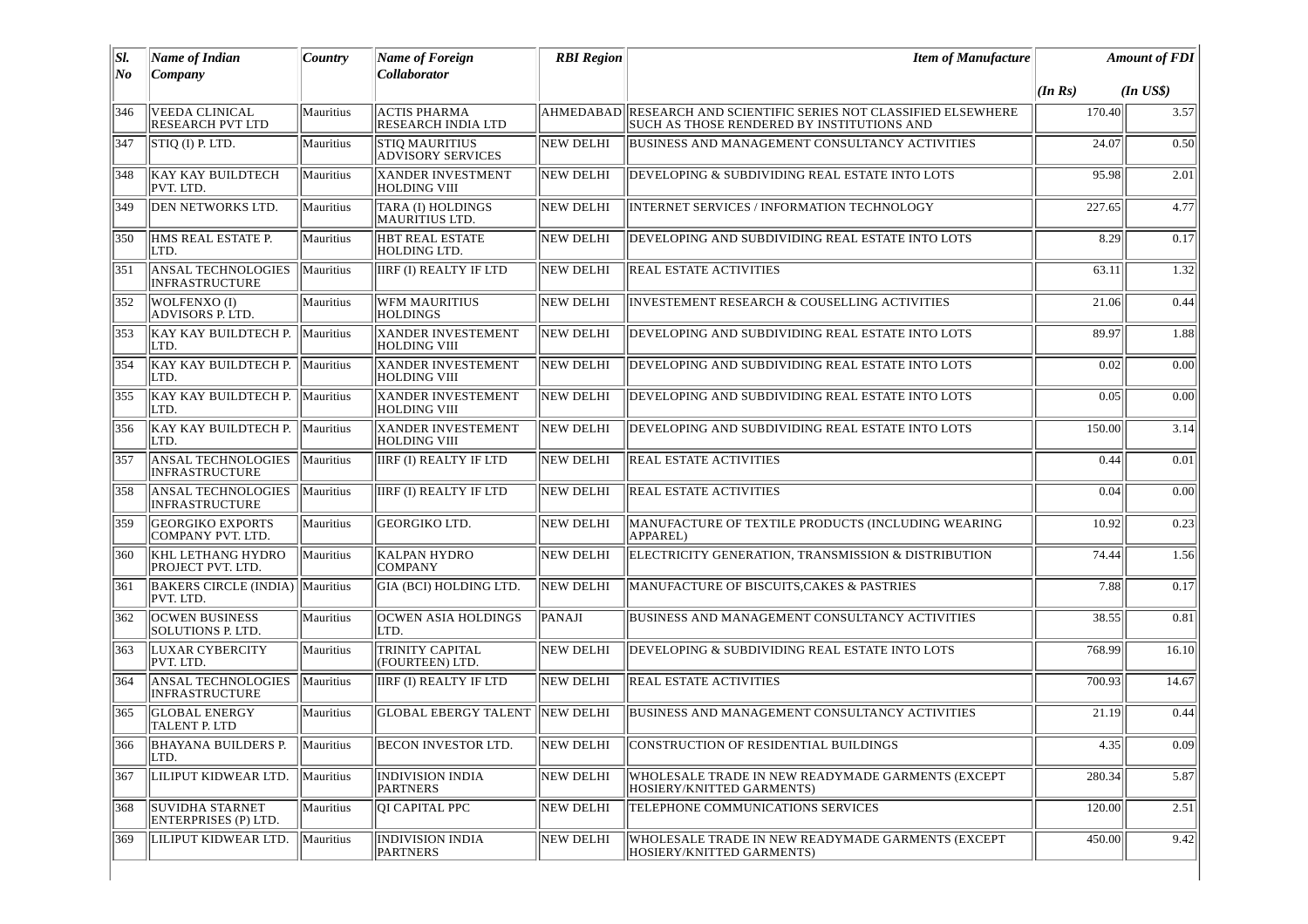| Sl. No | Name of Indian Company | Country | Name of Foreign Collaborator | RBI Region | Item of Manufacture | Amount of FDI | |
|---|---|---|---|---|---|---|---|
| | | | | | | *(In Rs)* | *(In US$)* |
| 346 | VEEDA CLINICAL RESEARCH PVT LTD | Mauritius | ACTIS PHARMA RESEARCH INDIA LTD | AHMEDABAD | RESEARCH AND SCIENTIFIC SERIES NOT CLASSIFIED ELSEWHERE SUCH AS THOSE RENDERED BY INSTITUTIONS AND | 170.40 | 3.57 |
| 347 | STIQ (I) P. LTD. | Mauritius | STIQ MAURITIUS ADVISORY SERVICES | NEW DELHI | BUSINESS AND MANAGEMENT CONSULTANCY ACTIVITIES | 24.07 | 0.50 |
| 348 | KAY KAY BUILDTECH PVT. LTD. | Mauritius | XANDER INVESTMENT HOLDING VIII | NEW DELHI | DEVELOPING & SUBDIVIDING REAL ESTATE INTO LOTS | 95.98 | 2.01 |
| 349 | DEN NETWORKS LTD. | Mauritius | TARA (I) HOLDINGS MAURITIUS LTD. | NEW DELHI | INTERNET SERVICES / INFORMATION TECHNOLOGY | 227.65 | 4.77 |
| 350 | HMS REAL ESTATE P. LTD. | Mauritius | HBT REAL ESTATE HOLDING LTD. | NEW DELHI | DEVELOPING AND SUBDIVIDING REAL ESTATE INTO LOTS | 8.29 | 0.17 |
| 351 | ANSAL TECHNOLOGIES INFRASTRUCTURE | Mauritius | IIRF (I) REALTY IF LTD | NEW DELHI | REAL ESTATE ACTIVITIES | 63.11 | 1.32 |
| 352 | WOLFENXO (I) ADVISORS P. LTD. | Mauritius | WFM MAURITIUS HOLDINGS | NEW DELHI | INVESTEMENT RESEARCH & COUSELLING ACTIVITIES | 21.06 | 0.44 |
| 353 | KAY KAY BUILDTECH P. LTD. | Mauritius | XANDER INVESTEMENT HOLDING VIII | NEW DELHI | DEVELOPING AND SUBDIVIDING REAL ESTATE INTO LOTS | 89.97 | 1.88 |
| 354 | KAY KAY BUILDTECH P. LTD. | Mauritius | XANDER INVESTEMENT HOLDING VIII | NEW DELHI | DEVELOPING AND SUBDIVIDING REAL ESTATE INTO LOTS | 0.02 | 0.00 |
| 355 | KAY KAY BUILDTECH P. LTD. | Mauritius | XANDER INVESTEMENT HOLDING VIII | NEW DELHI | DEVELOPING AND SUBDIVIDING REAL ESTATE INTO LOTS | 0.05 | 0.00 |
| 356 | KAY KAY BUILDTECH P. LTD. | Mauritius | XANDER INVESTEMENT HOLDING VIII | NEW DELHI | DEVELOPING AND SUBDIVIDING REAL ESTATE INTO LOTS | 150.00 | 3.14 |
| 357 | ANSAL TECHNOLOGIES INFRASTRUCTURE | Mauritius | IIRF (I) REALTY IF LTD | NEW DELHI | REAL ESTATE ACTIVITIES | 0.44 | 0.01 |
| 358 | ANSAL TECHNOLOGIES INFRASTRUCTURE | Mauritius | IIRF (I) REALTY IF LTD | NEW DELHI | REAL ESTATE ACTIVITIES | 0.04 | 0.00 |
| 359 | GEORGIKO EXPORTS COMPANY PVT. LTD. | Mauritius | GEORGIKO LTD. | NEW DELHI | MANUFACTURE OF TEXTILE PRODUCTS (INCLUDING WEARING APPAREL) | 10.92 | 0.23 |
| 360 | KHL LETHANG HYDRO PROJECT PVT. LTD. | Mauritius | KALPAN HYDRO COMPANY | NEW DELHI | ELECTRICITY GENERATION, TRANSMISSION & DISTRIBUTION | 74.44 | 1.56 |
| 361 | BAKERS CIRCLE (INDIA) PVT. LTD. | Mauritius | GIA (BCI) HOLDING LTD. | NEW DELHI | MANUFACTURE OF BISCUITS,CAKES & PASTRIES | 7.88 | 0.17 |
| 362 | OCWEN BUSINESS SOLUTIONS P. LTD. | Mauritius | OCWEN ASIA HOLDINGS LTD. | PANAJI | BUSINESS AND MANAGEMENT CONSULTANCY ACTIVITIES | 38.55 | 0.81 |
| 363 | LUXAR CYBERCITY PVT. LTD. | Mauritius | TRINITY CAPITAL (FOURTEEN) LTD. | NEW DELHI | DEVELOPING & SUBDIVIDING REAL ESTATE INTO LOTS | 768.99 | 16.10 |
| 364 | ANSAL TECHNOLOGIES INFRASTRUCTURE | Mauritius | IIRF (I) REALTY IF LTD | NEW DELHI | REAL ESTATE ACTIVITIES | 700.93 | 14.67 |
| 365 | GLOBAL ENERGY TALENT P. LTD | Mauritius | GLOBAL EBERGY TALENT | NEW DELHI | BUSINESS AND MANAGEMENT CONSULTANCY ACTIVITIES | 21.19 | 0.44 |
| 366 | BHAYANA BUILDERS P. LTD. | Mauritius | BECON INVESTOR LTD. | NEW DELHI | CONSTRUCTION OF RESIDENTIAL BUILDINGS | 4.35 | 0.09 |
| 367 | LILIPUT KIDWEAR LTD. | Mauritius | INDIVISION INDIA PARTNERS | NEW DELHI | WHOLESALE TRADE IN NEW READYMADE GARMENTS (EXCEPT HOSIERY/KNITTED GARMENTS) | 280.34 | 5.87 |
| 368 | SUVIDHA STARNET ENTERPRISES (P) LTD. | Mauritius | QI CAPITAL PPC | NEW DELHI | TELEPHONE COMMUNICATIONS SERVICES | 120.00 | 2.51 |
| 369 | LILIPUT KIDWEAR LTD. | Mauritius | INDIVISION INDIA PARTNERS | NEW DELHI | WHOLESALE TRADE IN NEW READYMADE GARMENTS (EXCEPT HOSIERY/KNITTED GARMENTS) | 450.00 | 9.42 |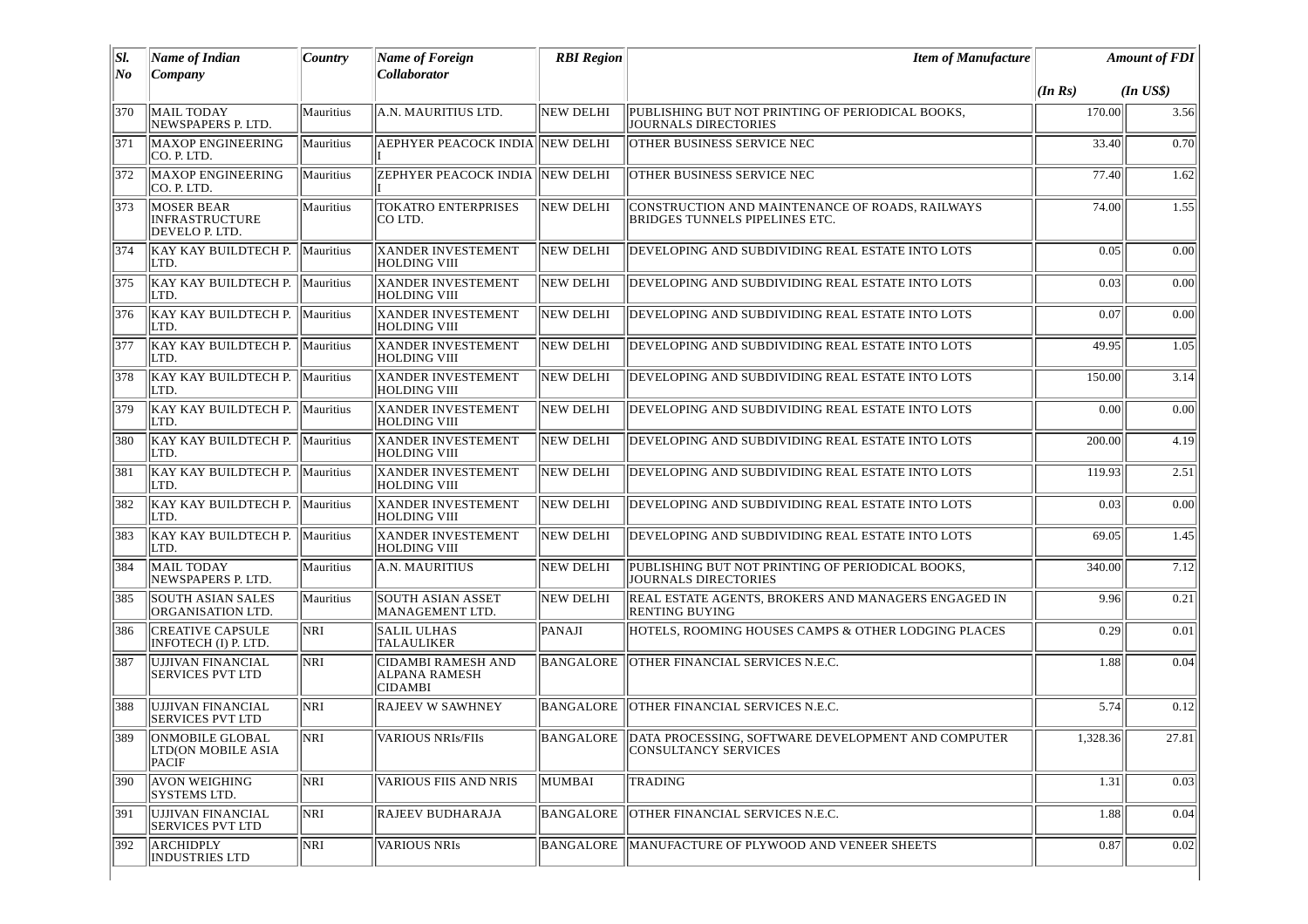| Sl. No | Name of Indian Company | Country | Name of Foreign Collaborator | RBI Region | Item of Manufacture | Amount of FDI | |
|---|---|---|---|---|---|---|---|
| | | | | | | (In Rs) | (In US$) |
| 370 | MAIL TODAY NEWSPAPERS P. LTD. | Mauritius | A.N. MAURITIUS LTD. | NEW DELHI | PUBLISHING BUT NOT PRINTING OF PERIODICAL BOOKS, JOURNALS DIRECTORIES | 170.00 | 3.56 |
| 371 | MAXOP ENGINEERING CO. P. LTD. | Mauritius | AEPHYER PEACOCK INDIA I | NEW DELHI | OTHER BUSINESS SERVICE NEC | 33.40 | 0.70 |
| 372 | MAXOP ENGINEERING CO. P. LTD. | Mauritius | ZEPHYER PEACOCK INDIA I | NEW DELHI | OTHER BUSINESS SERVICE NEC | 77.40 | 1.62 |
| 373 | MOSER BEAR INFRASTRUCTURE DEVELO P. LTD. | Mauritius | TOKATRO ENTERPRISES CO LTD. | NEW DELHI | CONSTRUCTION AND MAINTENANCE OF ROADS, RAILWAYS BRIDGES TUNNELS PIPELINES ETC. | 74.00 | 1.55 |
| 374 | KAY KAY BUILDTECH P. LTD. | Mauritius | XANDER INVESTEMENT HOLDING VIII | NEW DELHI | DEVELOPING AND SUBDIVIDING REAL ESTATE INTO LOTS | 0.05 | 0.00 |
| 375 | KAY KAY BUILDTECH P. LTD. | Mauritius | XANDER INVESTEMENT HOLDING VIII | NEW DELHI | DEVELOPING AND SUBDIVIDING REAL ESTATE INTO LOTS | 0.03 | 0.00 |
| 376 | KAY KAY BUILDTECH P. LTD. | Mauritius | XANDER INVESTEMENT HOLDING VIII | NEW DELHI | DEVELOPING AND SUBDIVIDING REAL ESTATE INTO LOTS | 0.07 | 0.00 |
| 377 | KAY KAY BUILDTECH P. LTD. | Mauritius | XANDER INVESTEMENT HOLDING VIII | NEW DELHI | DEVELOPING AND SUBDIVIDING REAL ESTATE INTO LOTS | 49.95 | 1.05 |
| 378 | KAY KAY BUILDTECH P. LTD. | Mauritius | XANDER INVESTEMENT HOLDING VIII | NEW DELHI | DEVELOPING AND SUBDIVIDING REAL ESTATE INTO LOTS | 150.00 | 3.14 |
| 379 | KAY KAY BUILDTECH P. LTD. | Mauritius | XANDER INVESTEMENT HOLDING VIII | NEW DELHI | DEVELOPING AND SUBDIVIDING REAL ESTATE INTO LOTS | 0.00 | 0.00 |
| 380 | KAY KAY BUILDTECH P. LTD. | Mauritius | XANDER INVESTEMENT HOLDING VIII | NEW DELHI | DEVELOPING AND SUBDIVIDING REAL ESTATE INTO LOTS | 200.00 | 4.19 |
| 381 | KAY KAY BUILDTECH P. LTD. | Mauritius | XANDER INVESTEMENT HOLDING VIII | NEW DELHI | DEVELOPING AND SUBDIVIDING REAL ESTATE INTO LOTS | 119.93 | 2.51 |
| 382 | KAY KAY BUILDTECH P. LTD. | Mauritius | XANDER INVESTEMENT HOLDING VIII | NEW DELHI | DEVELOPING AND SUBDIVIDING REAL ESTATE INTO LOTS | 0.03 | 0.00 |
| 383 | KAY KAY BUILDTECH P. LTD. | Mauritius | XANDER INVESTEMENT HOLDING VIII | NEW DELHI | DEVELOPING AND SUBDIVIDING REAL ESTATE INTO LOTS | 69.05 | 1.45 |
| 384 | MAIL TODAY NEWSPAPERS P. LTD. | Mauritius | A.N. MAURITIUS | NEW DELHI | PUBLISHING BUT NOT PRINTING OF PERIODICAL BOOKS, JOURNALS DIRECTORIES | 340.00 | 7.12 |
| 385 | SOUTH ASIAN SALES ORGANISATION LTD. | Mauritius | SOUTH ASIAN ASSET MANAGEMENT LTD. | NEW DELHI | REAL ESTATE AGENTS, BROKERS AND MANAGERS ENGAGED IN RENTING BUYING | 9.96 | 0.21 |
| 386 | CREATIVE CAPSULE INFOTECH (I) P. LTD. | NRI | SALIL ULHAS TALAULIKER | PANAJI | HOTELS, ROOMING HOUSES CAMPS & OTHER LODGING PLACES | 0.29 | 0.01 |
| 387 | UJJIVAN FINANCIAL SERVICES PVT LTD | NRI | CIDAMBI RAMESH AND ALPANA RAMESH CIDAMBI | BANGALORE | OTHER FINANCIAL SERVICES N.E.C. | 1.88 | 0.04 |
| 388 | UJJIVAN FINANCIAL SERVICES PVT LTD | NRI | RAJEEV W SAWHNEY | BANGALORE | OTHER FINANCIAL SERVICES N.E.C. | 5.74 | 0.12 |
| 389 | ONMOBILE GLOBAL LTD(ON MOBILE ASIA PACIF | NRI | VARIOUS NRIs/FIIs | BANGALORE | DATA PROCESSING, SOFTWARE DEVELOPMENT AND COMPUTER CONSULTANCY SERVICES | 1,328.36 | 27.81 |
| 390 | AVON WEIGHING SYSTEMS LTD. | NRI | VARIOUS FIIS AND NRIS | MUMBAI | TRADING | 1.31 | 0.03 |
| 391 | UJJIVAN FINANCIAL SERVICES PVT LTD | NRI | RAJEEV BUDHARAJA | BANGALORE | OTHER FINANCIAL SERVICES N.E.C. | 1.88 | 0.04 |
| 392 | ARCHIDPLY INDUSTRIES LTD | NRI | VARIOUS NRIs | BANGALORE | MANUFACTURE OF PLYWOOD AND VENEER SHEETS | 0.87 | 0.02 |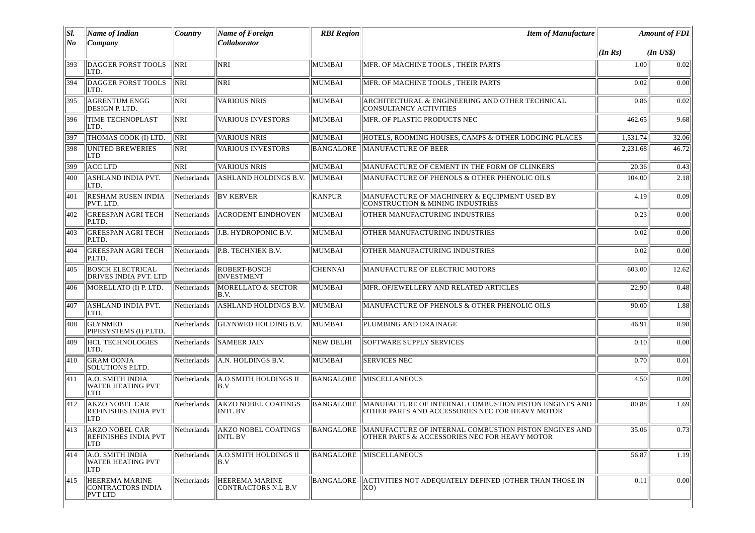| Sl. No | Name of Indian Company | Country | Name of Foreign Collaborator | RBI Region | Item of Manufacture | Amount of FDI | |
|---|---|---|---|---|---|---|---|
| | | | | | | (In Rs) | (In US$) |
| 393 | DAGGER FORST TOOLS LTD. | NRI | NRI | MUMBAI | MFR. OF MACHINE TOOLS , THEIR PARTS | 1.00 | 0.02 |
| 394 | DAGGER FORST TOOLS LTD. | NRI | NRI | MUMBAI | MFR. OF MACHINE TOOLS , THEIR PARTS | 0.02 | 0.00 |
| 395 | AGRENTUM ENGG DESIGN P. LTD. | NRI | VARIOUS NRIS | MUMBAI | ARCHITECTURAL & ENGINEERING AND OTHER TECHNICAL CONSULTANCY ACTIVITIES | 0.86 | 0.02 |
| 396 | TIME TECHNOPLAST LTD. | NRI | VARIOUS INVESTORS | MUMBAI | MFR. OF PLASTIC PRODUCTS NEC | 462.65 | 9.68 |
| 397 | THOMAS COOK (I) LTD. | NRI | VARIOUS NRIS | MUMBAI | HOTELS, ROOMING HOUSES, CAMPS & OTHER LODGING PLACES | 1,531.74 | 32.06 |
| 398 | UNITED BREWERIES LTD | NRI | VARIOUS INVESTORS | BANGALORE | MANUFACTURE OF BEER | 2,231.68 | 46.72 |
| 399 | ACC LTD | NRI | VARIOUS NRIS | MUMBAI | MANUFACTURE OF CEMENT IN THE FORM OF CLINKERS | 20.36 | 0.43 |
| 400 | ASHLAND INDIA PVT. LTD. | Netherlands | ASHLAND HOLDINGS B.V. | MUMBAI | MANUFACTURE OF PHENOLS & OTHER PHENOLIC OILS | 104.00 | 2.18 |
| 401 | RESHAM RUSEN INDIA PVT. LTD. | Netherlands | BV KERVER | KANPUR | MANUFACTURE OF MACHINERY & EQUIPMENT USED BY CONSTRUCTION & MINING INDUSTRIES | 4.19 | 0.09 |
| 402 | GREESPAN AGRI TECH P.LTD. | Netherlands | ACRODENT EINDHOVEN | MUMBAI | OTHER MANUFACTURING INDUSTRIES | 0.23 | 0.00 |
| 403 | GREESPAN AGRI TECH P.LTD. | Netherlands | J.B. HYDROPONIC B.V. | MUMBAI | OTHER MANUFACTURING INDUSTRIES | 0.02 | 0.00 |
| 404 | GREESPAN AGRI TECH P.LTD. | Netherlands | P.B. TECHNIEK B.V. | MUMBAI | OTHER MANUFACTURING INDUSTRIES | 0.02 | 0.00 |
| 405 | BOSCH ELECTRICAL DRIVES INDIA PVT. LTD | Netherlands | ROBERT-BOSCH INVESTMENT | CHENNAI | MANUFACTURE OF ELECTRIC MOTORS | 603.00 | 12.62 |
| 406 | MORELLATO (I) P. LTD. | Netherlands | MORELLATO & SECTOR B.V. | MUMBAI | MFR. OFJEWELLERY AND RELATED ARTICLES | 22.90 | 0.48 |
| 407 | ASHLAND INDIA PVT. LTD. | Netherlands | ASHLAND HOLDINGS B.V. | MUMBAI | MANUFACTURE OF PHENOLS & OTHER PHENOLIC OILS | 90.00 | 1.88 |
| 408 | GLYNMED PIPESYSTEMS (I) P.LTD. | Netherlands | GLYNWED HOLDING B.V. | MUMBAI | PLUMBING AND DRAINAGE | 46.91 | 0.98 |
| 409 | HCL TECHNOLOGIES LTD. | Netherlands | SAMEER JAIN | NEW DELHI | SOFTWARE SUPPLY SERVICES | 0.10 | 0.00 |
| 410 | GRAM OONJA SOLUTIONS P.LTD. | Netherlands | A.N. HOLDINGS B.V. | MUMBAI | SERVICES NEC | 0.70 | 0.01 |
| 411 | A.O. SMITH INDIA WATER HEATING PVT LTD | Netherlands | A.O.SMITH HOLDINGS II B.V | BANGALORE | MISCELLANEOUS | 4.50 | 0.09 |
| 412 | AKZO NOBEL CAR REFINISHES INDIA PVT LTD | Netherlands | AKZO NOBEL COATINGS INTL BV | BANGALORE | MANUFACTURE OF INTERNAL COMBUSTION PISTON ENGINES AND OTHER PARTS AND ACCESSORIES NEC FOR HEAVY MOTOR | 80.88 | 1.69 |
| 413 | AKZO NOBEL CAR REFINISHES INDIA PVT LTD | Netherlands | AKZO NOBEL COATINGS INTL BV | BANGALORE | MANUFACTURE OF INTERNAL COMBUSTION PISTON ENGINES AND OTHER PARTS & ACCESSORIES NEC FOR HEAVY MOTOR | 35.06 | 0.73 |
| 414 | A.O. SMITH INDIA WATER HEATING PVT LTD | Netherlands | A.O.SMITH HOLDINGS II B.V | BANGALORE | MISCELLANEOUS | 56.87 | 1.19 |
| 415 | HEEREMA MARINE CONTRACTORS INDIA PVT LTD | Netherlands | HEEREMA MARINE CONTRACTORS N.L B.V | BANGALORE | ACTIVITIES NOT ADEQUATELY DEFINED (OTHER THAN THOSE IN XO) | 0.11 | 0.00 |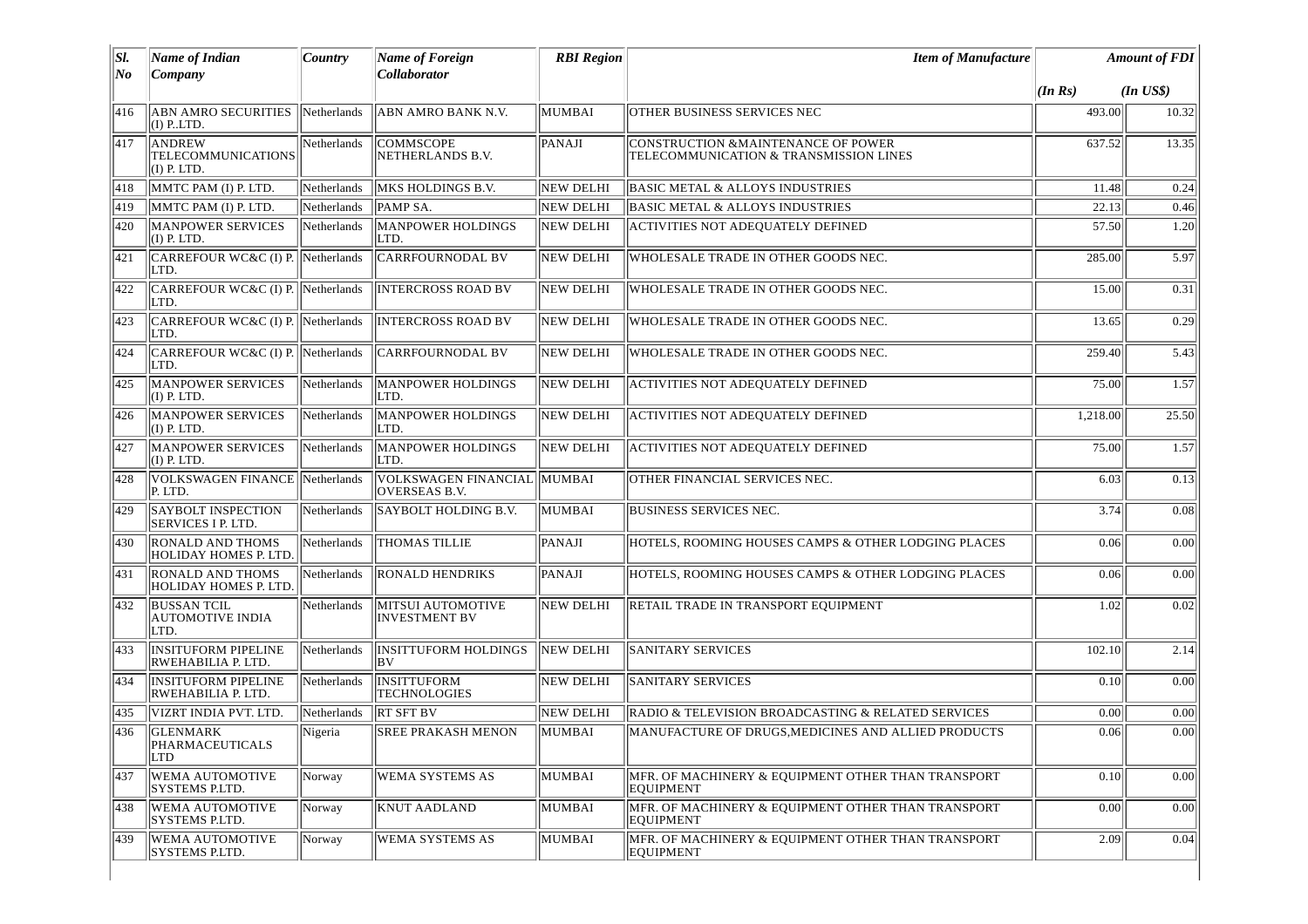| Sl. No | Name of Indian Company | Country | Name of Foreign Collaborator | RBI Region | Item of Manufacture | Amount of FDI | |
|---|---|---|---|---|---|---|---|
| | | | | | | (In Rs) | (In US$) |
| 416 | ABN AMRO SECURITIES (I) P..LTD. | Netherlands | ABN AMRO BANK N.V. | MUMBAI | OTHER BUSINESS SERVICES NEC | 493.00 | 10.32 |
| 417 | ANDREW TELECOMMUNICATIONS (I) P. LTD. | Netherlands | COMMSCOPE NETHERLANDS B.V. | PANAJI | CONSTRUCTION &MAINTENANCE OF POWER TELECOMMUNICATION & TRANSMISSION LINES | 637.52 | 13.35 |
| 418 | MMTC PAM (I) P. LTD. | Netherlands | MKS HOLDINGS B.V. | NEW DELHI | BASIC METAL & ALLOYS INDUSTRIES | 11.48 | 0.24 |
| 419 | MMTC PAM (I) P. LTD. | Netherlands | PAMP SA. | NEW DELHI | BASIC METAL & ALLOYS INDUSTRIES | 22.13 | 0.46 |
| 420 | MANPOWER SERVICES (I) P. LTD. | Netherlands | MANPOWER HOLDINGS LTD. | NEW DELHI | ACTIVITIES NOT ADEQUATELY DEFINED | 57.50 | 1.20 |
| 421 | CARREFOUR WC&C (I) P. LTD. | Netherlands | CARRFOURNODAL BV | NEW DELHI | WHOLESALE TRADE IN OTHER GOODS NEC. | 285.00 | 5.97 |
| 422 | CARREFOUR WC&C (I) P. LTD. | Netherlands | INTERCROSS ROAD BV | NEW DELHI | WHOLESALE TRADE IN OTHER GOODS NEC. | 15.00 | 0.31 |
| 423 | CARREFOUR WC&C (I) P. LTD. | Netherlands | INTERCROSS ROAD BV | NEW DELHI | WHOLESALE TRADE IN OTHER GOODS NEC. | 13.65 | 0.29 |
| 424 | CARREFOUR WC&C (I) P. LTD. | Netherlands | CARRFOURNODAL BV | NEW DELHI | WHOLESALE TRADE IN OTHER GOODS NEC. | 259.40 | 5.43 |
| 425 | MANPOWER SERVICES (I) P. LTD. | Netherlands | MANPOWER HOLDINGS LTD. | NEW DELHI | ACTIVITIES NOT ADEQUATELY DEFINED | 75.00 | 1.57 |
| 426 | MANPOWER SERVICES (I) P. LTD. | Netherlands | MANPOWER HOLDINGS LTD. | NEW DELHI | ACTIVITIES NOT ADEQUATELY DEFINED | 1,218.00 | 25.50 |
| 427 | MANPOWER SERVICES (I) P. LTD. | Netherlands | MANPOWER HOLDINGS LTD. | NEW DELHI | ACTIVITIES NOT ADEQUATELY DEFINED | 75.00 | 1.57 |
| 428 | VOLKSWAGEN FINANCE P. LTD. | Netherlands | VOLKSWAGEN FINANCIAL OVERSEAS B.V. | MUMBAI | OTHER FINANCIAL SERVICES NEC. | 6.03 | 0.13 |
| 429 | SAYBOLT INSPECTION SERVICES I P. LTD. | Netherlands | SAYBOLT HOLDING B.V. | MUMBAI | BUSINESS SERVICES NEC. | 3.74 | 0.08 |
| 430 | RONALD AND THOMS HOLIDAY HOMES P. LTD. | Netherlands | THOMAS TILLIE | PANAJI | HOTELS, ROOMING HOUSES CAMPS & OTHER LODGING PLACES | 0.06 | 0.00 |
| 431 | RONALD AND THOMS HOLIDAY HOMES P. LTD. | Netherlands | RONALD HENDRIKS | PANAJI | HOTELS, ROOMING HOUSES CAMPS & OTHER LODGING PLACES | 0.06 | 0.00 |
| 432 | BUSSAN TCIL AUTOMOTIVE INDIA LTD. | Netherlands | MITSUI AUTOMOTIVE INVESTMENT BV | NEW DELHI | RETAIL TRADE IN TRANSPORT EQUIPMENT | 1.02 | 0.02 |
| 433 | INSITUFORM PIPELINE RWEHABILIA P. LTD. | Netherlands | INSITTUFORM HOLDINGS BV | NEW DELHI | SANITARY SERVICES | 102.10 | 2.14 |
| 434 | INSITUFORM PIPELINE RWEHABILIA P. LTD. | Netherlands | INSITTUFORM TECHNOLOGIES | NEW DELHI | SANITARY SERVICES | 0.10 | 0.00 |
| 435 | VIZRT INDIA PVT. LTD. | Netherlands | RT SFT BV | NEW DELHI | RADIO & TELEVISION BROADCASTING & RELATED SERVICES | 0.00 | 0.00 |
| 436 | GLENMARK PHARMACEUTICALS LTD | Nigeria | SREE PRAKASH MENON | MUMBAI | MANUFACTURE OF DRUGS,MEDICINES AND ALLIED PRODUCTS | 0.06 | 0.00 |
| 437 | WEMA AUTOMOTIVE SYSTEMS P.LTD. | Norway | WEMA SYSTEMS AS | MUMBAI | MFR. OF MACHINERY & EQUIPMENT OTHER THAN TRANSPORT EQUIPMENT | 0.10 | 0.00 |
| 438 | WEMA AUTOMOTIVE SYSTEMS P.LTD. | Norway | KNUT AADLAND | MUMBAI | MFR. OF MACHINERY & EQUIPMENT OTHER THAN TRANSPORT EQUIPMENT | 0.00 | 0.00 |
| 439 | WEMA AUTOMOTIVE SYSTEMS P.LTD. | Norway | WEMA SYSTEMS AS | MUMBAI | MFR. OF MACHINERY & EQUIPMENT OTHER THAN TRANSPORT EQUIPMENT | 2.09 | 0.04 |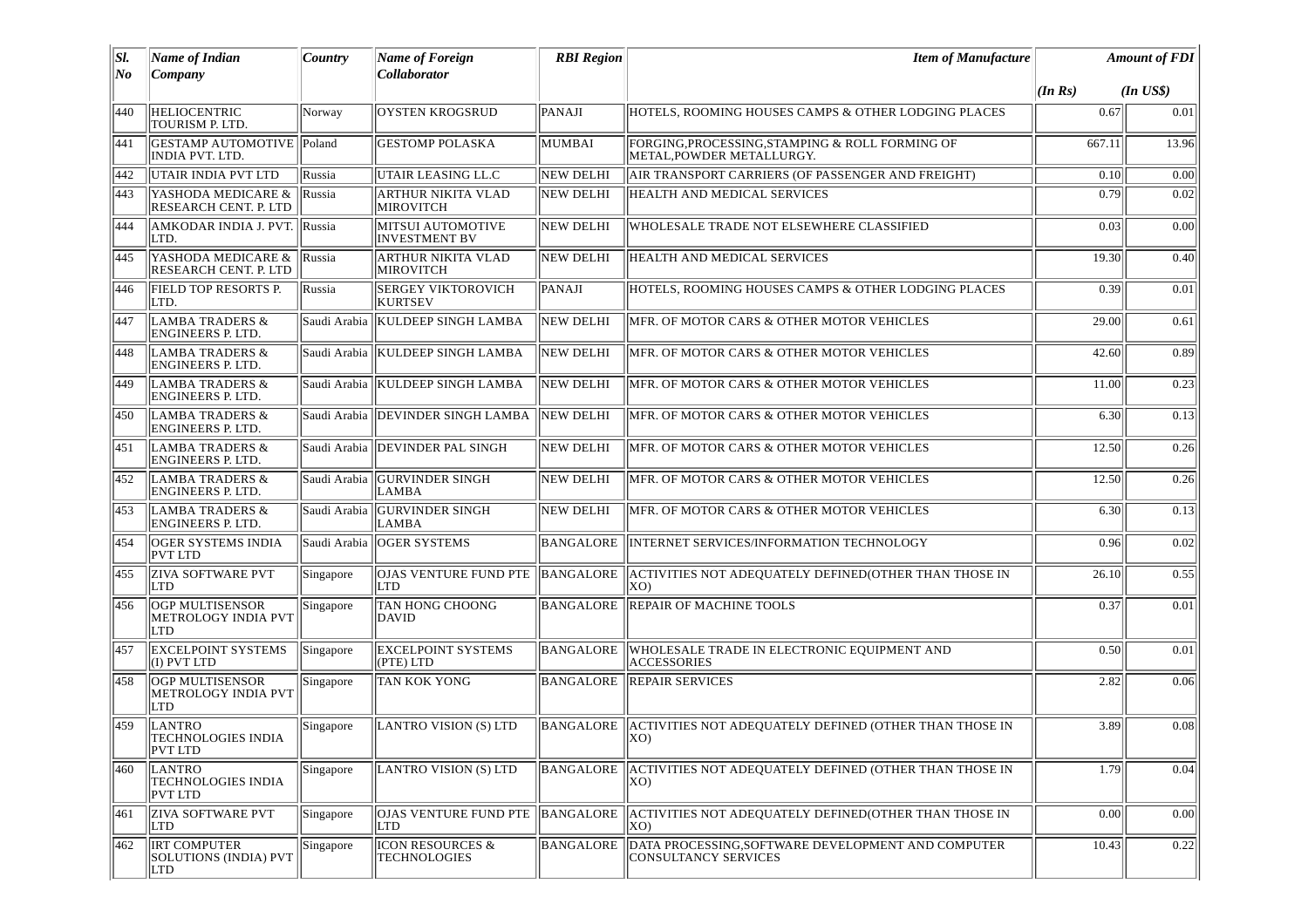| Sl. No | Name of Indian Company | Country | Name of Foreign Collaborator | RBI Region | Item of Manufacture | Amount of FDI | |
|---|---|---|---|---|---|---|---|
| | | | | | | (In Rs) | (In US$) |
| 440 | HELIOCENTRIC TOURISM P. LTD. | Norway | OYSTEN KROGSRUD | PANAJI | HOTELS, ROOMING HOUSES CAMPS & OTHER LODGING PLACES | 0.67 | 0.01 |
| 441 | GESTAMP AUTOMOTIVE INDIA PVT. LTD. | Poland | GESTOMP POLASKA | MUMBAI | FORGING,PROCESSING,STAMPING & ROLL FORMING OF METAL,POWDER METALLURGY. | 667.11 | 13.96 |
| 442 | UTAIR INDIA PVT LTD | Russia | UTAIR LEASING LL.C | NEW DELHI | AIR TRANSPORT CARRIERS (OF PASSENGER AND FREIGHT) | 0.10 | 0.00 |
| 443 | YASHODA MEDICARE & RESEARCH CENT. P. LTD | Russia | ARTHUR NIKITA VLAD MIROVITCH | NEW DELHI | HEALTH AND MEDICAL SERVICES | 0.79 | 0.02 |
| 444 | AMKODAR INDIA J. PVT. LTD. | Russia | MITSUI AUTOMOTIVE INVESTMENT BV | NEW DELHI | WHOLESALE TRADE NOT ELSEWHERE CLASSIFIED | 0.03 | 0.00 |
| 445 | YASHODA MEDICARE & RESEARCH CENT. P. LTD | Russia | ARTHUR NIKITA VLAD MIROVITCH | NEW DELHI | HEALTH AND MEDICAL SERVICES | 19.30 | 0.40 |
| 446 | FIELD TOP RESORTS P. LTD. | Russia | SERGEY VIKTOROVICH KURTSEV | PANAJI | HOTELS, ROOMING HOUSES CAMPS & OTHER LODGING PLACES | 0.39 | 0.01 |
| 447 | LAMBA TRADERS & ENGINEERS P. LTD. | Saudi Arabia | KULDEEP SINGH LAMBA | NEW DELHI | MFR. OF MOTOR CARS & OTHER MOTOR VEHICLES | 29.00 | 0.61 |
| 448 | LAMBA TRADERS & ENGINEERS P. LTD. | Saudi Arabia | KULDEEP SINGH LAMBA | NEW DELHI | MFR. OF MOTOR CARS & OTHER MOTOR VEHICLES | 42.60 | 0.89 |
| 449 | LAMBA TRADERS & ENGINEERS P. LTD. | Saudi Arabia | KULDEEP SINGH LAMBA | NEW DELHI | MFR. OF MOTOR CARS & OTHER MOTOR VEHICLES | 11.00 | 0.23 |
| 450 | LAMBA TRADERS & ENGINEERS P. LTD. | Saudi Arabia | DEVINDER SINGH LAMBA | NEW DELHI | MFR. OF MOTOR CARS & OTHER MOTOR VEHICLES | 6.30 | 0.13 |
| 451 | LAMBA TRADERS & ENGINEERS P. LTD. | Saudi Arabia | DEVINDER PAL SINGH | NEW DELHI | MFR. OF MOTOR CARS & OTHER MOTOR VEHICLES | 12.50 | 0.26 |
| 452 | LAMBA TRADERS & ENGINEERS P. LTD. | Saudi Arabia | GURVINDER SINGH LAMBA | NEW DELHI | MFR. OF MOTOR CARS & OTHER MOTOR VEHICLES | 12.50 | 0.26 |
| 453 | LAMBA TRADERS & ENGINEERS P. LTD. | Saudi Arabia | GURVINDER SINGH LAMBA | NEW DELHI | MFR. OF MOTOR CARS & OTHER MOTOR VEHICLES | 6.30 | 0.13 |
| 454 | OGER SYSTEMS INDIA PVT LTD | Saudi Arabia | OGER SYSTEMS | BANGALORE | INTERNET SERVICES/INFORMATION TECHNOLOGY | 0.96 | 0.02 |
| 455 | ZIVA SOFTWARE PVT LTD | Singapore | OJAS VENTURE FUND PTE LTD | BANGALORE | ACTIVITIES NOT ADEQUATELY DEFINED(OTHER THAN THOSE IN XO) | 26.10 | 0.55 |
| 456 | OGP MULTISENSOR METROLOGY INDIA PVT LTD | Singapore | TAN HONG CHOONG DAVID | BANGALORE | REPAIR OF MACHINE TOOLS | 0.37 | 0.01 |
| 457 | EXCELPOINT SYSTEMS (I) PVT LTD | Singapore | EXCELPOINT SYSTEMS (PTE) LTD | BANGALORE | WHOLESALE TRADE IN ELECTRONIC EQUIPMENT AND ACCESSORIES | 0.50 | 0.01 |
| 458 | OGP MULTISENSOR METROLOGY INDIA PVT LTD | Singapore | TAN KOK YONG | BANGALORE | REPAIR SERVICES | 2.82 | 0.06 |
| 459 | LANTRO TECHNOLOGIES INDIA PVT LTD | Singapore | LANTRO VISION (S) LTD | BANGALORE | ACTIVITIES NOT ADEQUATELY DEFINED (OTHER THAN THOSE IN XO) | 3.89 | 0.08 |
| 460 | LANTRO TECHNOLOGIES INDIA PVT LTD | Singapore | LANTRO VISION (S) LTD | BANGALORE | ACTIVITIES NOT ADEQUATELY DEFINED (OTHER THAN THOSE IN XO) | 1.79 | 0.04 |
| 461 | ZIVA SOFTWARE PVT LTD | Singapore | OJAS VENTURE FUND PTE LTD | BANGALORE | ACTIVITIES NOT ADEQUATELY DEFINED(OTHER THAN THOSE IN XO) | 0.00 | 0.00 |
| 462 | IRT COMPUTER SOLUTIONS (INDIA) PVT LTD | Singapore | ICON RESOURCES & TECHNOLOGIES | BANGALORE | DATA PROCESSING,SOFTWARE DEVELOPMENT AND COMPUTER CONSULTANCY SERVICES | 10.43 | 0.22 |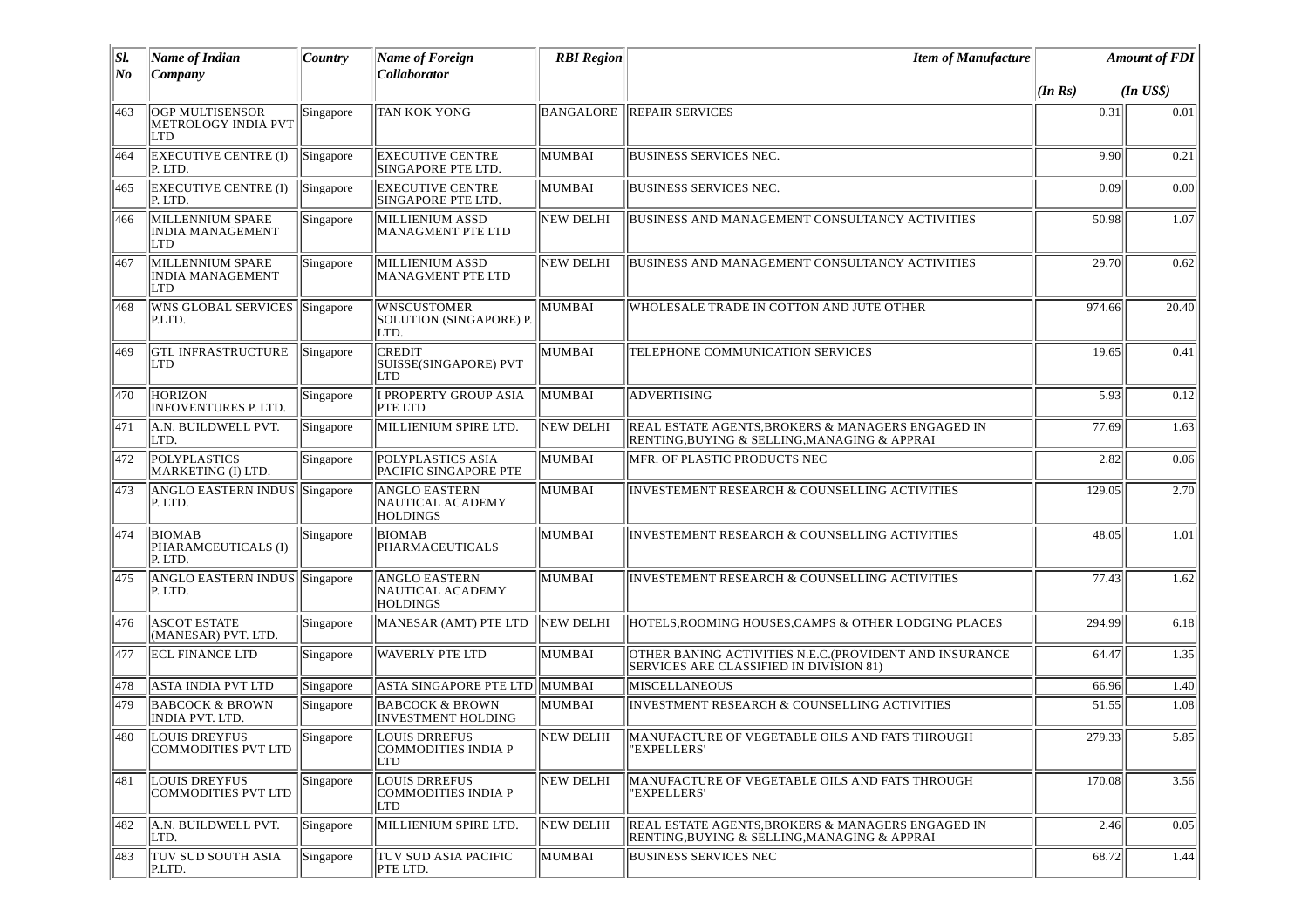| Sl. No | Name of Indian Company | Country | Name of Foreign Collaborator | RBI Region | Item of Manufacture | Amount of FDI | |
|---|---|---|---|---|---|---|---|
| | | | | | | (In Rs) | (In US$) |
| 463 | OGP MULTISENSOR METROLOGY INDIA PVT LTD | Singapore | TAN KOK YONG | BANGALORE | REPAIR SERVICES | 0.31 | 0.01 |
| 464 | EXECUTIVE CENTRE (I) P. LTD. | Singapore | EXECUTIVE CENTRE SINGAPORE PTE LTD. | MUMBAI | BUSINESS SERVICES NEC. | 9.90 | 0.21 |
| 465 | EXECUTIVE CENTRE (I) P. LTD. | Singapore | EXECUTIVE CENTRE SINGAPORE PTE LTD. | MUMBAI | BUSINESS SERVICES NEC. | 0.09 | 0.00 |
| 466 | MILLENNIUM SPARE INDIA MANAGEMENT LTD | Singapore | MILLIENIUM ASSD MANAGMENT PTE LTD | NEW DELHI | BUSINESS AND MANAGEMENT CONSULTANCY ACTIVITIES | 50.98 | 1.07 |
| 467 | MILLENNIUM SPARE INDIA MANAGEMENT LTD | Singapore | MILLIENIUM ASSD MANAGMENT PTE LTD | NEW DELHI | BUSINESS AND MANAGEMENT CONSULTANCY ACTIVITIES | 29.70 | 0.62 |
| 468 | WNS GLOBAL SERVICES P.LTD. | Singapore | WNSCUSTOMER SOLUTION (SINGAPORE) P. LTD. | MUMBAI | WHOLESALE TRADE IN COTTON AND JUTE OTHER | 974.66 | 20.40 |
| 469 | GTL INFRASTRUCTURE LTD | Singapore | CREDIT SUISSE(SINGAPORE) PVT LTD | MUMBAI | TELEPHONE COMMUNICATION SERVICES | 19.65 | 0.41 |
| 470 | HORIZON INFOVENTURES P. LTD. | Singapore | I PROPERTY GROUP ASIA PTE LTD | MUMBAI | ADVERTISING | 5.93 | 0.12 |
| 471 | A.N. BUILDWELL PVT. LTD. | Singapore | MILLIENIUM SPIRE LTD. | NEW DELHI | REAL ESTATE AGENTS,BROKERS & MANAGERS ENGAGED IN RENTING,BUYING & SELLING,MANAGING & APPRAI | 77.69 | 1.63 |
| 472 | POLYPLASTICS MARKETING (I) LTD. | Singapore | POLYPLASTICS ASIA PACIFIC SINGAPORE PTE | MUMBAI | MFR. OF PLASTIC PRODUCTS NEC | 2.82 | 0.06 |
| 473 | ANGLO EASTERN INDUS P. LTD. | Singapore | ANGLO EASTERN NAUTICAL ACADEMY HOLDINGS | MUMBAI | INVESTEMENT RESEARCH & COUNSELLING ACTIVITIES | 129.05 | 2.70 |
| 474 | BIOMAB PHARAMCEUTICALS (I) P. LTD. | Singapore | BIOMAB PHARMACEUTICALS | MUMBAI | INVESTEMENT RESEARCH & COUNSELLING ACTIVITIES | 48.05 | 1.01 |
| 475 | ANGLO EASTERN INDUS P. LTD. | Singapore | ANGLO EASTERN NAUTICAL ACADEMY HOLDINGS | MUMBAI | INVESTEMENT RESEARCH & COUNSELLING ACTIVITIES | 77.43 | 1.62 |
| 476 | ASCOT ESTATE (MANESAR) PVT. LTD. | Singapore | MANESAR (AMT) PTE LTD | NEW DELHI | HOTELS,ROOMING HOUSES,CAMPS & OTHER LODGING PLACES | 294.99 | 6.18 |
| 477 | ECL FINANCE LTD | Singapore | WAVERLY PTE LTD | MUMBAI | OTHER BANING ACTIVITIES N.E.C.(PROVIDENT AND INSURANCE SERVICES ARE CLASSIFIED IN DIVISION 81) | 64.47 | 1.35 |
| 478 | ASTA INDIA PVT LTD | Singapore | ASTA SINGAPORE PTE LTD | MUMBAI | MISCELLANEOUS | 66.96 | 1.40 |
| 479 | BABCOCK & BROWN INDIA PVT. LTD. | Singapore | BABCOCK & BROWN INVESTMENT HOLDING | MUMBAI | INVESTMENT RESEARCH & COUNSELLING ACTIVITIES | 51.55 | 1.08 |
| 480 | LOUIS DREYFUS COMMODITIES PVT LTD | Singapore | LOUIS DRREFUS COMMODITIES INDIA P LTD | NEW DELHI | MANUFACTURE OF VEGETABLE OILS AND FATS THROUGH "EXPELLERS' | 279.33 | 5.85 |
| 481 | LOUIS DREYFUS COMMODITIES PVT LTD | Singapore | LOUIS DRREFUS COMMODITIES INDIA P LTD | NEW DELHI | MANUFACTURE OF VEGETABLE OILS AND FATS THROUGH "EXPELLERS' | 170.08 | 3.56 |
| 482 | A.N. BUILDWELL PVT. LTD. | Singapore | MILLIENIUM SPIRE LTD. | NEW DELHI | REAL ESTATE AGENTS,BROKERS & MANAGERS ENGAGED IN RENTING,BUYING & SELLING,MANAGING & APPRAI | 2.46 | 0.05 |
| 483 | TUV SUD SOUTH ASIA P.LTD. | Singapore | TUV SUD ASIA PACIFIC PTE LTD. | MUMBAI | BUSINESS SERVICES NEC | 68.72 | 1.44 |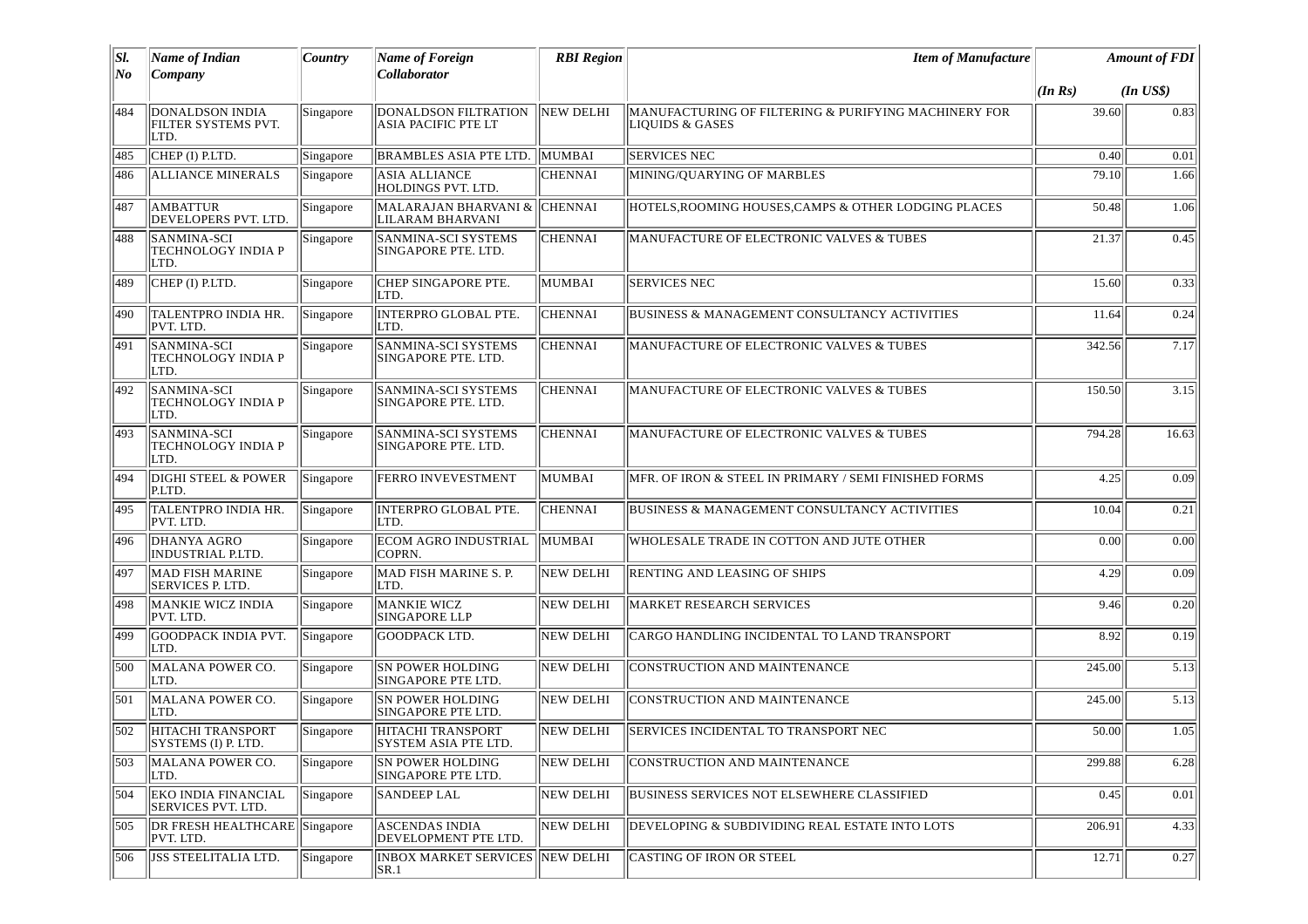| Sl. No | Name of Indian Company | Country | Name of Foreign Collaborator | RBI Region | Item of Manufacture | Amount of FDI | |
|---|---|---|---|---|---|---|---|
| | | | | | | (In Rs) | (In US$) |
| 484 | DONALDSON INDIA FILTER SYSTEMS PVT. LTD. | Singapore | DONALDSON FILTRATION ASIA PACIFIC PTE LT | NEW DELHI | MANUFACTURING OF FILTERING & PURIFYING MACHINERY FOR LIQUIDS & GASES | 39.60 | 0.83 |
| 485 | CHEP (I) P.LTD. | Singapore | BRAMBLES ASIA PTE LTD. | MUMBAI | SERVICES NEC | 0.40 | 0.01 |
| 486 | ALLIANCE MINERALS | Singapore | ASIA ALLIANCE HOLDINGS PVT. LTD. | CHENNAI | MINING/QUARYING OF MARBLES | 79.10 | 1.66 |
| 487 | AMBATTUR DEVELOPERS PVT. LTD. | Singapore | MALARAJAN BHARVANI & LILARAM BHARVANI | CHENNAI | HOTELS,ROOMING HOUSES,CAMPS & OTHER LODGING PLACES | 50.48 | 1.06 |
| 488 | SANMINA-SCI TECHNOLOGY INDIA P LTD. | Singapore | SANMINA-SCI SYSTEMS SINGAPORE PTE. LTD. | CHENNAI | MANUFACTURE OF ELECTRONIC VALVES & TUBES | 21.37 | 0.45 |
| 489 | CHEP (I) P.LTD. | Singapore | CHEP SINGAPORE PTE. LTD. | MUMBAI | SERVICES NEC | 15.60 | 0.33 |
| 490 | TALENTPRO INDIA HR. PVT. LTD. | Singapore | INTERPRO GLOBAL PTE. LTD. | CHENNAI | BUSINESS & MANAGEMENT CONSULTANCY ACTIVITIES | 11.64 | 0.24 |
| 491 | SANMINA-SCI TECHNOLOGY INDIA P LTD. | Singapore | SANMINA-SCI SYSTEMS SINGAPORE PTE. LTD. | CHENNAI | MANUFACTURE OF ELECTRONIC VALVES & TUBES | 342.56 | 7.17 |
| 492 | SANMINA-SCI TECHNOLOGY INDIA P LTD. | Singapore | SANMINA-SCI SYSTEMS SINGAPORE PTE. LTD. | CHENNAI | MANUFACTURE OF ELECTRONIC VALVES & TUBES | 150.50 | 3.15 |
| 493 | SANMINA-SCI TECHNOLOGY INDIA P LTD. | Singapore | SANMINA-SCI SYSTEMS SINGAPORE PTE. LTD. | CHENNAI | MANUFACTURE OF ELECTRONIC VALVES & TUBES | 794.28 | 16.63 |
| 494 | DIGHI STEEL & POWER P.LTD. | Singapore | FERRO INVEVESTMENT | MUMBAI | MFR. OF IRON & STEEL IN PRIMARY / SEMI FINISHED FORMS | 4.25 | 0.09 |
| 495 | TALENTPRO INDIA HR. PVT. LTD. | Singapore | INTERPRO GLOBAL PTE. LTD. | CHENNAI | BUSINESS & MANAGEMENT CONSULTANCY ACTIVITIES | 10.04 | 0.21 |
| 496 | DHANYA AGRO INDUSTRIAL P.LTD. | Singapore | ECOM AGRO INDUSTRIAL COPRN. | MUMBAI | WHOLESALE TRADE IN COTTON AND JUTE OTHER | 0.00 | 0.00 |
| 497 | MAD FISH MARINE SERVICES P. LTD. | Singapore | MAD FISH MARINE S. P. LTD. | NEW DELHI | RENTING AND LEASING OF SHIPS | 4.29 | 0.09 |
| 498 | MANKIE WICZ INDIA PVT. LTD. | Singapore | MANKIE WICZ SINGAPORE LLP | NEW DELHI | MARKET RESEARCH SERVICES | 9.46 | 0.20 |
| 499 | GOODPACK INDIA PVT. LTD. | Singapore | GOODPACK LTD. | NEW DELHI | CARGO HANDLING INCIDENTAL TO LAND TRANSPORT | 8.92 | 0.19 |
| 500 | MALANA POWER CO. LTD. | Singapore | SN POWER HOLDING SINGAPORE PTE LTD. | NEW DELHI | CONSTRUCTION AND MAINTENANCE | 245.00 | 5.13 |
| 501 | MALANA POWER CO. LTD. | Singapore | SN POWER HOLDING SINGAPORE PTE LTD. | NEW DELHI | CONSTRUCTION AND MAINTENANCE | 245.00 | 5.13 |
| 502 | HITACHI TRANSPORT SYSTEMS (I) P. LTD. | Singapore | HITACHI TRANSPORT SYSTEM ASIA PTE LTD. | NEW DELHI | SERVICES INCIDENTAL TO TRANSPORT NEC | 50.00 | 1.05 |
| 503 | MALANA POWER CO. LTD. | Singapore | SN POWER HOLDING SINGAPORE PTE LTD. | NEW DELHI | CONSTRUCTION AND MAINTENANCE | 299.88 | 6.28 |
| 504 | EKO INDIA FINANCIAL SERVICES PVT. LTD. | Singapore | SANDEEP LAL | NEW DELHI | BUSINESS SERVICES NOT ELSEWHERE CLASSIFIED | 0.45 | 0.01 |
| 505 | DR FRESH HEALTHCARE PVT. LTD. | Singapore | ASCENDAS INDIA DEVELOPMENT PTE LTD. | NEW DELHI | DEVELOPING & SUBDIVIDING REAL ESTATE INTO LOTS | 206.91 | 4.33 |
| 506 | JSS STEELITALIA LTD. | Singapore | INBOX MARKET SERVICES SR.1 | NEW DELHI | CASTING OF IRON OR STEEL | 12.71 | 0.27 |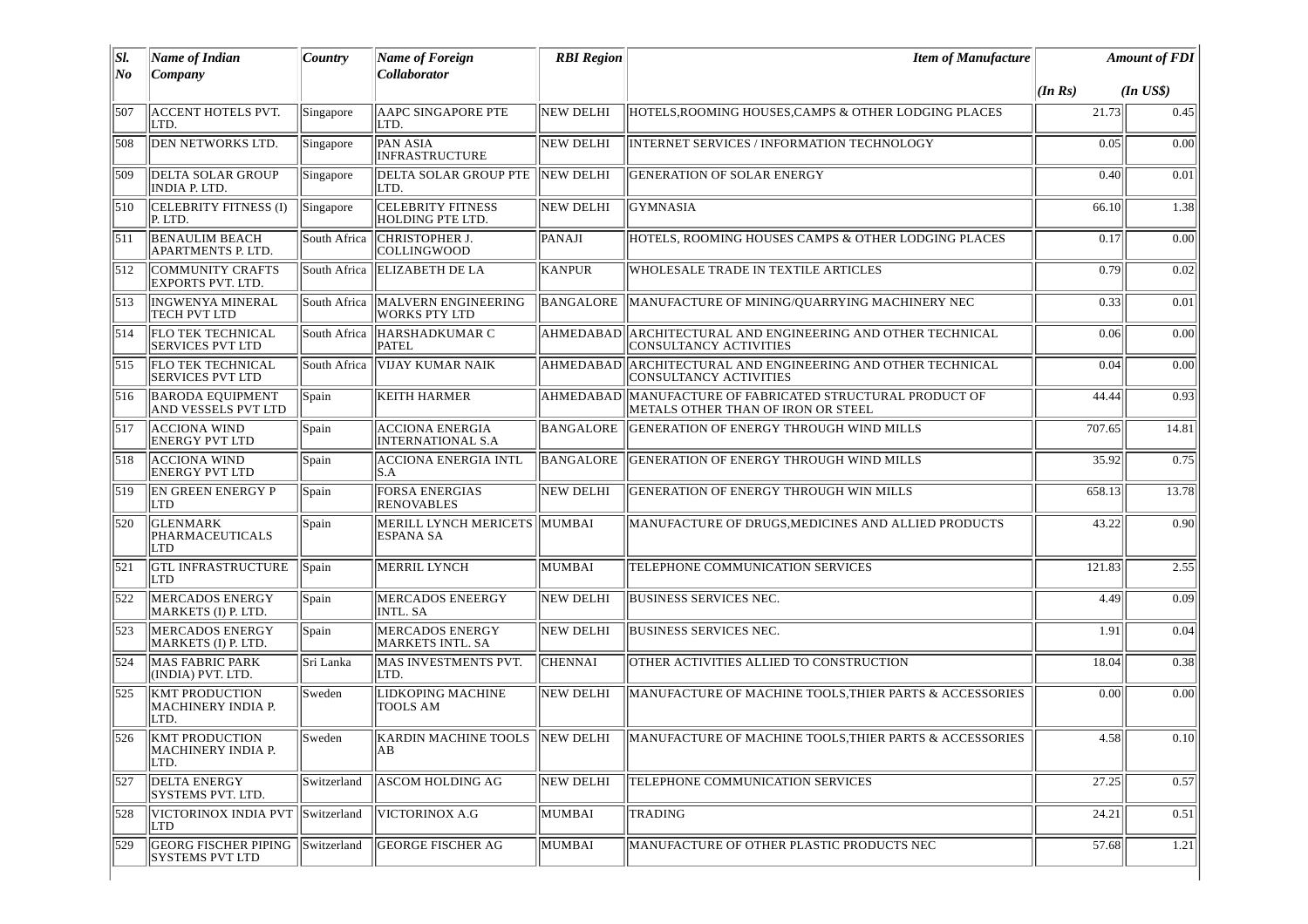| Sl. No | Name of Indian Company | Country | Name of Foreign Collaborator | RBI Region | Item of Manufacture | Amount of FDI | |
|---|---|---|---|---|---|---|---|
| | | | | | | (In Rs) | (In US$) |
| 507 | ACCENT HOTELS PVT. LTD. | Singapore | AAPC SINGAPORE PTE LTD. | NEW DELHI | HOTELS,ROOMING HOUSES,CAMPS & OTHER LODGING PLACES | 21.73 | 0.45 |
| 508 | DEN NETWORKS LTD. | Singapore | PAN ASIA INFRASTRUCTURE | NEW DELHI | INTERNET SERVICES / INFORMATION TECHNOLOGY | 0.05 | 0.00 |
| 509 | DELTA SOLAR GROUP INDIA P. LTD. | Singapore | DELTA SOLAR GROUP PTE LTD. | NEW DELHI | GENERATION OF SOLAR ENERGY | 0.40 | 0.01 |
| 510 | CELEBRITY FITNESS (I) P. LTD. | Singapore | CELEBRITY FITNESS HOLDING PTE LTD. | NEW DELHI | GYMNASIA | 66.10 | 1.38 |
| 511 | BENAULIM BEACH APARTMENTS P. LTD. | South Africa | CHRISTOPHER J. COLLINGWOOD | PANAJI | HOTELS, ROOMING HOUSES CAMPS & OTHER LODGING PLACES | 0.17 | 0.00 |
| 512 | COMMUNITY CRAFTS EXPORTS PVT. LTD. | South Africa | ELIZABETH DE LA | KANPUR | WHOLESALE TRADE IN TEXTILE ARTICLES | 0.79 | 0.02 |
| 513 | INGWENYA MINERAL TECH PVT LTD | South Africa | MALVERN ENGINEERING WORKS PTY LTD | BANGALORE | MANUFACTURE OF MINING/QUARRYING MACHINERY NEC | 0.33 | 0.01 |
| 514 | FLO TEK TECHNICAL SERVICES PVT LTD | South Africa | HARSHADKUMAR C PATEL | AHMEDABAD | ARCHITECTURAL AND ENGINEERING AND OTHER TECHNICAL CONSULTANCY ACTIVITIES | 0.06 | 0.00 |
| 515 | FLO TEK TECHNICAL SERVICES PVT LTD | South Africa | VIJAY KUMAR NAIK | AHMEDABAD | ARCHITECTURAL AND ENGINEERING AND OTHER TECHNICAL CONSULTANCY ACTIVITIES | 0.04 | 0.00 |
| 516 | BARODA EQUIPMENT AND VESSELS PVT LTD | Spain | KEITH HARMER | AHMEDABAD | MANUFACTURE OF FABRICATED STRUCTURAL PRODUCT OF METALS OTHER THAN OF IRON OR STEEL | 44.44 | 0.93 |
| 517 | ACCIONA WIND ENERGY PVT LTD | Spain | ACCIONA ENERGIA INTERNATIONAL S.A | BANGALORE | GENERATION OF ENERGY THROUGH WIND MILLS | 707.65 | 14.81 |
| 518 | ACCIONA WIND ENERGY PVT LTD | Spain | ACCIONA ENERGIA INTL S.A | BANGALORE | GENERATION OF ENERGY THROUGH WIND MILLS | 35.92 | 0.75 |
| 519 | EN GREEN ENERGY P LTD | Spain | FORSA ENERGIAS RENOVABLES | NEW DELHI | GENERATION OF ENERGY THROUGH WIN MILLS | 658.13 | 13.78 |
| 520 | GLENMARK PHARMACEUTICALS LTD | Spain | MERILL LYNCH MERICETS ESPANA SA | MUMBAI | MANUFACTURE OF DRUGS,MEDICINES AND ALLIED PRODUCTS | 43.22 | 0.90 |
| 521 | GTL INFRASTRUCTURE LTD | Spain | MERRIL LYNCH | MUMBAI | TELEPHONE COMMUNICATION SERVICES | 121.83 | 2.55 |
| 522 | MERCADOS ENERGY MARKETS (I) P. LTD. | Spain | MERCADOS ENEERGY INTL. SA | NEW DELHI | BUSINESS SERVICES NEC. | 4.49 | 0.09 |
| 523 | MERCADOS ENERGY MARKETS (I) P. LTD. | Spain | MERCADOS ENERGY MARKETS INTL. SA | NEW DELHI | BUSINESS SERVICES NEC. | 1.91 | 0.04 |
| 524 | MAS FABRIC PARK (INDIA) PVT. LTD. | Sri Lanka | MAS INVESTMENTS PVT. LTD. | CHENNAI | OTHER ACTIVITIES ALLIED TO CONSTRUCTION | 18.04 | 0.38 |
| 525 | KMT PRODUCTION MACHINERY INDIA P. LTD. | Sweden | LIDKOPING MACHINE TOOLS AM | NEW DELHI | MANUFACTURE OF MACHINE TOOLS,THIER PARTS & ACCESSORIES | 0.00 | 0.00 |
| 526 | KMT PRODUCTION MACHINERY INDIA P. LTD. | Sweden | KARDIN MACHINE TOOLS AB | NEW DELHI | MANUFACTURE OF MACHINE TOOLS,THIER PARTS & ACCESSORIES | 4.58 | 0.10 |
| 527 | DELTA ENERGY SYSTEMS PVT. LTD. | Switzerland | ASCOM HOLDING AG | NEW DELHI | TELEPHONE COMMUNICATION SERVICES | 27.25 | 0.57 |
| 528 | VICTORINOX INDIA PVT LTD | Switzerland | VICTORINOX A.G | MUMBAI | TRADING | 24.21 | 0.51 |
| 529 | GEORG FISCHER PIPING SYSTEMS PVT LTD | Switzerland | GEORGE FISCHER AG | MUMBAI | MANUFACTURE OF OTHER PLASTIC PRODUCTS NEC | 57.68 | 1.21 |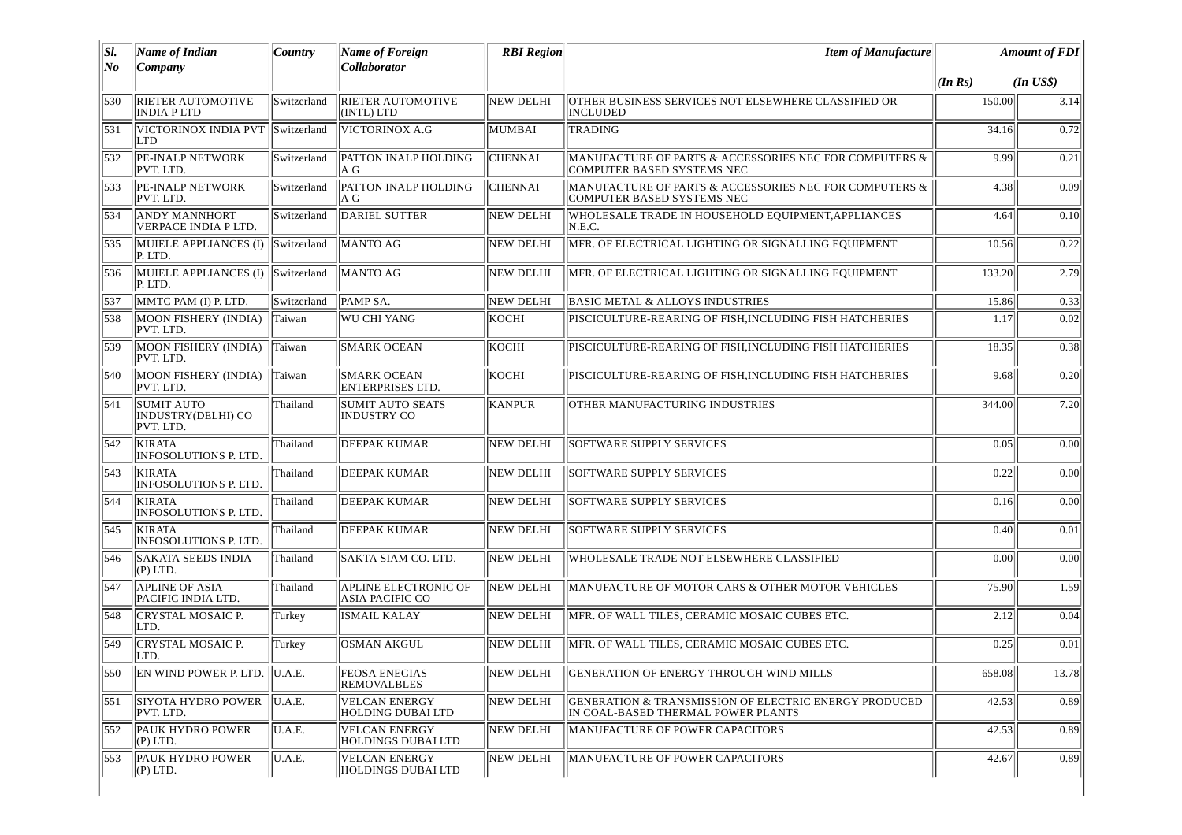| Sl. No | Name of Indian Company | Country | Name of Foreign Collaborator | RBI Region | Item of Manufacture | Amount of FDI | |
|---|---|---|---|---|---|---|---|
| | | | | | | (In Rs) | (In US$) |
| 530 | RIETER AUTOMOTIVE INDIA P LTD | Switzerland | RIETER AUTOMOTIVE (INTL) LTD | NEW DELHI | OTHER BUSINESS SERVICES NOT ELSEWHERE CLASSIFIED OR INCLUDED | 150.00 | 3.14 |
| 531 | VICTORINOX INDIA PVT LTD | Switzerland | VICTORINOX A.G | MUMBAI | TRADING | 34.16 | 0.72 |
| 532 | PE-INALP NETWORK PVT. LTD. | Switzerland | PATTON INALP HOLDING A G | CHENNAI | MANUFACTURE OF PARTS & ACCESSORIES NEC FOR COMPUTERS & COMPUTER BASED SYSTEMS NEC | 9.99 | 0.21 |
| 533 | PE-INALP NETWORK PVT. LTD. | Switzerland | PATTON INALP HOLDING A G | CHENNAI | MANUFACTURE OF PARTS & ACCESSORIES NEC FOR COMPUTERS & COMPUTER BASED SYSTEMS NEC | 4.38 | 0.09 |
| 534 | ANDY MANNHORT VERPACE INDIA P LTD. | Switzerland | DARIEL SUTTER | NEW DELHI | WHOLESALE TRADE IN HOUSEHOLD EQUIPMENT,APPLIANCES N.E.C. | 4.64 | 0.10 |
| 535 | MUIELE APPLIANCES (I) P. LTD. | Switzerland | MANTO AG | NEW DELHI | MFR. OF ELECTRICAL LIGHTING OR SIGNALLING EQUIPMENT | 10.56 | 0.22 |
| 536 | MUIELE APPLIANCES (I) P. LTD. | Switzerland | MANTO AG | NEW DELHI | MFR. OF ELECTRICAL LIGHTING OR SIGNALLING EQUIPMENT | 133.20 | 2.79 |
| 537 | MMTC PAM (I) P. LTD. | Switzerland | PAMP SA. | NEW DELHI | BASIC METAL & ALLOYS INDUSTRIES | 15.86 | 0.33 |
| 538 | MOON FISHERY (INDIA) PVT. LTD. | Taiwan | WU CHI YANG | KOCHI | PISCICULTURE-REARING OF FISH,INCLUDING FISH HATCHERIES | 1.17 | 0.02 |
| 539 | MOON FISHERY (INDIA) PVT. LTD. | Taiwan | SMARK OCEAN | KOCHI | PISCICULTURE-REARING OF FISH,INCLUDING FISH HATCHERIES | 18.35 | 0.38 |
| 540 | MOON FISHERY (INDIA) PVT. LTD. | Taiwan | SMARK OCEAN ENTERPRISES LTD. | KOCHI | PISCICULTURE-REARING OF FISH,INCLUDING FISH HATCHERIES | 9.68 | 0.20 |
| 541 | SUMIT AUTO INDUSTRY(DELHI) CO PVT. LTD. | Thailand | SUMIT AUTO SEATS INDUSTRY CO | KANPUR | OTHER MANUFACTURING INDUSTRIES | 344.00 | 7.20 |
| 542 | KIRATA INFOSOLUTIONS P. LTD. | Thailand | DEEPAK KUMAR | NEW DELHI | SOFTWARE SUPPLY SERVICES | 0.05 | 0.00 |
| 543 | KIRATA INFOSOLUTIONS P. LTD. | Thailand | DEEPAK KUMAR | NEW DELHI | SOFTWARE SUPPLY SERVICES | 0.22 | 0.00 |
| 544 | KIRATA INFOSOLUTIONS P. LTD. | Thailand | DEEPAK KUMAR | NEW DELHI | SOFTWARE SUPPLY SERVICES | 0.16 | 0.00 |
| 545 | KIRATA INFOSOLUTIONS P. LTD. | Thailand | DEEPAK KUMAR | NEW DELHI | SOFTWARE SUPPLY SERVICES | 0.40 | 0.01 |
| 546 | SAKATA SEEDS INDIA (P) LTD. | Thailand | SAKTA SIAM CO. LTD. | NEW DELHI | WHOLESALE TRADE NOT ELSEWHERE CLASSIFIED | 0.00 | 0.00 |
| 547 | APLINE OF ASIA PACIFIC INDIA LTD. | Thailand | APLINE ELECTRONIC OF ASIA PACIFIC CO | NEW DELHI | MANUFACTURE OF MOTOR CARS & OTHER MOTOR VEHICLES | 75.90 | 1.59 |
| 548 | CRYSTAL MOSAIC P. LTD. | Turkey | ISMAIL KALAY | NEW DELHI | MFR. OF WALL TILES, CERAMIC MOSAIC CUBES ETC. | 2.12 | 0.04 |
| 549 | CRYSTAL MOSAIC P. LTD. | Turkey | OSMAN AKGUL | NEW DELHI | MFR. OF WALL TILES, CERAMIC MOSAIC CUBES ETC. | 0.25 | 0.01 |
| 550 | EN WIND POWER P. LTD. | U.A.E. | FEOSA ENEGIAS REMOVALBLES | NEW DELHI | GENERATION OF ENERGY THROUGH WIND MILLS | 658.08 | 13.78 |
| 551 | SIYOTA HYDRO POWER PVT. LTD. | U.A.E. | VELCAN ENERGY HOLDING DUBAI LTD | NEW DELHI | GENERATION & TRANSMISSION OF ELECTRIC ENERGY PRODUCED IN COAL-BASED THERMAL POWER PLANTS | 42.53 | 0.89 |
| 552 | PAUK HYDRO POWER (P) LTD. | U.A.E. | VELCAN ENERGY HOLDINGS DUBAI LTD | NEW DELHI | MANUFACTURE OF POWER CAPACITORS | 42.53 | 0.89 |
| 553 | PAUK HYDRO POWER (P) LTD. | U.A.E. | VELCAN ENERGY HOLDINGS DUBAI LTD | NEW DELHI | MANUFACTURE OF POWER CAPACITORS | 42.67 | 0.89 |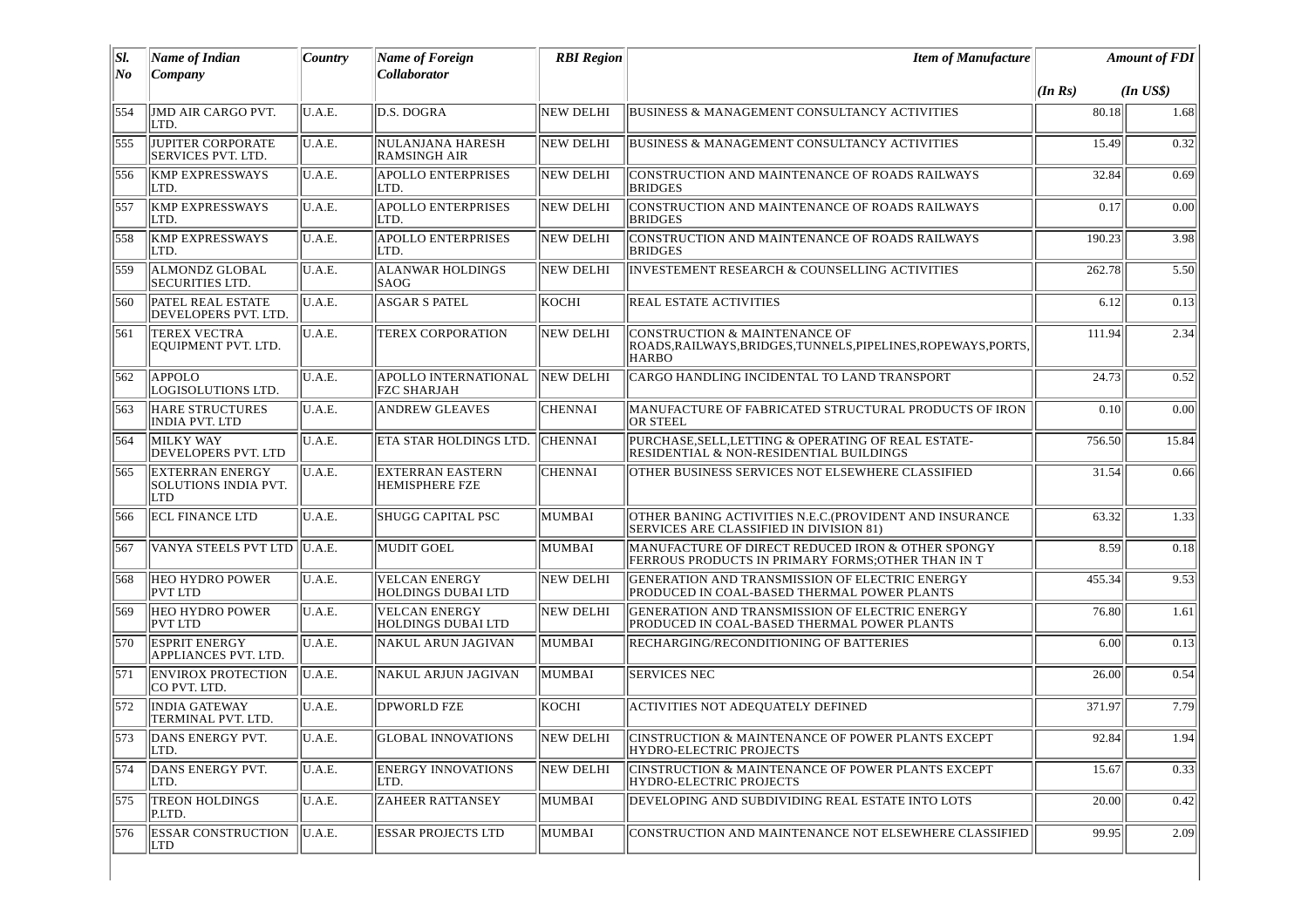| Sl. No | Name of Indian Company | Country | Name of Foreign Collaborator | RBI Region | Item of Manufacture | Amount of FDI | |
|---|---|---|---|---|---|---|---|
| | | | | | | (In Rs) | (In US$) |
| 554 | JMD AIR CARGO PVT. LTD. | U.A.E. | D.S. DOGRA | NEW DELHI | BUSINESS & MANAGEMENT CONSULTANCY ACTIVITIES | 80.18 | 1.68 |
| 555 | JUPITER CORPORATE SERVICES PVT. LTD. | U.A.E. | NULANJANA HARESH RAMSINGH AIR | NEW DELHI | BUSINESS & MANAGEMENT CONSULTANCY ACTIVITIES | 15.49 | 0.32 |
| 556 | KMP EXPRESSWAYS LTD. | U.A.E. | APOLLO ENTERPRISES LTD. | NEW DELHI | CONSTRUCTION AND MAINTENANCE OF ROADS RAILWAYS BRIDGES | 32.84 | 0.69 |
| 557 | KMP EXPRESSWAYS LTD. | U.A.E. | APOLLO ENTERPRISES LTD. | NEW DELHI | CONSTRUCTION AND MAINTENANCE OF ROADS RAILWAYS BRIDGES | 0.17 | 0.00 |
| 558 | KMP EXPRESSWAYS LTD. | U.A.E. | APOLLO ENTERPRISES LTD. | NEW DELHI | CONSTRUCTION AND MAINTENANCE OF ROADS RAILWAYS BRIDGES | 190.23 | 3.98 |
| 559 | ALMONDZ GLOBAL SECURITIES LTD. | U.A.E. | ALANWAR HOLDINGS SAOG | NEW DELHI | INVESTEMENT RESEARCH & COUNSELLING ACTIVITIES | 262.78 | 5.50 |
| 560 | PATEL REAL ESTATE DEVELOPERS PVT. LTD. | U.A.E. | ASGAR S PATEL | KOCHI | REAL ESTATE ACTIVITIES | 6.12 | 0.13 |
| 561 | TEREX VECTRA EQUIPMENT PVT. LTD. | U.A.E. | TEREX CORPORATION | NEW DELHI | CONSTRUCTION & MAINTENANCE OF ROADS,RAILWAYS,BRIDGES,TUNNELS,PIPELINES,ROPEWAYS,PORTS, HARBO | 111.94 | 2.34 |
| 562 | APPOLO LOGISOLUTIONS LTD. | U.A.E. | APOLLO INTERNATIONAL FZC SHARJAH | NEW DELHI | CARGO HANDLING INCIDENTAL TO LAND TRANSPORT | 24.73 | 0.52 |
| 563 | HARE STRUCTURES INDIA PVT. LTD | U.A.E. | ANDREW GLEAVES | CHENNAI | MANUFACTURE OF FABRICATED STRUCTURAL PRODUCTS OF IRON OR STEEL | 0.10 | 0.00 |
| 564 | MILKY WAY DEVELOPERS PVT. LTD | U.A.E. | ETA STAR HOLDINGS LTD. | CHENNAI | PURCHASE,SELL,LETTING & OPERATING OF REAL ESTATE-RESIDENTIAL & NON-RESIDENTIAL BUILDINGS | 756.50 | 15.84 |
| 565 | EXTERRAN ENERGY SOLUTIONS INDIA PVT. LTD | U.A.E. | EXTERRAN EASTERN HEMISPHERE FZE | CHENNAI | OTHER BUSINESS SERVICES NOT ELSEWHERE CLASSIFIED | 31.54 | 0.66 |
| 566 | ECL FINANCE LTD | U.A.E. | SHUGG CAPITAL PSC | MUMBAI | OTHER BANING ACTIVITIES N.E.C.(PROVIDENT AND INSURANCE SERVICES ARE CLASSIFIED IN DIVISION 81) | 63.32 | 1.33 |
| 567 | VANYA STEELS PVT LTD | U.A.E. | MUDIT GOEL | MUMBAI | MANUFACTURE OF DIRECT REDUCED IRON & OTHER SPONGY FERROUS PRODUCTS IN PRIMARY FORMS;OTHER THAN IN T | 8.59 | 0.18 |
| 568 | HEO HYDRO POWER PVT LTD | U.A.E. | VELCAN ENERGY HOLDINGS DUBAI LTD | NEW DELHI | GENERATION AND TRANSMISSION OF ELECTRIC ENERGY PRODUCED IN COAL-BASED THERMAL POWER PLANTS | 455.34 | 9.53 |
| 569 | HEO HYDRO POWER PVT LTD | U.A.E. | VELCAN ENERGY HOLDINGS DUBAI LTD | NEW DELHI | GENERATION AND TRANSMISSION OF ELECTRIC ENERGY PRODUCED IN COAL-BASED THERMAL POWER PLANTS | 76.80 | 1.61 |
| 570 | ESPRIT ENERGY APPLIANCES PVT. LTD. | U.A.E. | NAKUL ARUN JAGIVAN | MUMBAI | RECHARGING/RECONDITIONING OF BATTERIES | 6.00 | 0.13 |
| 571 | ENVIROX PROTECTION CO PVT. LTD. | U.A.E. | NAKUL ARJUN JAGIVAN | MUMBAI | SERVICES NEC | 26.00 | 0.54 |
| 572 | INDIA GATEWAY TERMINAL PVT. LTD. | U.A.E. | DPWORLD FZE | KOCHI | ACTIVITIES NOT ADEQUATELY DEFINED | 371.97 | 7.79 |
| 573 | DANS ENERGY PVT. LTD. | U.A.E. | GLOBAL INNOVATIONS | NEW DELHI | CINSTRUCTION & MAINTENANCE OF POWER PLANTS EXCEPT HYDRO-ELECTRIC PROJECTS | 92.84 | 1.94 |
| 574 | DANS ENERGY PVT. LTD. | U.A.E. | ENERGY INNOVATIONS LTD. | NEW DELHI | CINSTRUCTION & MAINTENANCE OF POWER PLANTS EXCEPT HYDRO-ELECTRIC PROJECTS | 15.67 | 0.33 |
| 575 | TREON HOLDINGS P.LTD. | U.A.E. | ZAHEER RATTANSEY | MUMBAI | DEVELOPING AND SUBDIVIDING REAL ESTATE INTO LOTS | 20.00 | 0.42 |
| 576 | ESSAR CONSTRUCTION LTD | U.A.E. | ESSAR PROJECTS LTD | MUMBAI | CONSTRUCTION AND MAINTENANCE NOT ELSEWHERE CLASSIFIED | 99.95 | 2.09 |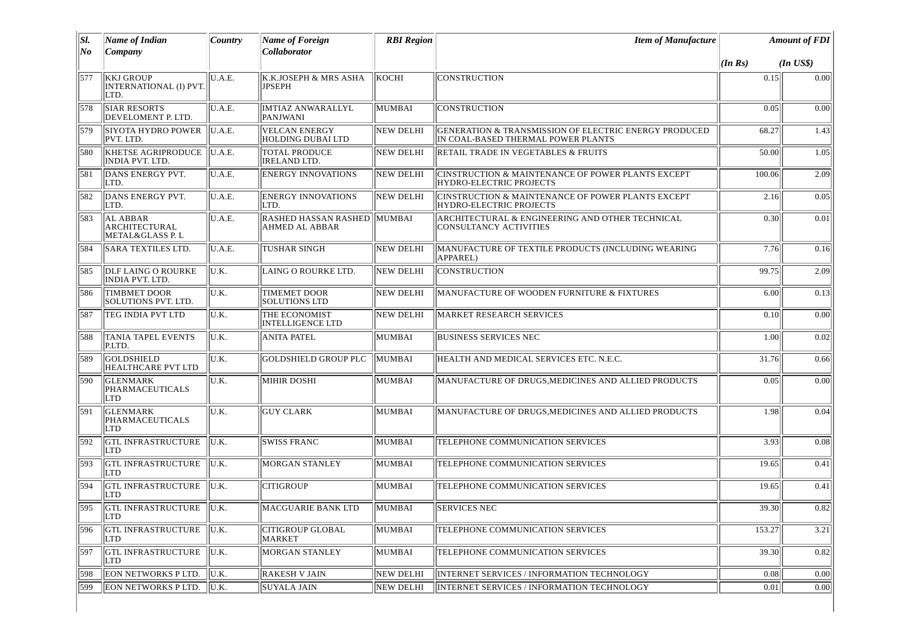| Sl. No | Name of Indian Company | Country | Name of Foreign Collaborator | RBI Region | Item of Manufacture | Amount of FDI | |
|---|---|---|---|---|---|---|---|
| | | | | | | (In Rs) | (In US$) |
| 577 | KKJ GROUP INTERNATIONAL (I) PVT. LTD. | U.A.E. | K.K.JOSEPH & MRS ASHA JPSEPH | KOCHI | CONSTRUCTION | 0.15 | 0.00 |
| 578 | SIAR RESORTS DEVELOMENT P. LTD. | U.A.E. | IMTIAZ ANWARALLYL PANJWANI | MUMBAI | CONSTRUCTION | 0.05 | 0.00 |
| 579 | SIYOTA HYDRO POWER PVT. LTD. | U.A.E. | VELCAN ENERGY HOLDING DUBAI LTD | NEW DELHI | GENERATION & TRANSMISSION OF ELECTRIC ENERGY PRODUCED IN COAL-BASED THERMAL POWER PLANTS | 68.27 | 1.43 |
| 580 | KHETSE AGRIPRODUCE INDIA PVT. LTD. | U.A.E. | TOTAL PRODUCE IRELAND LTD. | NEW DELHI | RETAIL TRADE IN VEGETABLES & FRUITS | 50.00 | 1.05 |
| 581 | DANS ENERGY PVT. LTD. | U.A.E. | ENERGY INNOVATIONS | NEW DELHI | CINSTRUCTION & MAINTENANCE OF POWER PLANTS EXCEPT HYDRO-ELECTRIC PROJECTS | 100.06 | 2.09 |
| 582 | DANS ENERGY PVT. LTD. | U.A.E. | ENERGY INNOVATIONS LTD. | NEW DELHI | CINSTRUCTION & MAINTENANCE OF POWER PLANTS EXCEPT HYDRO-ELECTRIC PROJECTS | 2.16 | 0.05 |
| 583 | AL ABBAR ARCHITECTURAL METAL&GLASS P. L | U.A.E. | RASHED HASSAN RASHED AHMED AL ABBAR | MUMBAI | ARCHITECTURAL & ENGINEERING AND OTHER TECHNICAL CONSULTANCY ACTIVITIES | 0.30 | 0.01 |
| 584 | SARA TEXTILES LTD. | U.A.E. | TUSHAR SINGH | NEW DELHI | MANUFACTURE OF TEXTILE PRODUCTS (INCLUDING WEARING APPAREL) | 7.76 | 0.16 |
| 585 | DLF LAING O ROURKE INDIA PVT. LTD. | U.K. | LAING O ROURKE LTD. | NEW DELHI | CONSTRUCTION | 99.75 | 2.09 |
| 586 | TIMBMET DOOR SOLUTIONS PVT. LTD. | U.K. | TIMEMET DOOR SOLUTIONS LTD | NEW DELHI | MANUFACTURE OF WOODEN FURNITURE & FIXTURES | 6.00 | 0.13 |
| 587 | TEG INDIA PVT LTD | U.K. | THE ECONOMIST INTELLIGENCE LTD | NEW DELHI | MARKET RESEARCH SERVICES | 0.10 | 0.00 |
| 588 | TANIA TAPEL EVENTS P.LTD. | U.K. | ANITA PATEL | MUMBAI | BUSINESS SERVICES NEC | 1.00 | 0.02 |
| 589 | GOLDSHIELD HEALTHCARE PVT LTD | U.K. | GOLDSHIELD GROUP PLC | MUMBAI | HEALTH AND MEDICAL SERVICES ETC. N.E.C. | 31.76 | 0.66 |
| 590 | GLENMARK PHARMACEUTICALS LTD | U.K. | MIHIR DOSHI | MUMBAI | MANUFACTURE OF DRUGS,MEDICINES AND ALLIED PRODUCTS | 0.05 | 0.00 |
| 591 | GLENMARK PHARMACEUTICALS LTD | U.K. | GUY CLARK | MUMBAI | MANUFACTURE OF DRUGS,MEDICINES AND ALLIED PRODUCTS | 1.98 | 0.04 |
| 592 | GTL INFRASTRUCTURE LTD | U.K. | SWISS FRANC | MUMBAI | TELEPHONE COMMUNICATION SERVICES | 3.93 | 0.08 |
| 593 | GTL INFRASTRUCTURE LTD | U.K. | MORGAN STANLEY | MUMBAI | TELEPHONE COMMUNICATION SERVICES | 19.65 | 0.41 |
| 594 | GTL INFRASTRUCTURE LTD | U.K. | CITIGROUP | MUMBAI | TELEPHONE COMMUNICATION SERVICES | 19.65 | 0.41 |
| 595 | GTL INFRASTRUCTURE LTD | U.K. | MACGUARIE BANK LTD | MUMBAI | SERVICES NEC | 39.30 | 0.82 |
| 596 | GTL INFRASTRUCTURE LTD | U.K. | CITIGROUP GLOBAL MARKET | MUMBAI | TELEPHONE COMMUNICATION SERVICES | 153.27 | 3.21 |
| 597 | GTL INFRASTRUCTURE LTD | U.K. | MORGAN STANLEY | MUMBAI | TELEPHONE COMMUNICATION SERVICES | 39.30 | 0.82 |
| 598 | EON NETWORKS P LTD. | U.K. | RAKESH V JAIN | NEW DELHI | INTERNET SERVICES / INFORMATION TECHNOLOGY | 0.08 | 0.00 |
| 599 | EON NETWORKS P LTD. | U.K. | SUYALA JAIN | NEW DELHI | INTERNET SERVICES / INFORMATION TECHNOLOGY | 0.01 | 0.00 |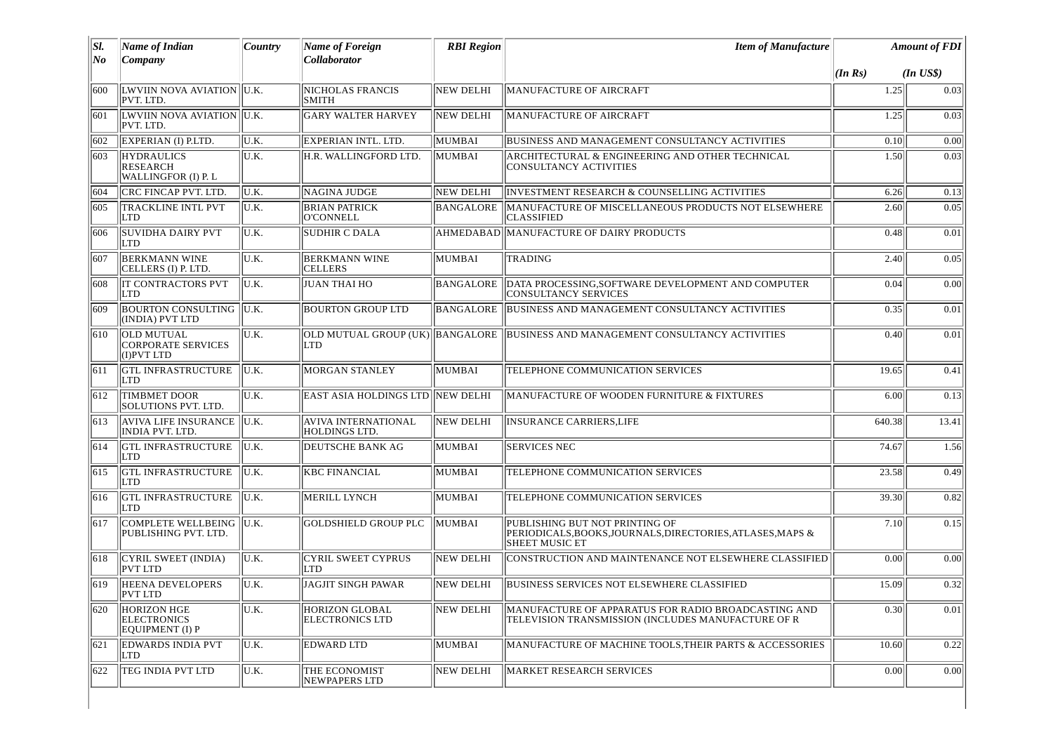| Sl. No | Name of Indian Company | Country | Name of Foreign Collaborator | RBI Region | Item of Manufacture | Amount of FDI | |
|---|---|---|---|---|---|---|---|
| | | | | | | (In Rs) | (In US$) |
| 600 | LWVIIN NOVA AVIATION PVT. LTD. | U.K. | NICHOLAS FRANCIS SMITH | NEW DELHI | MANUFACTURE OF AIRCRAFT | 1.25 | 0.03 |
| 601 | LWVIIN NOVA AVIATION PVT. LTD. | U.K. | GARY WALTER HARVEY | NEW DELHI | MANUFACTURE OF AIRCRAFT | 1.25 | 0.03 |
| 602 | EXPERIAN (I) P.LTD. | U.K. | EXPERIAN INTL. LTD. | MUMBAI | BUSINESS AND MANAGEMENT CONSULTANCY ACTIVITIES | 0.10 | 0.00 |
| 603 | HYDRAULICS RESEARCH WALLINGFOR (I) P. L | U.K. | H.R. WALLINGFORD LTD. | MUMBAI | ARCHITECTURAL & ENGINEERING AND OTHER TECHNICAL CONSULTANCY ACTIVITIES | 1.50 | 0.03 |
| 604 | CRC FINCAP PVT. LTD. | U.K. | NAGINA JUDGE | NEW DELHI | INVESTMENT RESEARCH & COUNSELLING ACTIVITIES | 6.26 | 0.13 |
| 605 | TRACKLINE INTL PVT LTD | U.K. | BRIAN PATRICK O'CONNELL | BANGALORE | MANUFACTURE OF MISCELLANEOUS PRODUCTS NOT ELSEWHERE CLASSIFIED | 2.60 | 0.05 |
| 606 | SUVIDHA DAIRY PVT LTD | U.K. | SUDHIR C DALA | AHMEDABAD | MANUFACTURE OF DAIRY PRODUCTS | 0.48 | 0.01 |
| 607 | BERKMANN WINE CELLERS (I) P. LTD. | U.K. | BERKMANN WINE CELLERS | MUMBAI | TRADING | 2.40 | 0.05 |
| 608 | IT CONTRACTORS PVT LTD | U.K. | JUAN THAI HO | BANGALORE | DATA PROCESSING,SOFTWARE DEVELOPMENT AND COMPUTER CONSULTANCY SERVICES | 0.04 | 0.00 |
| 609 | BOURTON CONSULTING (INDIA) PVT LTD | U.K. | BOURTON GROUP LTD | BANGALORE | BUSINESS AND MANAGEMENT CONSULTANCY ACTIVITIES | 0.35 | 0.01 |
| 610 | OLD MUTUAL CORPORATE SERVICES (I)PVT LTD | U.K. | OLD MUTUAL GROUP (UK) LTD | BANGALORE | BUSINESS AND MANAGEMENT CONSULTANCY ACTIVITIES | 0.40 | 0.01 |
| 611 | GTL INFRASTRUCTURE LTD | U.K. | MORGAN STANLEY | MUMBAI | TELEPHONE COMMUNICATION SERVICES | 19.65 | 0.41 |
| 612 | TIMBMET DOOR SOLUTIONS PVT. LTD. | U.K. | EAST ASIA HOLDINGS LTD | NEW DELHI | MANUFACTURE OF WOODEN FURNITURE & FIXTURES | 6.00 | 0.13 |
| 613 | AVIVA LIFE INSURANCE INDIA PVT. LTD. | U.K. | AVIVA INTERNATIONAL HOLDINGS LTD. | NEW DELHI | INSURANCE CARRIERS,LIFE | 640.38 | 13.41 |
| 614 | GTL INFRASTRUCTURE LTD | U.K. | DEUTSCHE BANK AG | MUMBAI | SERVICES NEC | 74.67 | 1.56 |
| 615 | GTL INFRASTRUCTURE LTD | U.K. | KBC FINANCIAL | MUMBAI | TELEPHONE COMMUNICATION SERVICES | 23.58 | 0.49 |
| 616 | GTL INFRASTRUCTURE LTD | U.K. | MERILL LYNCH | MUMBAI | TELEPHONE COMMUNICATION SERVICES | 39.30 | 0.82 |
| 617 | COMPLETE WELLBEING PUBLISHING PVT. LTD. | U.K. | GOLDSHIELD GROUP PLC | MUMBAI | PUBLISHING BUT NOT PRINTING OF PERIODICALS,JOURNALS,DIRECTORIES,ATLASES,MAPS & SHEET MUSIC ET | 7.10 | 0.15 |
| 618 | CYRIL SWEET (INDIA) PVT LTD | U.K. | CYRIL SWEET CYPRUS LTD | NEW DELHI | CONSTRUCTION AND MAINTENANCE NOT ELSEWHERE CLASSIFIED | 0.00 | 0.00 |
| 619 | HEENA DEVELOPERS PVT LTD | U.K. | JAGJIT SINGH PAWAR | NEW DELHI | BUSINESS SERVICES NOT ELSEWHERE CLASSIFIED | 15.09 | 0.32 |
| 620 | HORIZON HGE ELECTRONICS EQUIPMENT (I) P | U.K. | HORIZON GLOBAL ELECTRONICS LTD | NEW DELHI | MANUFACTURE OF APPARATUS FOR RADIO BROADCASTING AND TELEVISION TRANSMISSION (INCLUDES MANUFACTURE OF R | 0.30 | 0.01 |
| 621 | EDWARDS INDIA PVT LTD | U.K. | EDWARD LTD | MUMBAI | MANUFACTURE OF MACHINE TOOLS,THEIR PARTS & ACCESSORIES | 10.60 | 0.22 |
| 622 | TEG INDIA PVT LTD | U.K. | THE ECONOMIST NEWPAPERS LTD | NEW DELHI | MARKET RESEARCH SERVICES | 0.00 | 0.00 |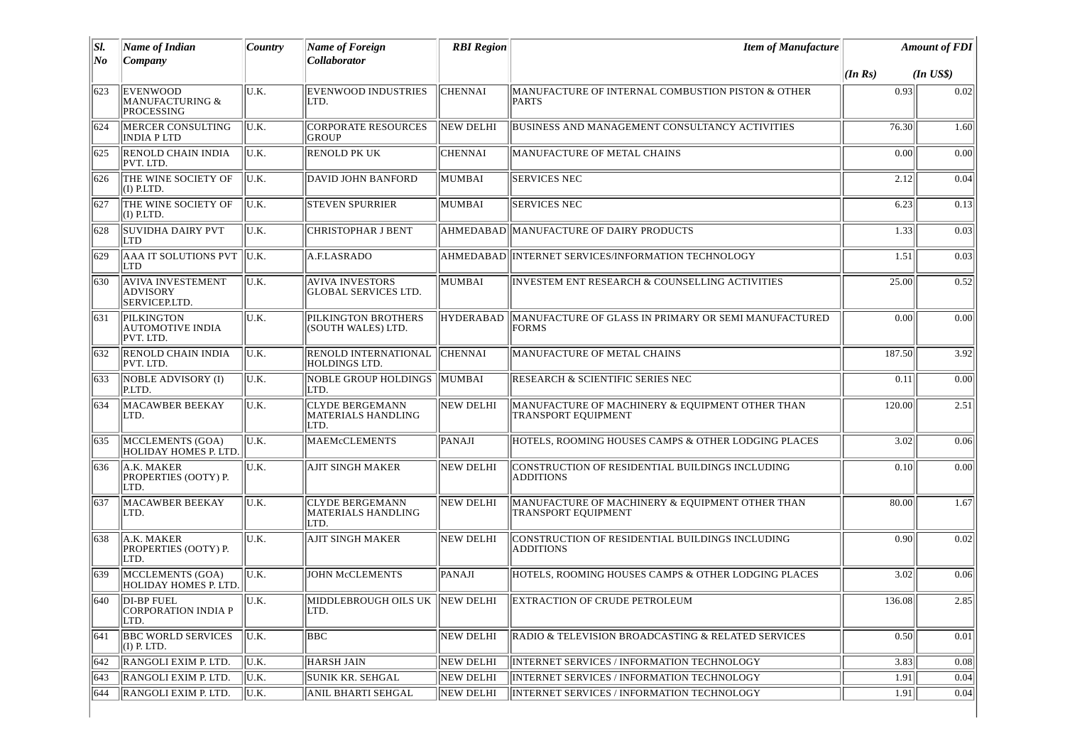| Sl. No | Name of Indian Company | Country | Name of Foreign Collaborator | RBI Region | Item of Manufacture | Amount of FDI | |
|---|---|---|---|---|---|---|---|
| | | | | | | *(In Rs)* | *(In US$)* |
| 623 | EVENWOOD MANUFACTURING & PROCESSING | U.K. | EVENWOOD INDUSTRIES LTD. | CHENNAI | MANUFACTURE OF INTERNAL COMBUSTION PISTON & OTHER PARTS | 0.93 | 0.02 |
| 624 | MERCER CONSULTING INDIA P LTD | U.K. | CORPORATE RESOURCES GROUP | NEW DELHI | BUSINESS AND MANAGEMENT CONSULTANCY ACTIVITIES | 76.30 | 1.60 |
| 625 | RENOLD CHAIN INDIA PVT. LTD. | U.K. | RENOLD PK UK | CHENNAI | MANUFACTURE OF METAL CHAINS | 0.00 | 0.00 |
| 626 | THE WINE SOCIETY OF (I) P.LTD. | U.K. | DAVID JOHN BANFORD | MUMBAI | SERVICES NEC | 2.12 | 0.04 |
| 627 | THE WINE SOCIETY OF (I) P.LTD. | U.K. | STEVEN SPURRIER | MUMBAI | SERVICES NEC | 6.23 | 0.13 |
| 628 | SUVIDHA DAIRY PVT LTD | U.K. | CHRISTOPHAR J BENT | AHMEDABAD | MANUFACTURE OF DAIRY PRODUCTS | 1.33 | 0.03 |
| 629 | AAA IT SOLUTIONS PVT LTD | U.K. | A.F.LASRADO | AHMEDABAD | INTERNET SERVICES/INFORMATION TECHNOLOGY | 1.51 | 0.03 |
| 630 | AVIVA INVESTEMENT ADVISORY SERVICEP.LTD. | U.K. | AVIVA INVESTORS GLOBAL SERVICES LTD. | MUMBAI | INVESTEM ENT RESEARCH & COUNSELLING ACTIVITIES | 25.00 | 0.52 |
| 631 | PILKINGTON AUTOMOTIVE INDIA PVT. LTD. | U.K. | PILKINGTON BROTHERS (SOUTH WALES) LTD. | HYDERABAD | MANUFACTURE OF GLASS IN PRIMARY OR SEMI MANUFACTURED FORMS | 0.00 | 0.00 |
| 632 | RENOLD CHAIN INDIA PVT. LTD. | U.K. | RENOLD INTERNATIONAL HOLDINGS LTD. | CHENNAI | MANUFACTURE OF METAL CHAINS | 187.50 | 3.92 |
| 633 | NOBLE ADVISORY (I) P.LTD. | U.K. | NOBLE GROUP HOLDINGS LTD. | MUMBAI | RESEARCH & SCIENTIFIC SERIES NEC | 0.11 | 0.00 |
| 634 | MACAWBER BEEKAY LTD. | U.K. | CLYDE BERGEMANN MATERIALS HANDLING LTD. | NEW DELHI | MANUFACTURE OF MACHINERY & EQUIPMENT OTHER THAN TRANSPORT EQUIPMENT | 120.00 | 2.51 |
| 635 | MCCLEMENTS (GOA) HOLIDAY HOMES P. LTD. | U.K. | MAEMcCLEMENTS | PANAJI | HOTELS, ROOMING HOUSES CAMPS & OTHER LODGING PLACES | 3.02 | 0.06 |
| 636 | A.K. MAKER PROPERTIES (OOTY) P. LTD. | U.K. | AJIT SINGH MAKER | NEW DELHI | CONSTRUCTION OF RESIDENTIAL BUILDINGS INCLUDING ADDITIONS | 0.10 | 0.00 |
| 637 | MACAWBER BEEKAY LTD. | U.K. | CLYDE BERGEMANN MATERIALS HANDLING LTD. | NEW DELHI | MANUFACTURE OF MACHINERY & EQUIPMENT OTHER THAN TRANSPORT EQUIPMENT | 80.00 | 1.67 |
| 638 | A.K. MAKER PROPERTIES (OOTY) P. LTD. | U.K. | AJIT SINGH MAKER | NEW DELHI | CONSTRUCTION OF RESIDENTIAL BUILDINGS INCLUDING ADDITIONS | 0.90 | 0.02 |
| 639 | MCCLEMENTS (GOA) HOLIDAY HOMES P. LTD. | U.K. | JOHN McCLEMENTS | PANAJI | HOTELS, ROOMING HOUSES CAMPS & OTHER LODGING PLACES | 3.02 | 0.06 |
| 640 | DI-BP FUEL CORPORATION INDIA P LTD. | U.K. | MIDDLEBROUGH OILS UK LTD. | NEW DELHI | EXTRACTION OF CRUDE PETROLEUM | 136.08 | 2.85 |
| 641 | BBC WORLD SERVICES (I) P. LTD. | U.K. | BBC | NEW DELHI | RADIO & TELEVISION BROADCASTING & RELATED SERVICES | 0.50 | 0.01 |
| 642 | RANGOLI EXIM P. LTD. | U.K. | HARSH JAIN | NEW DELHI | INTERNET SERVICES / INFORMATION TECHNOLOGY | 3.83 | 0.08 |
| 643 | RANGOLI EXIM P. LTD. | U.K. | SUNIK KR. SEHGAL | NEW DELHI | INTERNET SERVICES / INFORMATION TECHNOLOGY | 1.91 | 0.04 |
| 644 | RANGOLI EXIM P. LTD. | U.K. | ANIL BHARTI SEHGAL | NEW DELHI | INTERNET SERVICES / INFORMATION TECHNOLOGY | 1.91 | 0.04 |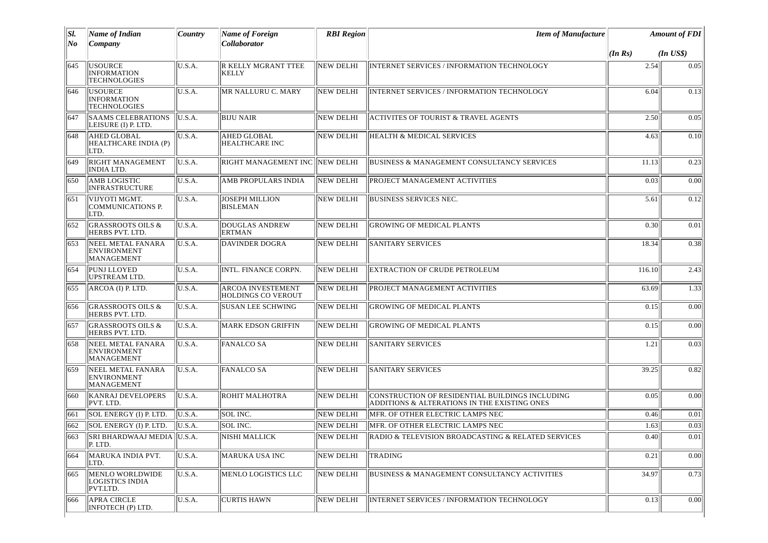| Sl. No | Name of Indian Company | Country | Name of Foreign Collaborator | RBI Region | Item of Manufacture | Amount of FDI | |
|---|---|---|---|---|---|---|---|
| | | | | | | (In Rs) | (In US$) |
| 645 | USOURCE INFORMATION TECHNOLOGIES | U.S.A. | R KELLY MGRANT TTEE KELLY | NEW DELHI | INTERNET SERVICES / INFORMATION TECHNOLOGY | 2.54 | 0.05 |
| 646 | USOURCE INFORMATION TECHNOLOGIES | U.S.A. | MR NALLURU C. MARY | NEW DELHI | INTERNET SERVICES / INFORMATION TECHNOLOGY | 6.04 | 0.13 |
| 647 | SAAMS CELEBRATIONS LEISURE (I) P. LTD. | U.S.A. | BIJU NAIR | NEW DELHI | ACTIVITES OF TOURIST & TRAVEL AGENTS | 2.50 | 0.05 |
| 648 | AHED GLOBAL HEALTHCARE INDIA (P) LTD. | U.S.A. | AHED GLOBAL HEALTHCARE INC | NEW DELHI | HEALTH & MEDICAL SERVICES | 4.63 | 0.10 |
| 649 | RIGHT MANAGEMENT INDIA LTD. | U.S.A. | RIGHT MANAGEMENT INC | NEW DELHI | BUSINESS & MANAGEMENT CONSULTANCY SERVICES | 11.13 | 0.23 |
| 650 | AMB LOGISTIC INFRASTRUCTURE | U.S.A. | AMB PROPULARS INDIA | NEW DELHI | PROJECT MANAGEMENT ACTIVITIES | 0.03 | 0.00 |
| 651 | VIJYOTI MGMT. COMMUNICATIONS P. LTD. | U.S.A. | JOSEPH MILLION BISLEMAN | NEW DELHI | BUSINESS SERVICES NEC. | 5.61 | 0.12 |
| 652 | GRASSROOTS OILS & HERBS PVT. LTD. | U.S.A. | DOUGLAS ANDREW ERTMAN | NEW DELHI | GROWING OF MEDICAL PLANTS | 0.30 | 0.01 |
| 653 | NEEL METAL FANARA ENVIRONMENT MANAGEMENT | U.S.A. | DAVINDER DOGRA | NEW DELHI | SANITARY SERVICES | 18.34 | 0.38 |
| 654 | PUNJ LLOYED UPSTREAM LTD. | U.S.A. | INTL. FINANCE CORPN. | NEW DELHI | EXTRACTION OF CRUDE PETROLEUM | 116.10 | 2.43 |
| 655 | ARCOA (I) P. LTD. | U.S.A. | ARCOA INVESTEMENT HOLDINGS CO VEROUT | NEW DELHI | PROJECT MANAGEMENT ACTIVITIES | 63.69 | 1.33 |
| 656 | GRASSROOTS OILS & HERBS PVT. LTD. | U.S.A. | SUSAN LEE SCHWING | NEW DELHI | GROWING OF MEDICAL PLANTS | 0.15 | 0.00 |
| 657 | GRASSROOTS OILS & HERBS PVT. LTD. | U.S.A. | MARK EDSON GRIFFIN | NEW DELHI | GROWING OF MEDICAL PLANTS | 0.15 | 0.00 |
| 658 | NEEL METAL FANARA ENVIRONMENT MANAGEMENT | U.S.A. | FANALCO SA | NEW DELHI | SANITARY SERVICES | 1.21 | 0.03 |
| 659 | NEEL METAL FANARA ENVIRONMENT MANAGEMENT | U.S.A. | FANALCO SA | NEW DELHI | SANITARY SERVICES | 39.25 | 0.82 |
| 660 | KANRAJ DEVELOPERS PVT. LTD. | U.S.A. | ROHIT MALHOTRA | NEW DELHI | CONSTRUCTION OF RESIDENTIAL BUILDINGS INCLUDING ADDITIONS & ALTERATIONS IN THE EXISTING ONES | 0.05 | 0.00 |
| 661 | SOL ENERGY (I) P. LTD. | U.S.A. | SOL INC. | NEW DELHI | MFR. OF OTHER ELECTRIC LAMPS NEC | 0.46 | 0.01 |
| 662 | SOL ENERGY (I) P. LTD. | U.S.A. | SOL INC. | NEW DELHI | MFR. OF OTHER ELECTRIC LAMPS NEC | 1.63 | 0.03 |
| 663 | SRI BHARDWAAJ MEDIA P. LTD. | U.S.A. | NISHI MALLICK | NEW DELHI | RADIO & TELEVISION BROADCASTING & RELATED SERVICES | 0.40 | 0.01 |
| 664 | MARUKA INDIA PVT. LTD. | U.S.A. | MARUKA USA INC | NEW DELHI | TRADING | 0.21 | 0.00 |
| 665 | MENLO WORLDWIDE LOGISTICS INDIA PVT.LTD. | U.S.A. | MENLO LOGISTICS LLC | NEW DELHI | BUSINESS & MANAGEMENT CONSULTANCY ACTIVITIES | 34.97 | 0.73 |
| 666 | APRA CIRCLE INFOTECH (P) LTD. | U.S.A. | CURTIS HAWN | NEW DELHI | INTERNET SERVICES / INFORMATION TECHNOLOGY | 0.13 | 0.00 |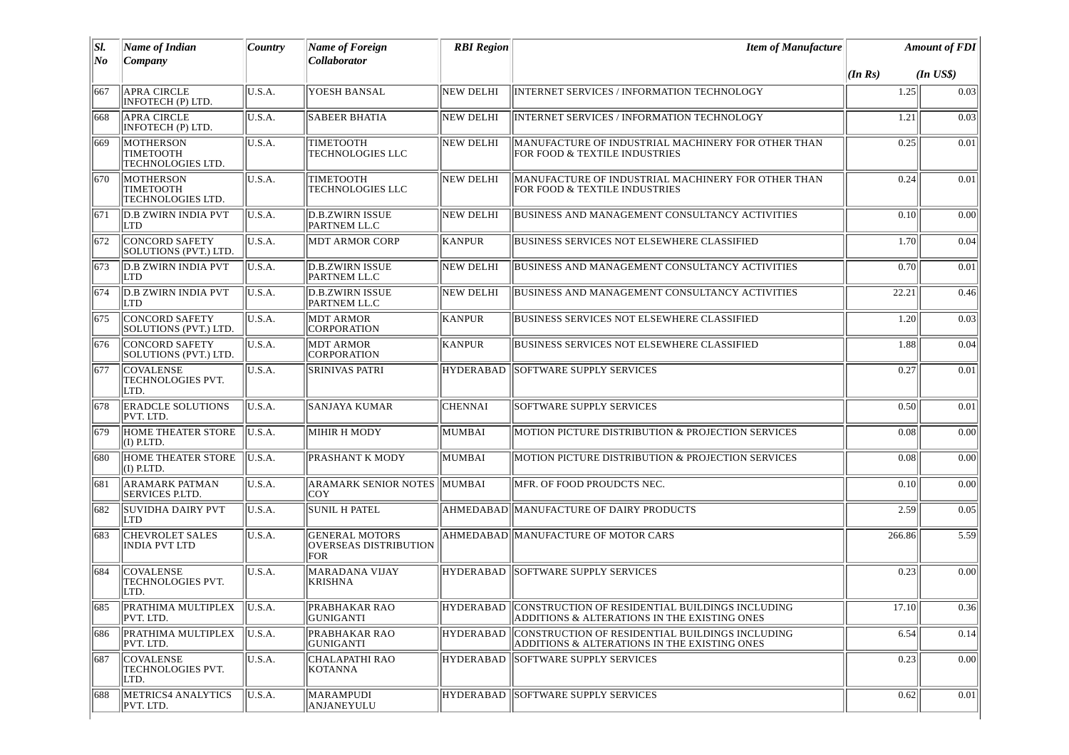| Sl. No | Name of Indian Company | Country | Name of Foreign Collaborator | RBI Region | Item of Manufacture | Amount of FDI | |
|---|---|---|---|---|---|---|---|
| | | | | | | (In Rs) | (In US$) |
| 667 | APRA CIRCLE INFOTECH (P) LTD. | U.S.A. | YOESH BANSAL | NEW DELHI | INTERNET SERVICES / INFORMATION TECHNOLOGY | 1.25 | 0.03 |
| 668 | APRA CIRCLE INFOTECH (P) LTD. | U.S.A. | SABEER BHATIA | NEW DELHI | INTERNET SERVICES / INFORMATION TECHNOLOGY | 1.21 | 0.03 |
| 669 | MOTHERSON TIMETOOTH TECHNOLOGIES LTD. | U.S.A. | TIMETOOTH TECHNOLOGIES LLC | NEW DELHI | MANUFACTURE OF INDUSTRIAL MACHINERY FOR OTHER THAN FOR FOOD & TEXTILE INDUSTRIES | 0.25 | 0.01 |
| 670 | MOTHERSON TIMETOOTH TECHNOLOGIES LTD. | U.S.A. | TIMETOOTH TECHNOLOGIES LLC | NEW DELHI | MANUFACTURE OF INDUSTRIAL MACHINERY FOR OTHER THAN FOR FOOD & TEXTILE INDUSTRIES | 0.24 | 0.01 |
| 671 | D.B ZWIRN INDIA PVT LTD | U.S.A. | D.B.ZWIRN ISSUE PARTNEM LL.C | NEW DELHI | BUSINESS AND MANAGEMENT CONSULTANCY ACTIVITIES | 0.10 | 0.00 |
| 672 | CONCORD SAFETY SOLUTIONS (PVT.) LTD. | U.S.A. | MDT ARMOR CORP | KANPUR | BUSINESS SERVICES NOT ELSEWHERE CLASSIFIED | 1.70 | 0.04 |
| 673 | D.B ZWIRN INDIA PVT LTD | U.S.A. | D.B.ZWIRN ISSUE PARTNEM LL.C | NEW DELHI | BUSINESS AND MANAGEMENT CONSULTANCY ACTIVITIES | 0.70 | 0.01 |
| 674 | D.B ZWIRN INDIA PVT LTD | U.S.A. | D.B.ZWIRN ISSUE PARTNEM LL.C | NEW DELHI | BUSINESS AND MANAGEMENT CONSULTANCY ACTIVITIES | 22.21 | 0.46 |
| 675 | CONCORD SAFETY SOLUTIONS (PVT.) LTD. | U.S.A. | MDT ARMOR CORPORATION | KANPUR | BUSINESS SERVICES NOT ELSEWHERE CLASSIFIED | 1.20 | 0.03 |
| 676 | CONCORD SAFETY SOLUTIONS (PVT.) LTD. | U.S.A. | MDT ARMOR CORPORATION | KANPUR | BUSINESS SERVICES NOT ELSEWHERE CLASSIFIED | 1.88 | 0.04 |
| 677 | COVALENSE TECHNOLOGIES PVT. LTD. | U.S.A. | SRINIVAS PATRI | HYDERABAD | SOFTWARE SUPPLY SERVICES | 0.27 | 0.01 |
| 678 | ERADCLE SOLUTIONS PVT. LTD. | U.S.A. | SANJAYA KUMAR | CHENNAI | SOFTWARE SUPPLY SERVICES | 0.50 | 0.01 |
| 679 | HOME THEATER STORE (I) P.LTD. | U.S.A. | MIHIR H MODY | MUMBAI | MOTION PICTURE DISTRIBUTION & PROJECTION SERVICES | 0.08 | 0.00 |
| 680 | HOME THEATER STORE (I) P.LTD. | U.S.A. | PRASHANT K MODY | MUMBAI | MOTION PICTURE DISTRIBUTION & PROJECTION SERVICES | 0.08 | 0.00 |
| 681 | ARAMARK PATMAN SERVICES P.LTD. | U.S.A. | ARAMARK SENIOR NOTES COY | MUMBAI | MFR. OF FOOD PROUDCTS NEC. | 0.10 | 0.00 |
| 682 | SUVIDHA DAIRY PVT LTD | U.S.A. | SUNIL H PATEL | AHMEDABAD | MANUFACTURE OF DAIRY PRODUCTS | 2.59 | 0.05 |
| 683 | CHEVROLET SALES INDIA PVT LTD | U.S.A. | GENERAL MOTORS OVERSEAS DISTRIBUTION FOR | AHMEDABAD | MANUFACTURE OF MOTOR CARS | 266.86 | 5.59 |
| 684 | COVALENSE TECHNOLOGIES PVT. LTD. | U.S.A. | MARADANA VIJAY KRISHNA | HYDERABAD | SOFTWARE SUPPLY SERVICES | 0.23 | 0.00 |
| 685 | PRATHIMA MULTIPLEX PVT. LTD. | U.S.A. | PRABHAKAR RAO GUNIGANTI | HYDERABAD | CONSTRUCTION OF RESIDENTIAL BUILDINGS INCLUDING ADDITIONS & ALTERATIONS IN THE EXISTING ONES | 17.10 | 0.36 |
| 686 | PRATHIMA MULTIPLEX PVT. LTD. | U.S.A. | PRABHAKAR RAO GUNIGANTI | HYDERABAD | CONSTRUCTION OF RESIDENTIAL BUILDINGS INCLUDING ADDITIONS & ALTERATIONS IN THE EXISTING ONES | 6.54 | 0.14 |
| 687 | COVALENSE TECHNOLOGIES PVT. LTD. | U.S.A. | CHALAPATHI RAO KOTANNA | HYDERABAD | SOFTWARE SUPPLY SERVICES | 0.23 | 0.00 |
| 688 | METRICS4 ANALYTICS PVT. LTD. | U.S.A. | MARAMPUDI ANJANEYULU | HYDERABAD | SOFTWARE SUPPLY SERVICES | 0.62 | 0.01 |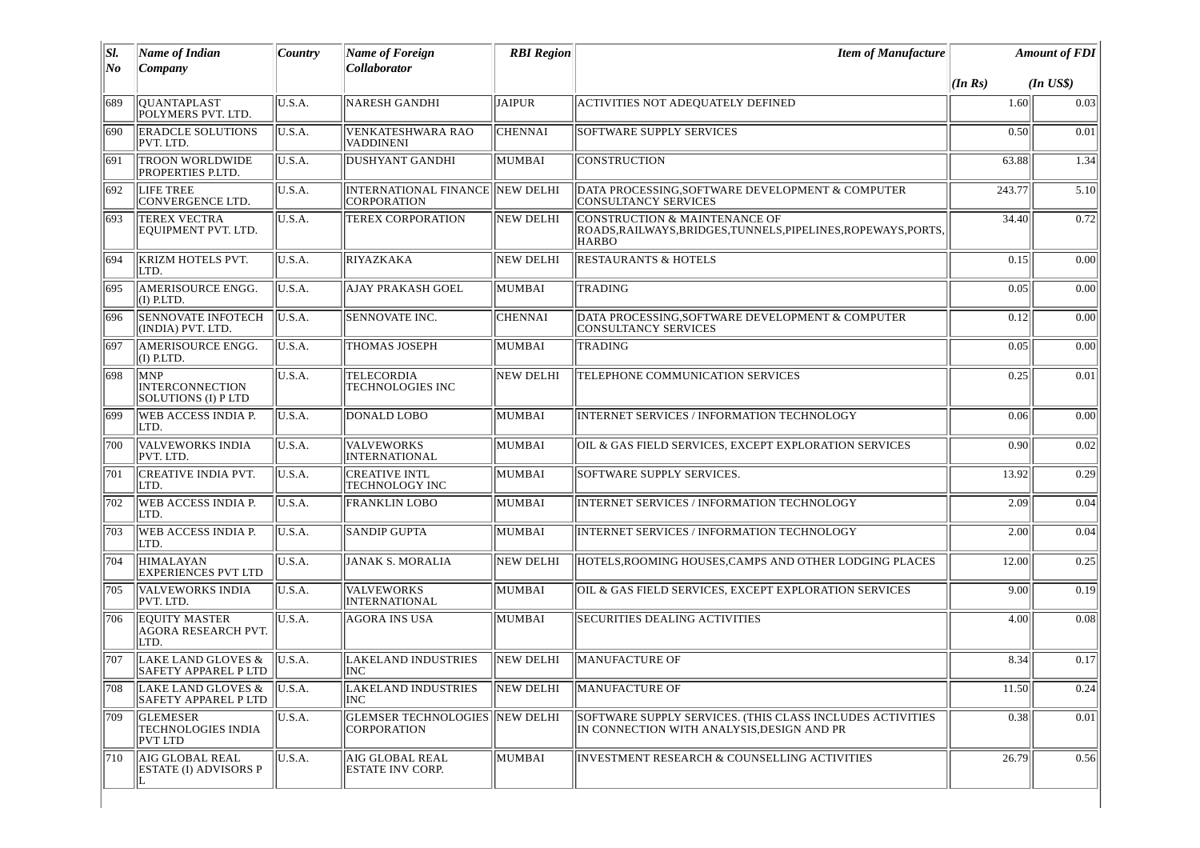| Sl. No | Name of Indian Company | Country | Name of Foreign Collaborator | RBI Region | Item of Manufacture | Amount of FDI | |
|---|---|---|---|---|---|---|---|
| | | | | | | (In Rs) | (In US$) |
| 689 | QUANTAPLAST POLYMERS PVT. LTD. | U.S.A. | NARESH GANDHI | JAIPUR | ACTIVITIES NOT ADEQUATELY DEFINED | 1.60 | 0.03 |
| 690 | ERADCLE SOLUTIONS PVT. LTD. | U.S.A. | VENKATESHWARA RAO VADDINENI | CHENNAI | SOFTWARE SUPPLY SERVICES | 0.50 | 0.01 |
| 691 | TROON WORLDWIDE PROPERTIES P.LTD. | U.S.A. | DUSHYANT GANDHI | MUMBAI | CONSTRUCTION | 63.88 | 1.34 |
| 692 | LIFE TREE CONVERGENCE LTD. | U.S.A. | INTERNATIONAL FINANCE CORPORATION | NEW DELHI | DATA PROCESSING,SOFTWARE DEVELOPMENT & COMPUTER CONSULTANCY SERVICES | 243.77 | 5.10 |
| 693 | TEREX VECTRA EQUIPMENT PVT. LTD. | U.S.A. | TEREX CORPORATION | NEW DELHI | CONSTRUCTION & MAINTENANCE OF ROADS,RAILWAYS,BRIDGES,TUNNELS,PIPELINES,ROPEWAYS,PORTS,HARBO | 34.40 | 0.72 |
| 694 | KRIZM HOTELS PVT. LTD. | U.S.A. | RIYAZKAKA | NEW DELHI | RESTAURANTS & HOTELS | 0.15 | 0.00 |
| 695 | AMERISOURCE ENGG. (I) P.LTD. | U.S.A. | AJAY PRAKASH GOEL | MUMBAI | TRADING | 0.05 | 0.00 |
| 696 | SENNOVATE INFOTECH (INDIA) PVT. LTD. | U.S.A. | SENNOVATE INC. | CHENNAI | DATA PROCESSING,SOFTWARE DEVELOPMENT & COMPUTER CONSULTANCY SERVICES | 0.12 | 0.00 |
| 697 | AMERISOURCE ENGG. (I) P.LTD. | U.S.A. | THOMAS JOSEPH | MUMBAI | TRADING | 0.05 | 0.00 |
| 698 | MNP INTERCONNECTION SOLUTIONS (I) P LTD | U.S.A. | TELECORDIA TECHNOLOGIES INC | NEW DELHI | TELEPHONE COMMUNICATION SERVICES | 0.25 | 0.01 |
| 699 | WEB ACCESS INDIA P. LTD. | U.S.A. | DONALD LOBO | MUMBAI | INTERNET SERVICES / INFORMATION TECHNOLOGY | 0.06 | 0.00 |
| 700 | VALVEWORKS INDIA PVT. LTD. | U.S.A. | VALVEWORKS INTERNATIONAL | MUMBAI | OIL & GAS FIELD SERVICES, EXCEPT EXPLORATION SERVICES | 0.90 | 0.02 |
| 701 | CREATIVE INDIA PVT. LTD. | U.S.A. | CREATIVE INTL TECHNOLOGY INC | MUMBAI | SOFTWARE SUPPLY SERVICES. | 13.92 | 0.29 |
| 702 | WEB ACCESS INDIA P. LTD. | U.S.A. | FRANKLIN LOBO | MUMBAI | INTERNET SERVICES / INFORMATION TECHNOLOGY | 2.09 | 0.04 |
| 703 | WEB ACCESS INDIA P. LTD. | U.S.A. | SANDIP GUPTA | MUMBAI | INTERNET SERVICES / INFORMATION TECHNOLOGY | 2.00 | 0.04 |
| 704 | HIMALAYAN EXPERIENCES PVT LTD | U.S.A. | JANAK S. MORALIA | NEW DELHI | HOTELS,ROOMING HOUSES,CAMPS AND OTHER LODGING PLACES | 12.00 | 0.25 |
| 705 | VALVEWORKS INDIA PVT. LTD. | U.S.A. | VALVEWORKS INTERNATIONAL | MUMBAI | OIL & GAS FIELD SERVICES, EXCEPT EXPLORATION SERVICES | 9.00 | 0.19 |
| 706 | EQUITY MASTER AGORA RESEARCH PVT. LTD. | U.S.A. | AGORA INS USA | MUMBAI | SECURITIES DEALING ACTIVITIES | 4.00 | 0.08 |
| 707 | LAKE LAND GLOVES & SAFETY APPAREL P LTD | U.S.A. | LAKELAND INDUSTRIES INC | NEW DELHI | MANUFACTURE OF | 8.34 | 0.17 |
| 708 | LAKE LAND GLOVES & SAFETY APPAREL P LTD | U.S.A. | LAKELAND INDUSTRIES INC | NEW DELHI | MANUFACTURE OF | 11.50 | 0.24 |
| 709 | GLEMESER TECHNOLOGIES INDIA PVT LTD | U.S.A. | GLEMSER TECHNOLOGIES CORPORATION | NEW DELHI | SOFTWARE SUPPLY SERVICES. (THIS CLASS INCLUDES ACTIVITIES IN CONNECTION WITH ANALYSIS,DESIGN AND PR | 0.38 | 0.01 |
| 710 | AIG GLOBAL REAL ESTATE (I) ADVISORS P L | U.S.A. | AIG GLOBAL REAL ESTATE INV CORP. | MUMBAI | INVESTMENT RESEARCH & COUNSELLING ACTIVITIES | 26.79 | 0.56 |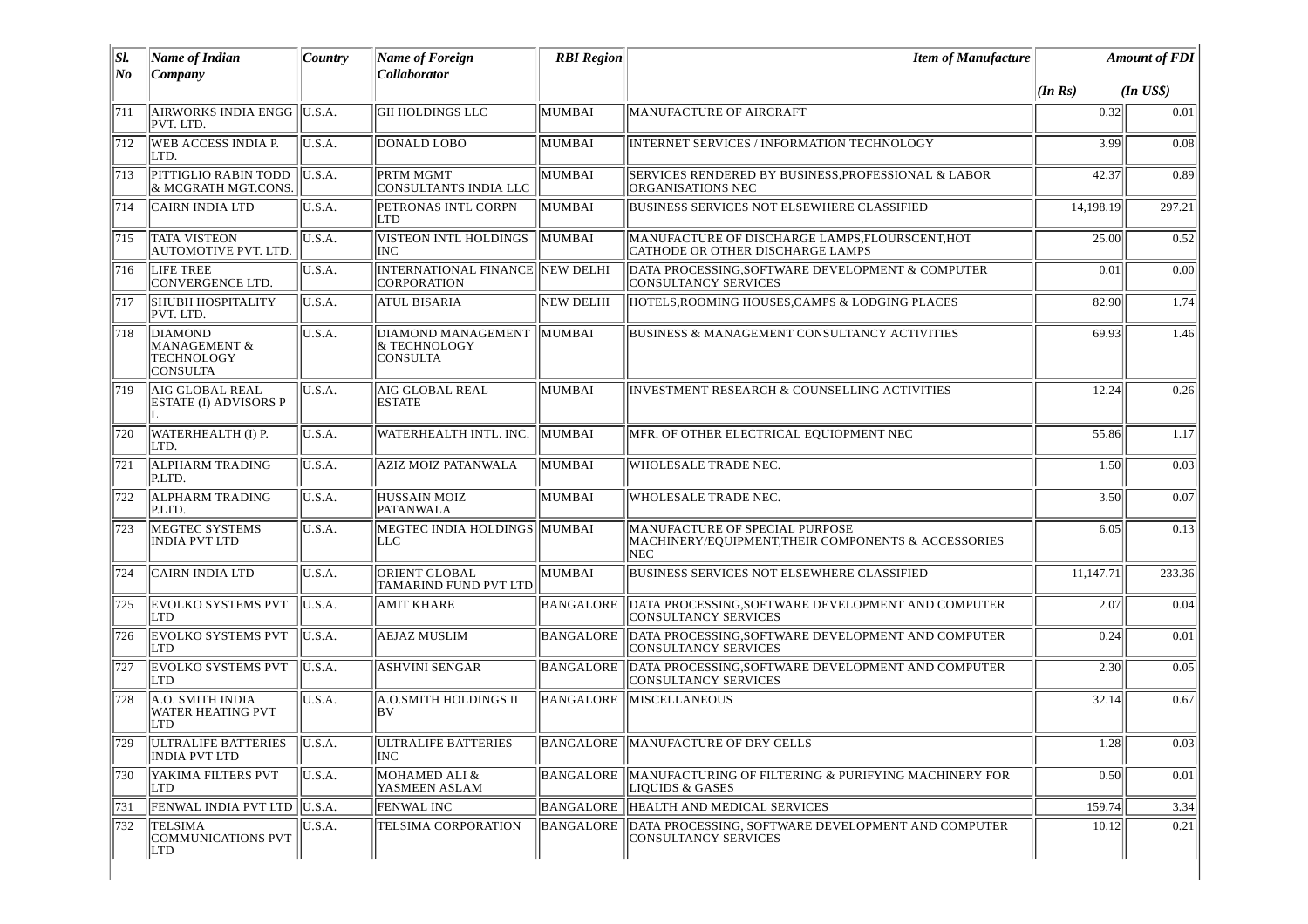| Sl. No | Name of Indian Company | Country | Name of Foreign Collaborator | RBI Region | Item of Manufacture | Amount of FDI | |
|---|---|---|---|---|---|---|---|
| | | | | | | (In Rs) | (In US$) |
| 711 | AIRWORKS INDIA ENGG PVT. LTD. | U.S.A. | GII HOLDINGS LLC | MUMBAI | MANUFACTURE OF AIRCRAFT | 0.32 | 0.01 |
| 712 | WEB ACCESS INDIA P. LTD. | U.S.A. | DONALD LOBO | MUMBAI | INTERNET SERVICES / INFORMATION TECHNOLOGY | 3.99 | 0.08 |
| 713 | PITTIGLIO RABIN TODD & MCGRATH MGT.CONS. | U.S.A. | PRTM MGMT CONSULTANTS INDIA LLC | MUMBAI | SERVICES RENDERED BY BUSINESS,PROFESSIONAL & LABOR ORGANISATIONS NEC | 42.37 | 0.89 |
| 714 | CAIRN INDIA LTD | U.S.A. | PETRONAS INTL CORPN LTD | MUMBAI | BUSINESS SERVICES NOT ELSEWHERE CLASSIFIED | 14,198.19 | 297.21 |
| 715 | TATA VISTEON AUTOMOTIVE PVT. LTD. | U.S.A. | VISTEON INTL HOLDINGS INC | MUMBAI | MANUFACTURE OF DISCHARGE LAMPS,FLOURSCENT,HOT CATHODE OR OTHER DISCHARGE LAMPS | 25.00 | 0.52 |
| 716 | LIFE TREE CONVERGENCE LTD. | U.S.A. | INTERNATIONAL FINANCE CORPORATION | NEW DELHI | DATA PROCESSING,SOFTWARE DEVELOPMENT & COMPUTER CONSULTANCY SERVICES | 0.01 | 0.00 |
| 717 | SHUBH HOSPITALITY PVT. LTD. | U.S.A. | ATUL BISARIA | NEW DELHI | HOTELS,ROOMING HOUSES,CAMPS & LODGING PLACES | 82.90 | 1.74 |
| 718 | DIAMOND MANAGEMENT & TECHNOLOGY CONSULTA | U.S.A. | DIAMOND MANAGEMENT & TECHNOLOGY CONSULTA | MUMBAI | BUSINESS & MANAGEMENT CONSULTANCY ACTIVITIES | 69.93 | 1.46 |
| 719 | AIG GLOBAL REAL ESTATE (I) ADVISORS P L | U.S.A. | AIG GLOBAL REAL ESTATE | MUMBAI | INVESTMENT RESEARCH & COUNSELLING ACTIVITIES | 12.24 | 0.26 |
| 720 | WATERHEALTH (I) P. LTD. | U.S.A. | WATERHEALTH INTL. INC. | MUMBAI | MFR. OF OTHER ELECTRICAL EQUIOPMENT NEC | 55.86 | 1.17 |
| 721 | ALPHARM TRADING P.LTD. | U.S.A. | AZIZ MOIZ PATANWALA | MUMBAI | WHOLESALE TRADE NEC. | 1.50 | 0.03 |
| 722 | ALPHARM TRADING P.LTD. | U.S.A. | HUSSAIN MOIZ PATANWALA | MUMBAI | WHOLESALE TRADE NEC. | 3.50 | 0.07 |
| 723 | MEGTEC SYSTEMS INDIA PVT LTD | U.S.A. | MEGTEC INDIA HOLDINGS LLC | MUMBAI | MANUFACTURE OF SPECIAL PURPOSE MACHINERY/EQUIPMENT,THEIR COMPONENTS & ACCESSORIES NEC | 6.05 | 0.13 |
| 724 | CAIRN INDIA LTD | U.S.A. | ORIENT GLOBAL TAMARIND FUND PVT LTD | MUMBAI | BUSINESS SERVICES NOT ELSEWHERE CLASSIFIED | 11,147.71 | 233.36 |
| 725 | EVOLKO SYSTEMS PVT LTD | U.S.A. | AMIT KHARE | BANGALORE | DATA PROCESSING,SOFTWARE DEVELOPMENT AND COMPUTER CONSULTANCY SERVICES | 2.07 | 0.04 |
| 726 | EVOLKO SYSTEMS PVT LTD | U.S.A. | AEJAZ MUSLIM | BANGALORE | DATA PROCESSING,SOFTWARE DEVELOPMENT AND COMPUTER CONSULTANCY SERVICES | 0.24 | 0.01 |
| 727 | EVOLKO SYSTEMS PVT LTD | U.S.A. | ASHVINI SENGAR | BANGALORE | DATA PROCESSING,SOFTWARE DEVELOPMENT AND COMPUTER CONSULTANCY SERVICES | 2.30 | 0.05 |
| 728 | A.O. SMITH INDIA WATER HEATING PVT LTD | U.S.A. | A.O.SMITH HOLDINGS II BV | BANGALORE | MISCELLANEOUS | 32.14 | 0.67 |
| 729 | ULTRALIFE BATTERIES INDIA PVT LTD | U.S.A. | ULTRALIFE BATTERIES INC | BANGALORE | MANUFACTURE OF DRY CELLS | 1.28 | 0.03 |
| 730 | YAKIMA FILTERS PVT LTD | U.S.A. | MOHAMED ALI & YASMEEN ASLAM | BANGALORE | MANUFACTURING OF FILTERING & PURIFYING MACHINERY FOR LIQUIDS & GASES | 0.50 | 0.01 |
| 731 | FENWAL INDIA PVT LTD | U.S.A. | FENWAL INC | BANGALORE | HEALTH AND MEDICAL SERVICES | 159.74 | 3.34 |
| 732 | TELSIMA COMMUNICATIONS PVT LTD | U.S.A. | TELSIMA CORPORATION | BANGALORE | DATA PROCESSING, SOFTWARE DEVELOPMENT AND COMPUTER CONSULTANCY SERVICES | 10.12 | 0.21 |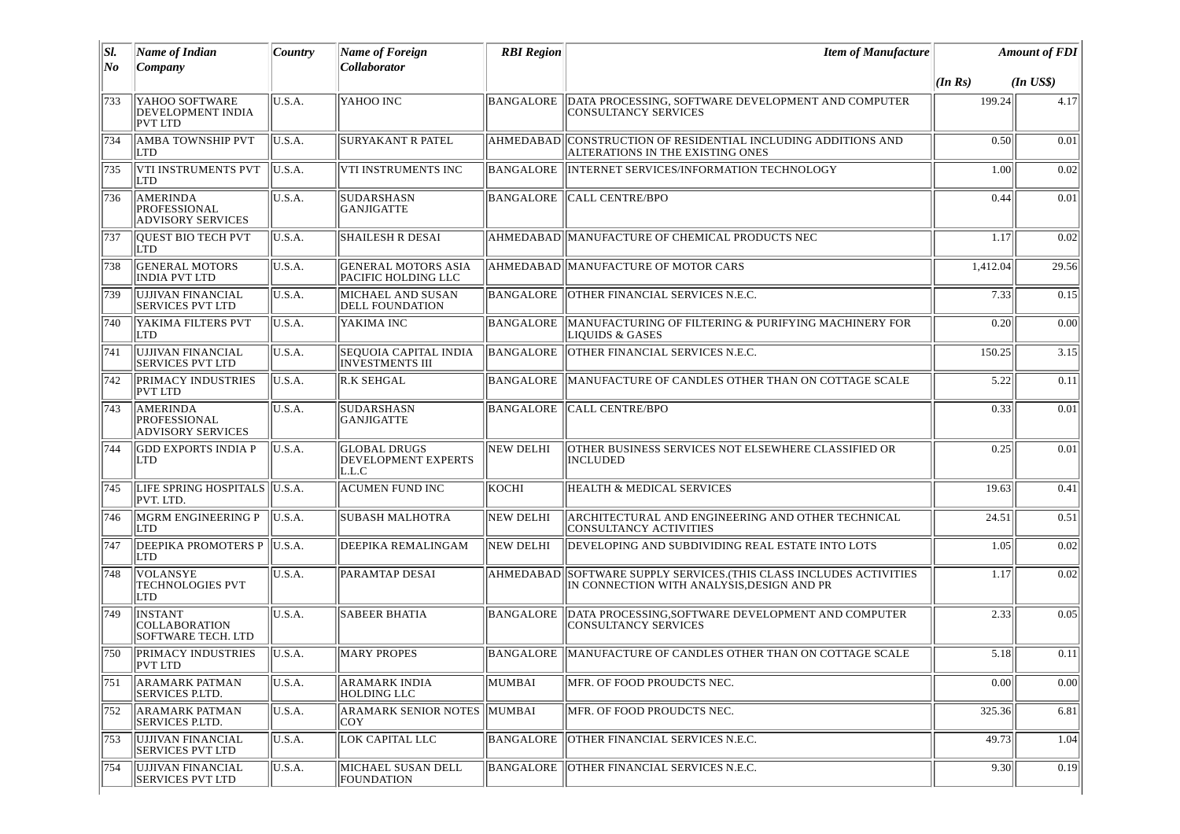| Sl. No | Name of Indian Company | Country | Name of Foreign Collaborator | RBI Region | Item of Manufacture | Amount of FDI | |
|---|---|---|---|---|---|---|---|
| | | | | | | (In Rs) | (In US$) |
| 733 | YAHOO SOFTWARE DEVELOPMENT INDIA PVT LTD | U.S.A. | YAHOO INC | BANGALORE | DATA PROCESSING, SOFTWARE DEVELOPMENT AND COMPUTER CONSULTANCY SERVICES | 199.24 | 4.17 |
| 734 | AMBA TOWNSHIP PVT LTD | U.S.A. | SURYAKANT R PATEL | AHMEDABAD | CONSTRUCTION OF RESIDENTIAL INCLUDING ADDITIONS AND ALTERATIONS IN THE EXISTING ONES | 0.50 | 0.01 |
| 735 | VTI INSTRUMENTS PVT LTD | U.S.A. | VTI INSTRUMENTS INC | BANGALORE | INTERNET SERVICES/INFORMATION TECHNOLOGY | 1.00 | 0.02 |
| 736 | AMERINDA PROFESSIONAL ADVISORY SERVICES | U.S.A. | SUDARSHASN GANJIGATTE | BANGALORE | CALL CENTRE/BPO | 0.44 | 0.01 |
| 737 | QUEST BIO TECH PVT LTD | U.S.A. | SHAILESH R DESAI | AHMEDABAD | MANUFACTURE OF CHEMICAL PRODUCTS NEC | 1.17 | 0.02 |
| 738 | GENERAL MOTORS INDIA PVT LTD | U.S.A. | GENERAL MOTORS ASIA PACIFIC HOLDING LLC | AHMEDABAD | MANUFACTURE OF MOTOR CARS | 1,412.04 | 29.56 |
| 739 | UJJIVAN FINANCIAL SERVICES PVT LTD | U.S.A. | MICHAEL AND SUSAN DELL FOUNDATION | BANGALORE | OTHER FINANCIAL SERVICES N.E.C. | 7.33 | 0.15 |
| 740 | YAKIMA FILTERS PVT LTD | U.S.A. | YAKIMA INC | BANGALORE | MANUFACTURING OF FILTERING & PURIFYING MACHINERY FOR LIQUIDS & GASES | 0.20 | 0.00 |
| 741 | UJJIVAN FINANCIAL SERVICES PVT LTD | U.S.A. | SEQUOIA CAPITAL INDIA INVESTMENTS III | BANGALORE | OTHER FINANCIAL SERVICES N.E.C. | 150.25 | 3.15 |
| 742 | PRIMACY INDUSTRIES PVT LTD | U.S.A. | R.K SEHGAL | BANGALORE | MANUFACTURE OF CANDLES OTHER THAN ON COTTAGE SCALE | 5.22 | 0.11 |
| 743 | AMERINDA PROFESSIONAL ADVISORY SERVICES | U.S.A. | SUDARSHASN GANJIGATTE | BANGALORE | CALL CENTRE/BPO | 0.33 | 0.01 |
| 744 | GDD EXPORTS INDIA P LTD | U.S.A. | GLOBAL DRUGS DEVELOPMENT EXPERTS L.L.C | NEW DELHI | OTHER BUSINESS SERVICES NOT ELSEWHERE CLASSIFIED OR INCLUDED | 0.25 | 0.01 |
| 745 | LIFE SPRING HOSPITALS PVT. LTD. | U.S.A. | ACUMEN FUND INC | KOCHI | HEALTH & MEDICAL SERVICES | 19.63 | 0.41 |
| 746 | MGRM ENGINEERING P LTD | U.S.A. | SUBASH MALHOTRA | NEW DELHI | ARCHITECTURAL AND ENGINEERING AND OTHER TECHNICAL CONSULTANCY ACTIVITIES | 24.51 | 0.51 |
| 747 | DEEPIKA PROMOTERS P LTD | U.S.A. | DEEPIKA REMALINGAM | NEW DELHI | DEVELOPING AND SUBDIVIDING REAL ESTATE INTO LOTS | 1.05 | 0.02 |
| 748 | VOLANSYE TECHNOLOGIES PVT LTD | U.S.A. | PARAMTAP DESAI | AHMEDABAD | SOFTWARE SUPPLY SERVICES.(THIS CLASS INCLUDES ACTIVITIES IN CONNECTION WITH ANALYSIS,DESIGN AND PR | 1.17 | 0.02 |
| 749 | INSTANT COLLABORATION SOFTWARE TECH. LTD | U.S.A. | SABEER BHATIA | BANGALORE | DATA PROCESSING,SOFTWARE DEVELOPMENT AND COMPUTER CONSULTANCY SERVICES | 2.33 | 0.05 |
| 750 | PRIMACY INDUSTRIES PVT LTD | U.S.A. | MARY PROPES | BANGALORE | MANUFACTURE OF CANDLES OTHER THAN ON COTTAGE SCALE | 5.18 | 0.11 |
| 751 | ARAMARK PATMAN SERVICES P.LTD. | U.S.A. | ARAMARK INDIA HOLDING LLC | MUMBAI | MFR. OF FOOD PROUDCTS NEC. | 0.00 | 0.00 |
| 752 | ARAMARK PATMAN SERVICES P.LTD. | U.S.A. | ARAMARK SENIOR NOTES COY | MUMBAI | MFR. OF FOOD PROUDCTS NEC. | 325.36 | 6.81 |
| 753 | UJJIVAN FINANCIAL SERVICES PVT LTD | U.S.A. | LOK CAPITAL LLC | BANGALORE | OTHER FINANCIAL SERVICES N.E.C. | 49.73 | 1.04 |
| 754 | UJJIVAN FINANCIAL SERVICES PVT LTD | U.S.A. | MICHAEL SUSAN DELL FOUNDATION | BANGALORE | OTHER FINANCIAL SERVICES N.E.C. | 9.30 | 0.19 |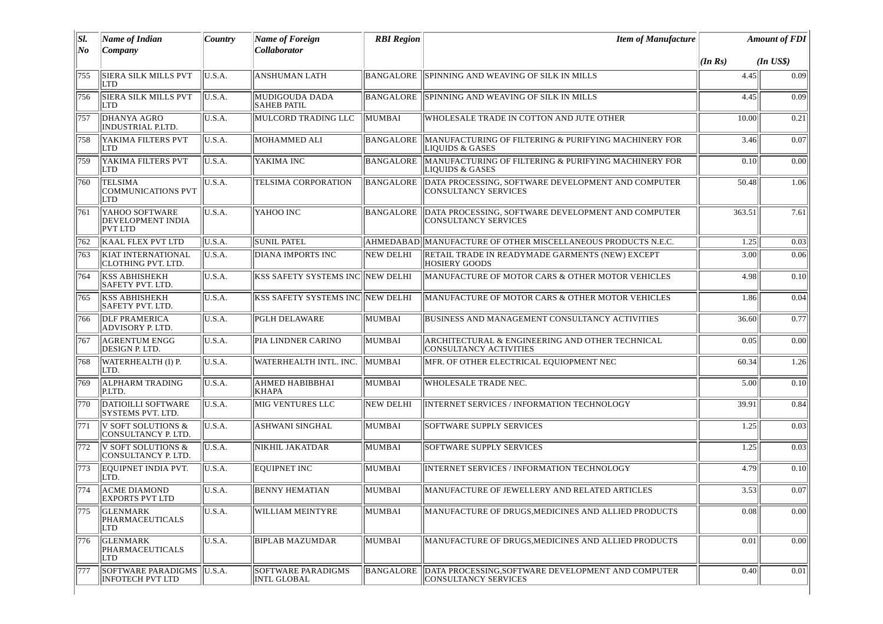| Sl. No | Name of Indian Company | Country | Name of Foreign Collaborator | RBI Region | Item of Manufacture | Amount of FDI | |
|---|---|---|---|---|---|---|---|
| | | | | | | (In Rs) | (In US$) |
| 755 | SIERA SILK MILLS PVT LTD | U.S.A. | ANSHUMAN LATH | BANGALORE | SPINNING AND WEAVING OF SILK IN MILLS | 4.45 | 0.09 |
| 756 | SIERA SILK MILLS PVT LTD | U.S.A. | MUDIGOUDA DADA SAHEB PATIL | BANGALORE | SPINNING AND WEAVING OF SILK IN MILLS | 4.45 | 0.09 |
| 757 | DHANYA AGRO INDUSTRIAL P.LTD. | U.S.A. | MULCORD TRADING LLC | MUMBAI | WHOLESALE TRADE IN COTTON AND JUTE OTHER | 10.00 | 0.21 |
| 758 | YAKIMA FILTERS PVT LTD | U.S.A. | MOHAMMED ALI | BANGALORE | MANUFACTURING OF FILTERING & PURIFYING MACHINERY FOR LIQUIDS & GASES | 3.46 | 0.07 |
| 759 | YAKIMA FILTERS PVT LTD | U.S.A. | YAKIMA INC | BANGALORE | MANUFACTURING OF FILTERING & PURIFYING MACHINERY FOR LIQUIDS & GASES | 0.10 | 0.00 |
| 760 | TELSIMA COMMUNICATIONS PVT LTD | U.S.A. | TELSIMA CORPORATION | BANGALORE | DATA PROCESSING, SOFTWARE DEVELOPMENT AND COMPUTER CONSULTANCY SERVICES | 50.48 | 1.06 |
| 761 | YAHOO SOFTWARE DEVELOPMENT INDIA PVT LTD | U.S.A. | YAHOO INC | BANGALORE | DATA PROCESSING, SOFTWARE DEVELOPMENT AND COMPUTER CONSULTANCY SERVICES | 363.51 | 7.61 |
| 762 | KAAL FLEX PVT LTD | U.S.A. | SUNIL PATEL | AHMEDABAD | MANUFACTURE OF OTHER MISCELLANEOUS PRODUCTS N.E.C. | 1.25 | 0.03 |
| 763 | KIAT INTERNATIONAL CLOTHING PVT. LTD. | U.S.A. | DIANA IMPORTS INC | NEW DELHI | RETAIL TRADE IN READYMADE GARMENTS (NEW) EXCEPT HOSIERY GOODS | 3.00 | 0.06 |
| 764 | KSS ABHISHEKH SAFETY PVT. LTD. | U.S.A. | KSS SAFETY SYSTEMS INC | NEW DELHI | MANUFACTURE OF MOTOR CARS & OTHER MOTOR VEHICLES | 4.98 | 0.10 |
| 765 | KSS ABHISHEKH SAFETY PVT. LTD. | U.S.A. | KSS SAFETY SYSTEMS INC | NEW DELHI | MANUFACTURE OF MOTOR CARS & OTHER MOTOR VEHICLES | 1.86 | 0.04 |
| 766 | DLF PRAMERICA ADVISORY P. LTD. | U.S.A. | PGLH DELAWARE | MUMBAI | BUSINESS AND MANAGEMENT CONSULTANCY ACTIVITIES | 36.60 | 0.77 |
| 767 | AGRENTUM ENGG DESIGN P. LTD. | U.S.A. | PIA LINDNER CARINO | MUMBAI | ARCHITECTURAL & ENGINEERING AND OTHER TECHNICAL CONSULTANCY ACTIVITIES | 0.05 | 0.00 |
| 768 | WATERHEALTH (I) P. LTD. | U.S.A. | WATERHEALTH INTL. INC. | MUMBAI | MFR. OF OTHER ELECTRICAL EQUIOPMENT NEC | 60.34 | 1.26 |
| 769 | ALPHARM TRADING P.LTD. | U.S.A. | AHMED HABIBBHAI KHAPA | MUMBAI | WHOLESALE TRADE NEC. | 5.00 | 0.10 |
| 770 | DATIOILLI SOFTWARE SYSTEMS PVT. LTD. | U.S.A. | MIG VENTURES LLC | NEW DELHI | INTERNET SERVICES / INFORMATION TECHNOLOGY | 39.91 | 0.84 |
| 771 | V SOFT SOLUTIONS & CONSULTANCY P. LTD. | U.S.A. | ASHWANI SINGHAL | MUMBAI | SOFTWARE SUPPLY SERVICES | 1.25 | 0.03 |
| 772 | V SOFT SOLUTIONS & CONSULTANCY P. LTD. | U.S.A. | NIKHIL JAKATDAR | MUMBAI | SOFTWARE SUPPLY SERVICES | 1.25 | 0.03 |
| 773 | EQUIPNET INDIA PVT. LTD. | U.S.A. | EQUIPNET INC | MUMBAI | INTERNET SERVICES / INFORMATION TECHNOLOGY | 4.79 | 0.10 |
| 774 | ACME DIAMOND EXPORTS PVT LTD | U.S.A. | BENNY HEMATIAN | MUMBAI | MANUFACTURE OF JEWELLERY AND RELATED ARTICLES | 3.53 | 0.07 |
| 775 | GLENMARK PHARMACEUTICALS LTD | U.S.A. | WILLIAM MEINTYRE | MUMBAI | MANUFACTURE OF DRUGS,MEDICINES AND ALLIED PRODUCTS | 0.08 | 0.00 |
| 776 | GLENMARK PHARMACEUTICALS LTD | U.S.A. | BIPLAB MAZUMDAR | MUMBAI | MANUFACTURE OF DRUGS,MEDICINES AND ALLIED PRODUCTS | 0.01 | 0.00 |
| 777 | SOFTWARE PARADIGMS INFOTECH PVT LTD | U.S.A. | SOFTWARE PARADIGMS INTL GLOBAL | BANGALORE | DATA PROCESSING,SOFTWARE DEVELOPMENT AND COMPUTER CONSULTANCY SERVICES | 0.40 | 0.01 |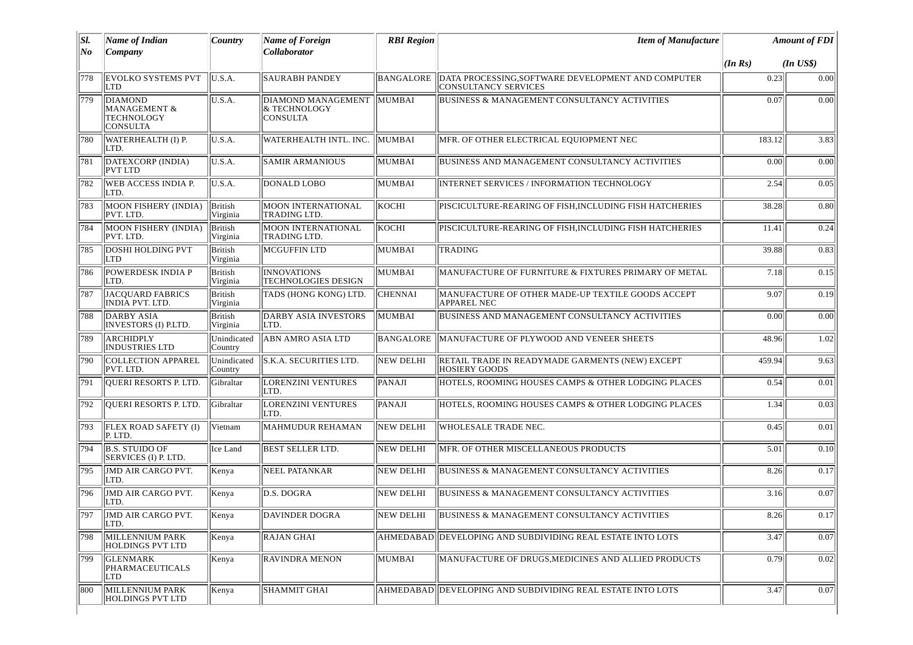| Sl. No | Name of Indian Company | Country | Name of Foreign Collaborator | RBI Region | Item of Manufacture | Amount of FDI | |
|---|---|---|---|---|---|---|---|
| | | | | | | (In Rs) | (In US$) |
| 778 | EVOLKO SYSTEMS PVT LTD | U.S.A. | SAURABH PANDEY | BANGALORE | DATA PROCESSING,SOFTWARE DEVELOPMENT AND COMPUTER CONSULTANCY SERVICES | 0.23 | 0.00 |
| 779 | DIAMOND MANAGEMENT & TECHNOLOGY CONSULTA | U.S.A. | DIAMOND MANAGEMENT & TECHNOLOGY CONSULTA | MUMBAI | BUSINESS & MANAGEMENT CONSULTANCY ACTIVITIES | 0.07 | 0.00 |
| 780 | WATERHEALTH (I) P. LTD. | U.S.A. | WATERHEALTH INTL. INC. | MUMBAI | MFR. OF OTHER ELECTRICAL EQUIOPMENT NEC | 183.12 | 3.83 |
| 781 | DATEXCORP (INDIA) PVT LTD | U.S.A. | SAMIR ARMANIOUS | MUMBAI | BUSINESS AND MANAGEMENT CONSULTANCY ACTIVITIES | 0.00 | 0.00 |
| 782 | WEB ACCESS INDIA P. LTD. | U.S.A. | DONALD LOBO | MUMBAI | INTERNET SERVICES / INFORMATION TECHNOLOGY | 2.54 | 0.05 |
| 783 | MOON FISHERY (INDIA) PVT. LTD. | British Virginia | MOON INTERNATIONAL TRADING LTD. | KOCHI | PISCICULTURE-REARING OF FISH,INCLUDING FISH HATCHERIES | 38.28 | 0.80 |
| 784 | MOON FISHERY (INDIA) PVT. LTD. | British Virginia | MOON INTERNATIONAL TRADING LTD. | KOCHI | PISCICULTURE-REARING OF FISH,INCLUDING FISH HATCHERIES | 11.41 | 0.24 |
| 785 | DOSHI HOLDING PVT LTD | British Virginia | MCGUFFIN LTD | MUMBAI | TRADING | 39.88 | 0.83 |
| 786 | POWERDESK INDIA P LTD. | British Virginia | INNOVATIONS TECHNOLOGIES DESIGN | MUMBAI | MANUFACTURE OF FURNITURE & FIXTURES PRIMARY OF METAL | 7.18 | 0.15 |
| 787 | JACQUARD FABRICS INDIA PVT. LTD. | British Virginia | TADS (HONG KONG) LTD. | CHENNAI | MANUFACTURE OF OTHER MADE-UP TEXTILE GOODS ACCEPT APPAREL NEC | 9.07 | 0.19 |
| 788 | DARBY ASIA INVESTORS (I) P.LTD. | British Virginia | DARBY ASIA INVESTORS LTD. | MUMBAI | BUSINESS AND MANAGEMENT CONSULTANCY ACTIVITIES | 0.00 | 0.00 |
| 789 | ARCHIDPLY INDUSTRIES LTD | Unindicated Country | ABN AMRO ASIA LTD | BANGALORE | MANUFACTURE OF PLYWOOD AND VENEER SHEETS | 48.96 | 1.02 |
| 790 | COLLECTION APPAREL PVT. LTD. | Unindicated Country | S.K.A. SECURITIES LTD. | NEW DELHI | RETAIL TRADE IN READYMADE GARMENTS (NEW) EXCEPT HOSIERY GOODS | 459.94 | 9.63 |
| 791 | QUERI RESORTS P. LTD. | Gibraltar | LORENZINI VENTURES LTD. | PANAJI | HOTELS, ROOMING HOUSES CAMPS & OTHER LODGING PLACES | 0.54 | 0.01 |
| 792 | QUERI RESORTS P. LTD. | Gibraltar | LORENZINI VENTURES LTD. | PANAJI | HOTELS, ROOMING HOUSES CAMPS & OTHER LODGING PLACES | 1.34 | 0.03 |
| 793 | FLEX ROAD SAFETY (I) P. LTD. | Vietnam | MAHMUDUR REHAMAN | NEW DELHI | WHOLESALE TRADE NEC. | 0.45 | 0.01 |
| 794 | B.S. STUIDO OF SERVICES (I) P. LTD. | Ice Land | BEST SELLER LTD. | NEW DELHI | MFR. OF OTHER MISCELLANEOUS PRODUCTS | 5.01 | 0.10 |
| 795 | JMD AIR CARGO PVT. LTD. | Kenya | NEEL PATANKAR | NEW DELHI | BUSINESS & MANAGEMENT CONSULTANCY ACTIVITIES | 8.26 | 0.17 |
| 796 | JMD AIR CARGO PVT. LTD. | Kenya | D.S. DOGRA | NEW DELHI | BUSINESS & MANAGEMENT CONSULTANCY ACTIVITIES | 3.16 | 0.07 |
| 797 | JMD AIR CARGO PVT. LTD. | Kenya | DAVINDER DOGRA | NEW DELHI | BUSINESS & MANAGEMENT CONSULTANCY ACTIVITIES | 8.26 | 0.17 |
| 798 | MILLENNIUM PARK HOLDINGS PVT LTD | Kenya | RAJAN GHAI | AHMEDABAD | DEVELOPING AND SUBDIVIDING REAL ESTATE INTO LOTS | 3.47 | 0.07 |
| 799 | GLENMARK PHARMACEUTICALS LTD | Kenya | RAVINDRA MENON | MUMBAI | MANUFACTURE OF DRUGS,MEDICINES AND ALLIED PRODUCTS | 0.79 | 0.02 |
| 800 | MILLENNIUM PARK HOLDINGS PVT LTD | Kenya | SHAMMIT GHAI | AHMEDABAD | DEVELOPING AND SUBDIVIDING REAL ESTATE INTO LOTS | 3.47 | 0.07 |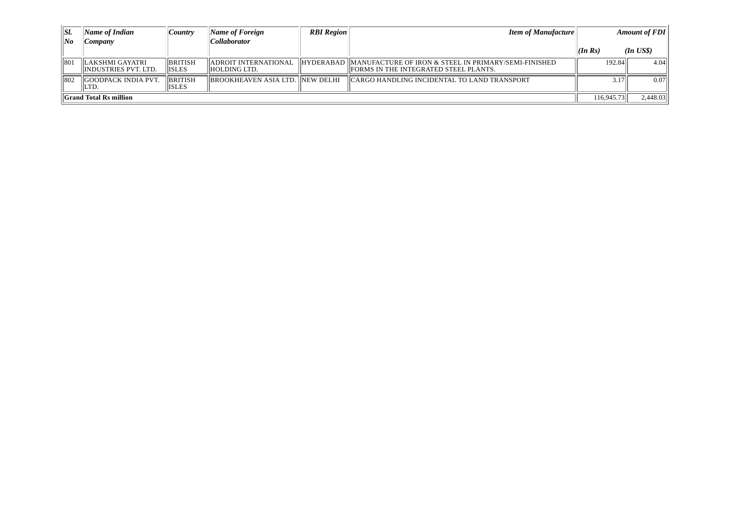| Sl. No | Name of Indian Company | Country | Name of Foreign Collaborator | RBI Region | Item of Manufacture | Amount of FDI | |
|---|---|---|---|---|---|---|---|
| | | | | | | (In Rs) | (In US$) |
| 801 | LAKSHMI GAYATRI INDUSTRIES PVT. LTD. | BRITISH ISLES | ADROIT INTERNATIONAL HOLDING LTD. | HYDERABAD | MANUFACTURE OF IRON & STEEL IN PRIMARY/SEMI-FINISHED FORMS IN THE INTEGRATED STEEL PLANTS. | 192.84 | 4.04 |
| 802 | GOODPACK INDIA PVT. LTD. | BRITISH ISLES | BROOKHEAVEN ASIA LTD. | NEW DELHI | CARGO HANDLING INCIDENTAL TO LAND TRANSPORT | 3.17 | 0.07 |
| **Grand Total Rs million** | | | | | | 116,945.73 | 2,448.03 |